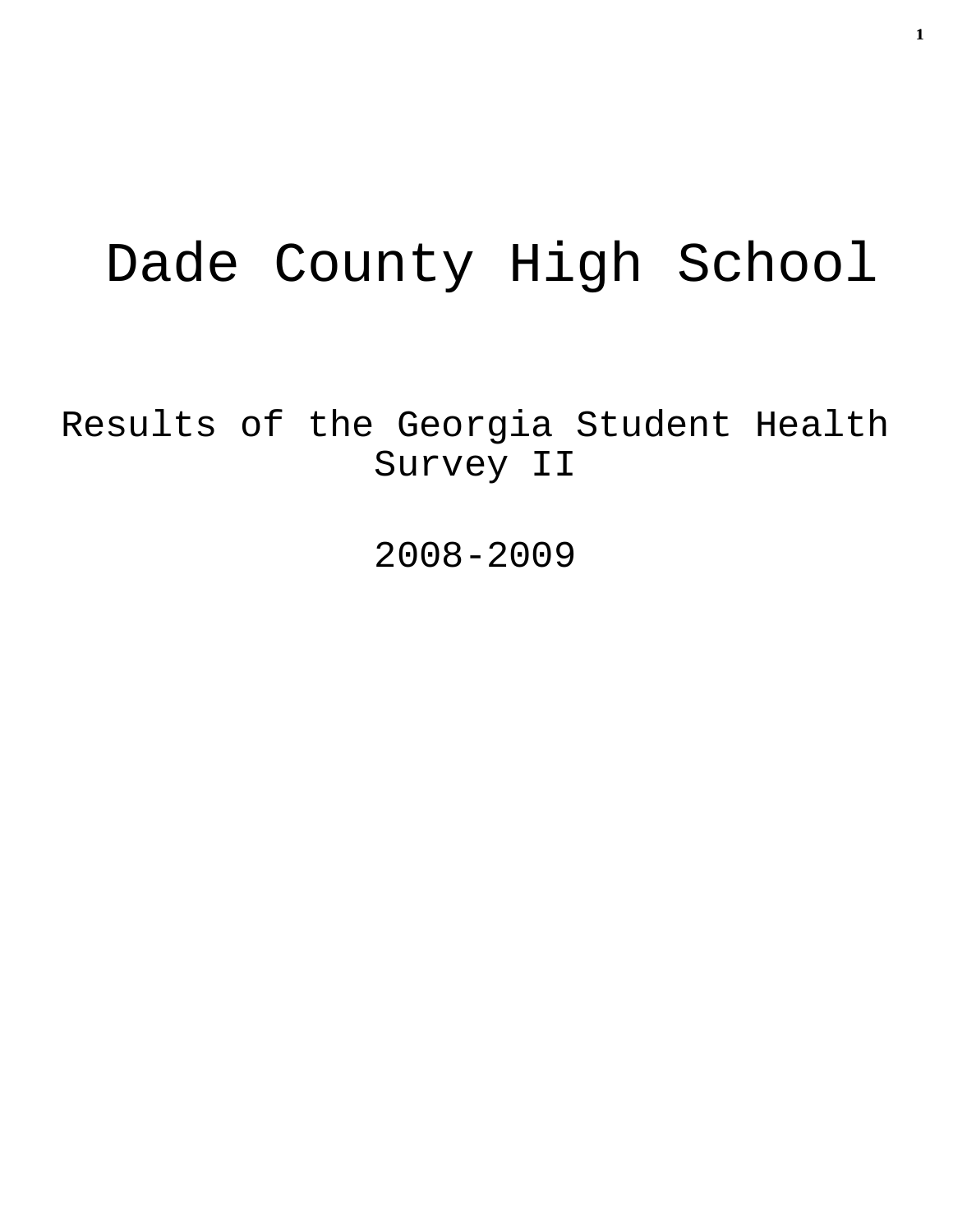# Dade County High School

Results of the Georgia Student Health Survey II

2008-2009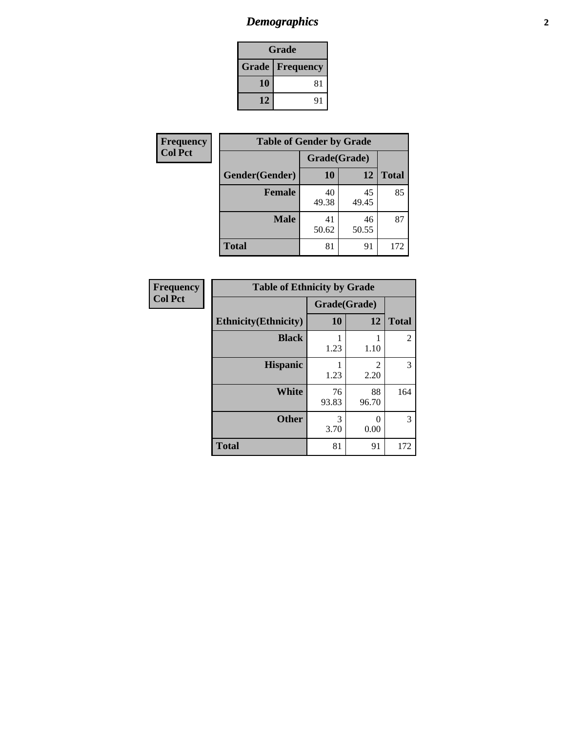## *Demographics*

| Grade | |
|---|---|
| **Grade** | **Frequency** |
| **10** | 81 |
| **12** | 91 |

**Frequency**
**Col Pct**

| Table of Gender by Grade | | | |
|---|---|---|---|
| | Grade(Grade) | | |
| **Gender(Gender)** | **10** | **12** | **Total** |
| **Female** | 40<br>49.38 | 45<br>49.45 | 85 |
| **Male** | 41<br>50.62 | 46<br>50.55 | 87 |
| **Total** | 81 | 91 | 172 |

**Frequency**
**Col Pct**

| Table of Ethnicity by Grade | | | |
|---|---|---|---|
| | Grade(Grade) | | |
| **Ethnicity(Ethnicity)** | **10** | **12** | **Total** |
| **Black** | 1<br>1.23 | 1<br>1.10 | 2 |
| **Hispanic** | 1<br>1.23 | 2<br>2.20 | 3 |
| **White** | 76<br>93.83 | 88<br>96.70 | 164 |
| **Other** | 3<br>3.70 | 0<br>0.00 | 3 |
| **Total** | 81 | 91 | 172 |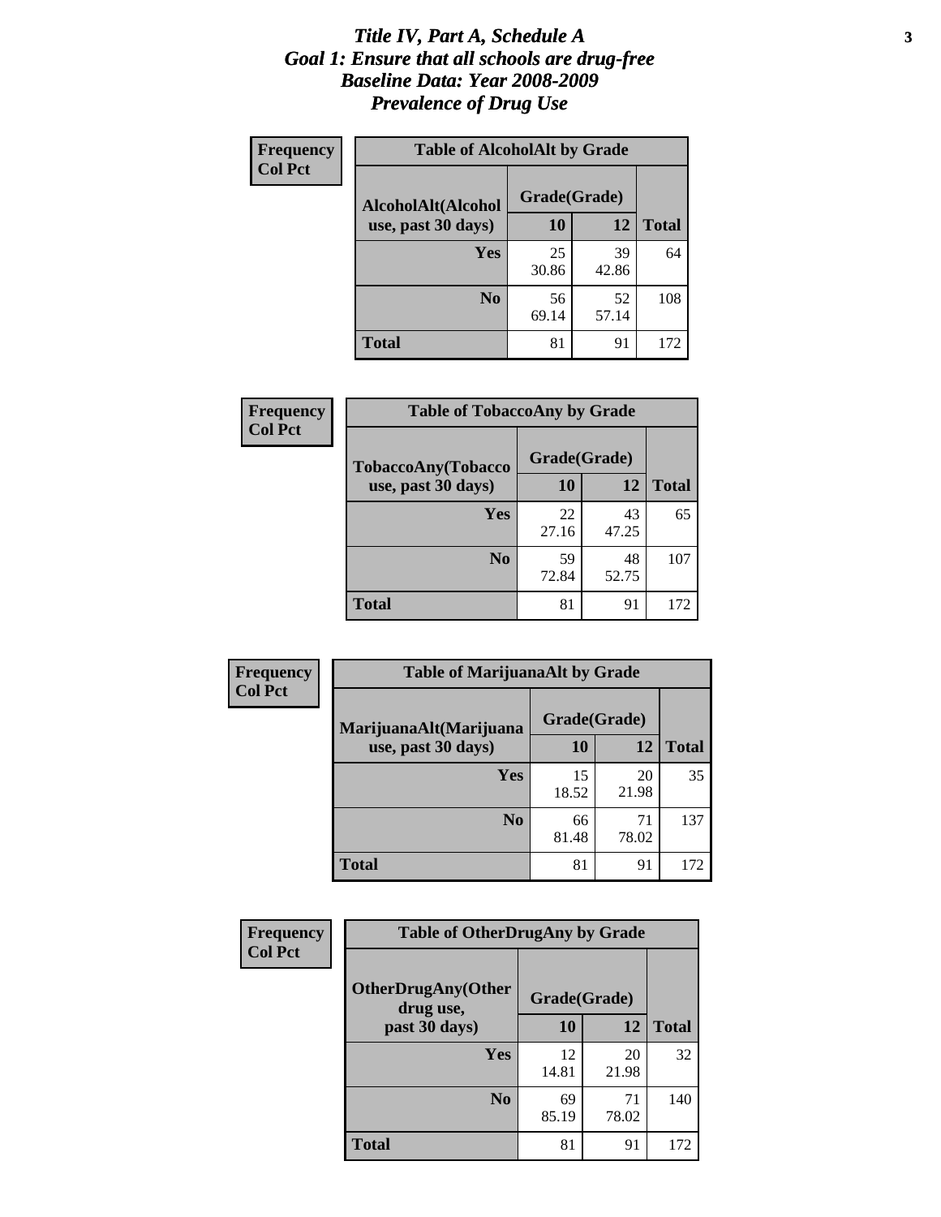# *Title IV, Part A, Schedule A*
# *Goal 1: Ensure that all schools are drug-free*
# *Baseline Data: Year 2008-2009*
# *Prevalence of Drug Use*

**Frequency**
**Col Pct**

**Table of AlcoholAlt by Grade**

| AlcoholAlt(Alcohol use, past 30 days) | Grade(Grade) | | |
|---|---|---|---|
| | 10 | 12 | Total |
| Yes | 25<br>30.86 | 39<br>42.86 | 64 |
| No | 56<br>69.14 | 52<br>57.14 | 108 |
| Total | 81 | 91 | 172 |

**Frequency**
**Col Pct**

**Table of TobaccoAny by Grade**

| TobaccoAny(Tobacco use, past 30 days) | Grade(Grade) | | |
|---|---|---|---|
| | 10 | 12 | Total |
| Yes | 22<br>27.16 | 43<br>47.25 | 65 |
| No | 59<br>72.84 | 48<br>52.75 | 107 |
| Total | 81 | 91 | 172 |

**Frequency**
**Col Pct**

**Table of MarijuanaAlt by Grade**

| MarijuanaAlt(Marijuana use, past 30 days) | Grade(Grade) | | |
|---|---|---|---|
| | 10 | 12 | Total |
| Yes | 15<br>18.52 | 20<br>21.98 | 35 |
| No | 66<br>81.48 | 71<br>78.02 | 137 |
| Total | 81 | 91 | 172 |

**Frequency**
**Col Pct**

**Table of OtherDrugAny by Grade**

| OtherDrugAny(Other drug use, past 30 days) | Grade(Grade) | | |
|---|---|---|---|
| | 10 | 12 | Total |
| Yes | 12<br>14.81 | 20<br>21.98 | 32 |
| No | 69<br>85.19 | 71<br>78.02 | 140 |
| Total | 81 | 91 | 172 |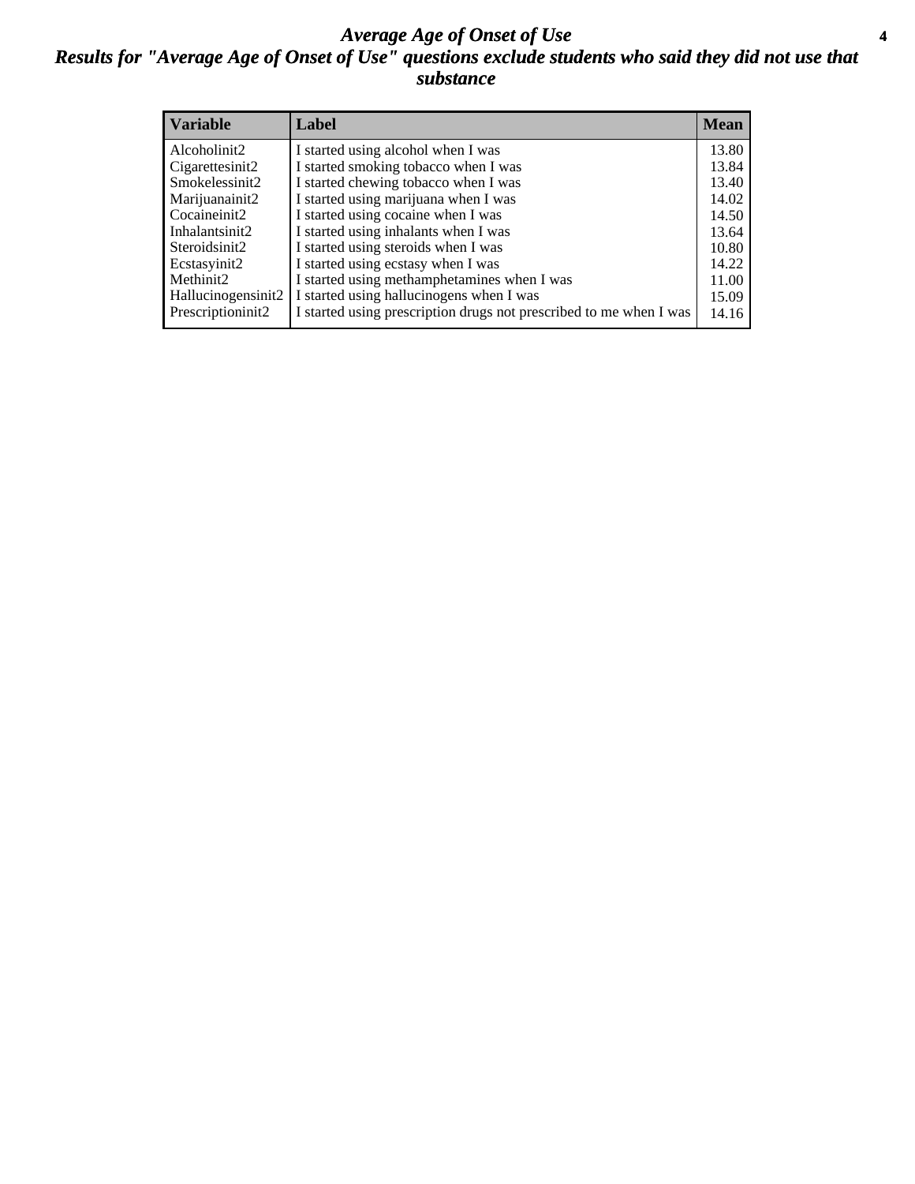# *Average Age of Onset of Use*
## *Results for "Average Age of Onset of Use" questions exclude students who said they did not use that substance*

| Variable | Label | Mean |
|---|---|---|
| Alcoholinit2 | I started using alcohol when I was | 13.80 |
| Cigarettesinit2 | I started smoking tobacco when I was | 13.84 |
| Smokelessinit2 | I started chewing tobacco when I was | 13.40 |
| Marijuanainit2 | I started using marijuana when I was | 14.02 |
| Cocaineinit2 | I started using cocaine when I was | 14.50 |
| Inhalantsinit2 | I started using inhalants when I was | 13.64 |
| Steroidsinit2 | I started using steroids when I was | 10.80 |
| Ecstasyinit2 | I started using ecstasy when I was | 14.22 |
| Methinit2 | I started using methamphetamines when I was | 11.00 |
| Hallucinogensinit2 | I started using hallucinogens when I was | 15.09 |
| Prescriptioninit2 | I started using prescription drugs not prescribed to me when I was | 14.16 |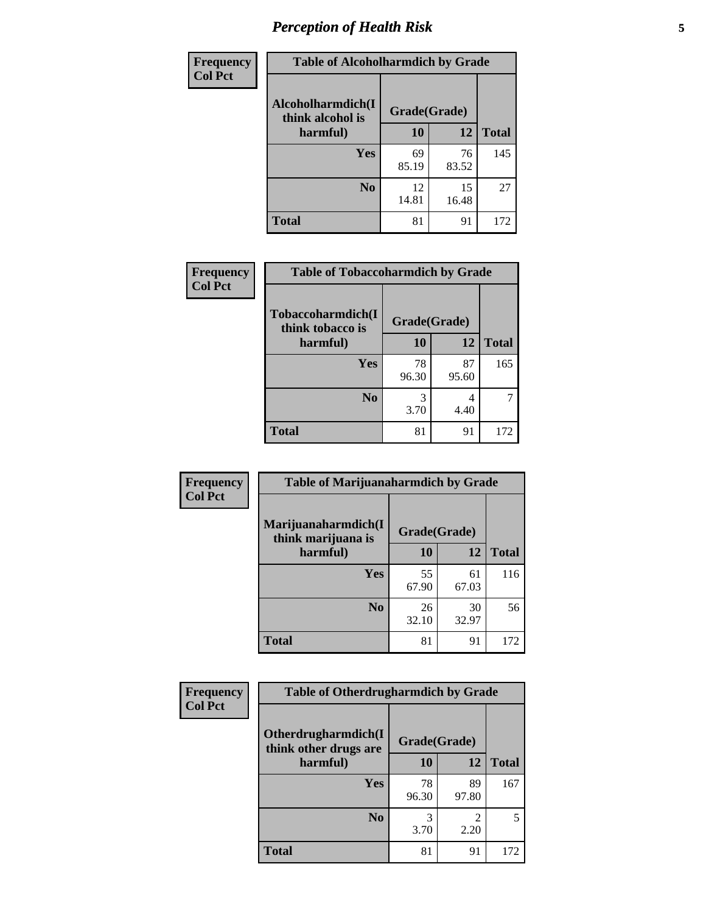# Perception of Health Risk

| Frequency Col Pct | Table of Alcoholharmdich by Grade | | |
|---|---|---|---|
| Alcoholharmdich(I think alcohol is harmful) | Grade(Grade) | | |
| | 10 | 12 | Total |
| Yes | 69<br>85.19 | 76<br>83.52 | 145 |
| No | 12<br>14.81 | 15<br>16.48 | 27 |
| Total | 81 | 91 | 172 |

| Frequency Col Pct | Table of Tobaccoharmdich by Grade | | |
|---|---|---|---|
| Tobaccoharmdich(I think tobacco is harmful) | Grade(Grade) | | |
| | 10 | 12 | Total |
| Yes | 78<br>96.30 | 87<br>95.60 | 165 |
| No | 3<br>3.70 | 4<br>4.40 | 7 |
| Total | 81 | 91 | 172 |

| Frequency Col Pct | Table of Marijuanaharmdich by Grade | | |
|---|---|---|---|
| Marijuanaharmdich(I think marijuana is harmful) | Grade(Grade) | | |
| | 10 | 12 | Total |
| Yes | 55<br>67.90 | 61<br>67.03 | 116 |
| No | 26<br>32.10 | 30<br>32.97 | 56 |
| Total | 81 | 91 | 172 |

| Frequency Col Pct | Table of Otherdrugharmdich by Grade | | |
|---|---|---|---|
| Otherdrugharmdich(I think other drugs are harmful) | Grade(Grade) | | |
| | 10 | 12 | Total |
| Yes | 78<br>96.30 | 89<br>97.80 | 167 |
| No | 3<br>3.70 | 2<br>2.20 | 5 |
| Total | 81 | 91 | 172 |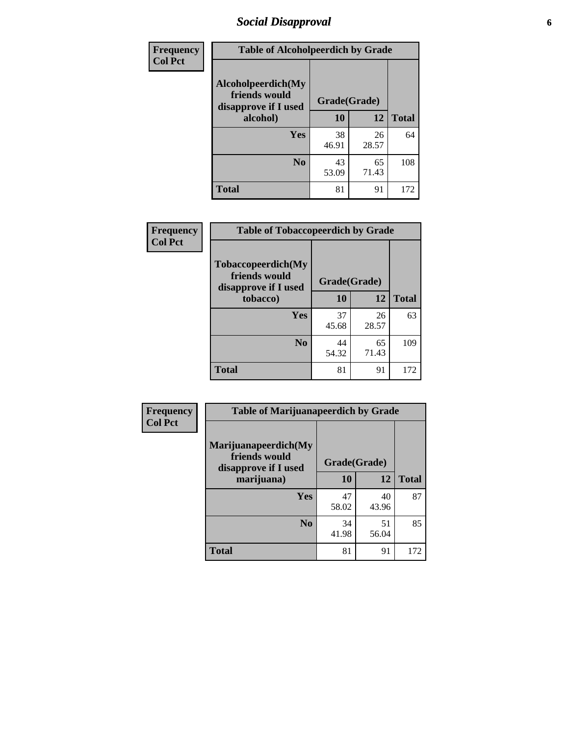# Social Disapproval

| Frequency<br>Col Pct | Table of Alcoholpeerdich by Grade | | |
|---|---|---|---|
| Alcoholpeerdich(My friends would disapprove if I used alcohol) | Grade(Grade) | | |
| | 10 | 12 | Total |
| Yes | 38<br>46.91 | 26<br>28.57 | 64 |
| No | 43<br>53.09 | 65<br>71.43 | 108 |
| Total | 81 | 91 | 172 |

| Frequency<br>Col Pct | Table of Tobaccopeerdich by Grade | | |
|---|---|---|---|
| Tobaccopeerdich(My friends would disapprove if I used tobacco) | Grade(Grade) | | |
| | 10 | 12 | Total |
| Yes | 37<br>45.68 | 26<br>28.57 | 63 |
| No | 44<br>54.32 | 65<br>71.43 | 109 |
| Total | 81 | 91 | 172 |

| Frequency<br>Col Pct | Table of Marijuanapeerdich by Grade | | |
|---|---|---|---|
| Marijuanapeerdich(My friends would disapprove if I used marijuana) | Grade(Grade) | | |
| | 10 | 12 | Total |
| Yes | 47<br>58.02 | 40<br>43.96 | 87 |
| No | 34<br>41.98 | 51<br>56.04 | 85 |
| Total | 81 | 91 | 172 |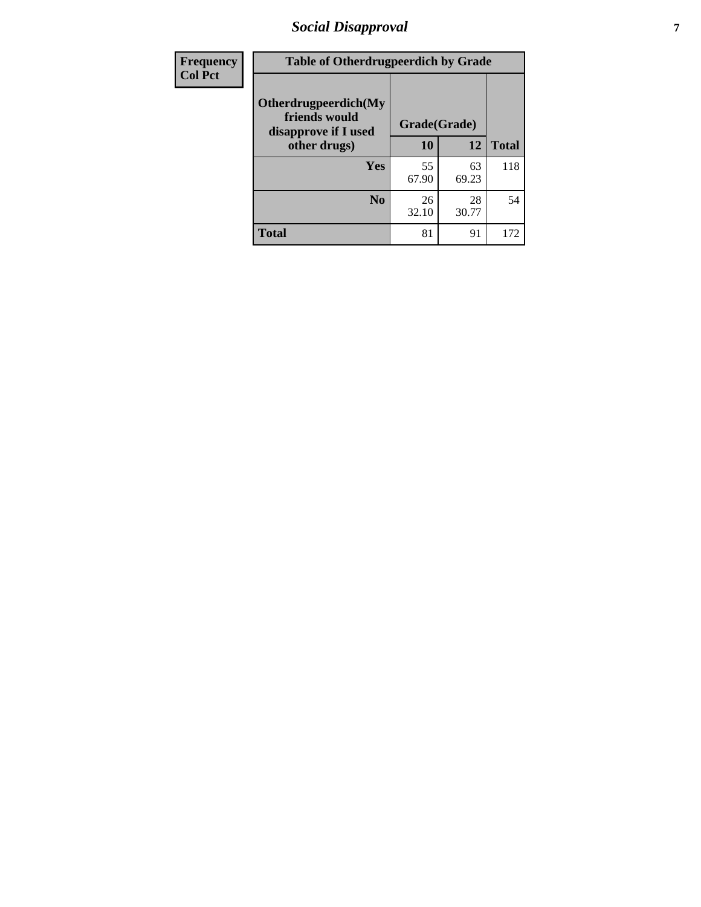| Frequency Col Pct | Table of Otherdrugpeerdich by Grade | | |
|---|---|---|---|
| Otherdrugpeerdich(My friends would disapprove if I used other drugs) | Grade(Grade) | | |
| | 10 | 12 | Total |
| Yes | 55<br>67.90 | 63<br>69.23 | 118 |
| No | 26<br>32.10 | 28<br>30.77 | 54 |
| Total | 81 | 91 | 172 |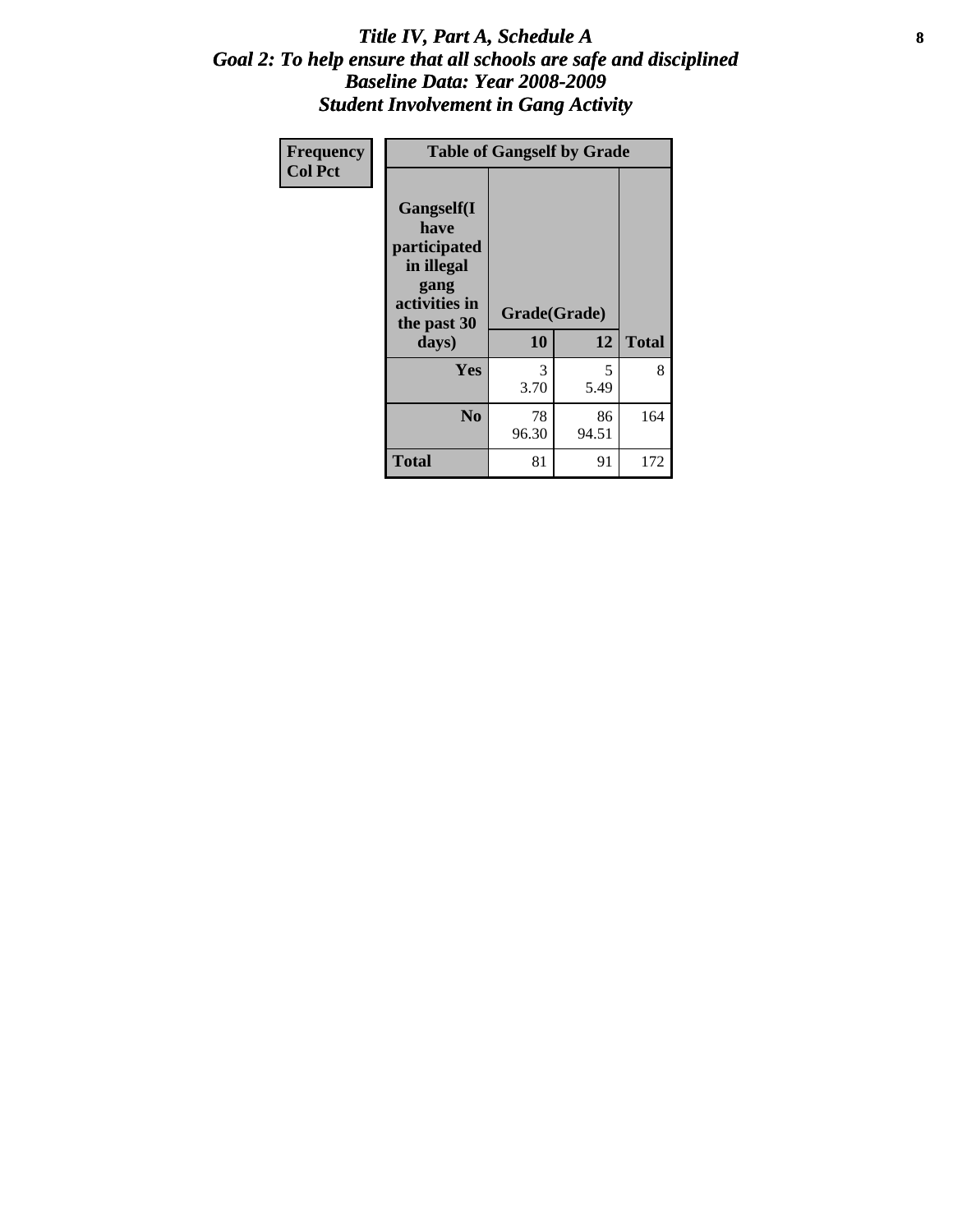# *Title IV, Part A, Schedule A*
## *Goal 2: To help ensure that all schools are safe and disciplined*
## *Baseline Data: Year 2008-2009*
## *Student Involvement in Gang Activity*

| Frequency<br>Col Pct | Table of Gangself by Grade | | |
|---|---|---|---|
| Gangself(I have participated in illegal gang activities in the past 30 days) | Grade(Grade) | | |
| | 10 | 12 | Total |
| Yes | 3<br>3.70 | 5<br>5.49 | 8 |
| No | 78<br>96.30 | 86<br>94.51 | 164 |
| Total | 81 | 91 | 172 |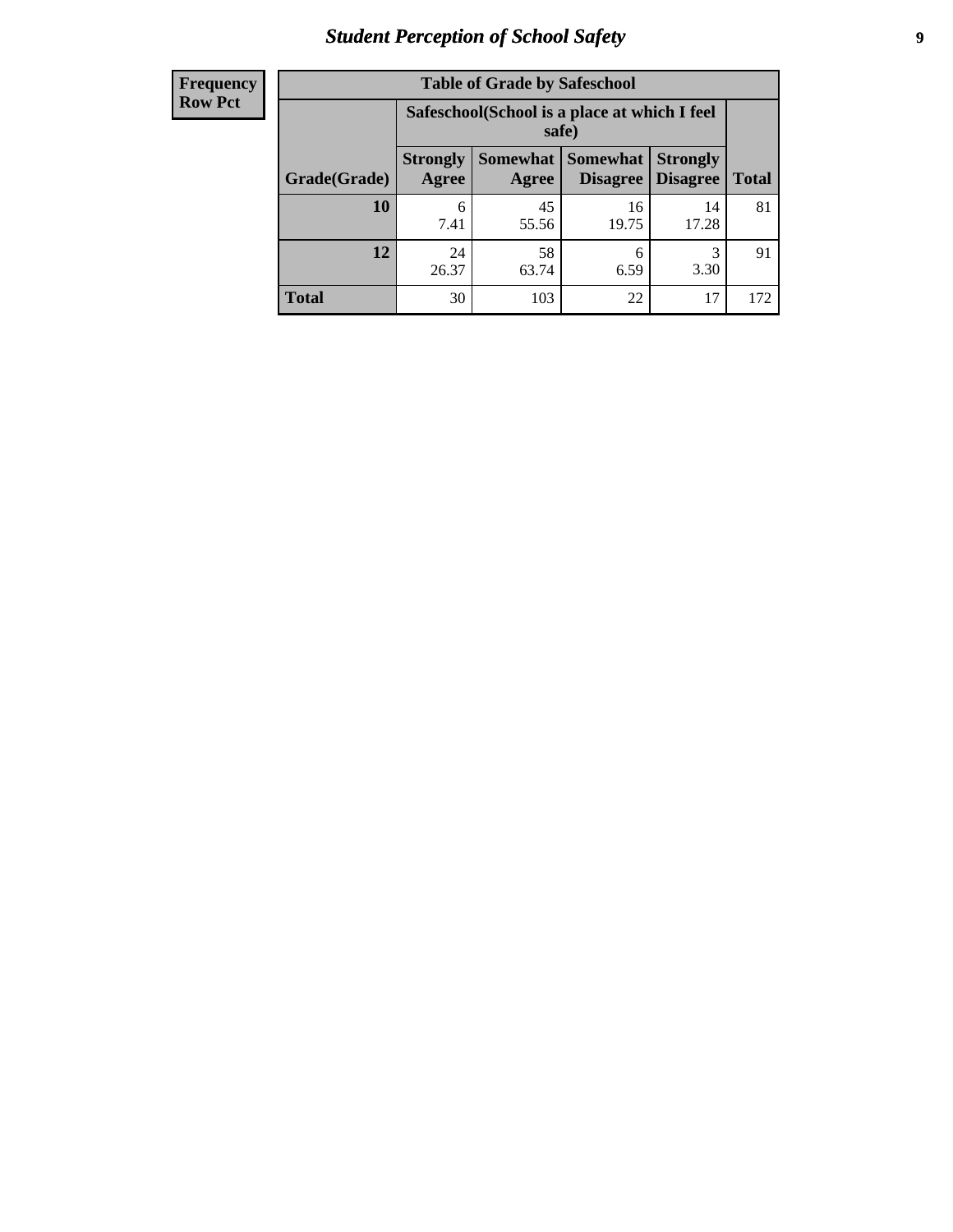## Student Perception of School Safety

| Frequency Row Pct | Table of Grade by Safeschool | | | | |
|---|---|---|---|---|---|
| | Safeschool(School is a place at which I feel safe) | | | | |
| Grade(Grade) | Strongly Agree | Somewhat Agree | Somewhat Disagree | Strongly Disagree | Total |
| 10 | 6<br>7.41 | 45<br>55.56 | 16<br>19.75 | 14<br>17.28 | 81 |
| 12 | 24<br>26.37 | 58<br>63.74 | 6<br>6.59 | 3<br>3.30 | 91 |
| Total | 30 | 103 | 22 | 17 | 172 |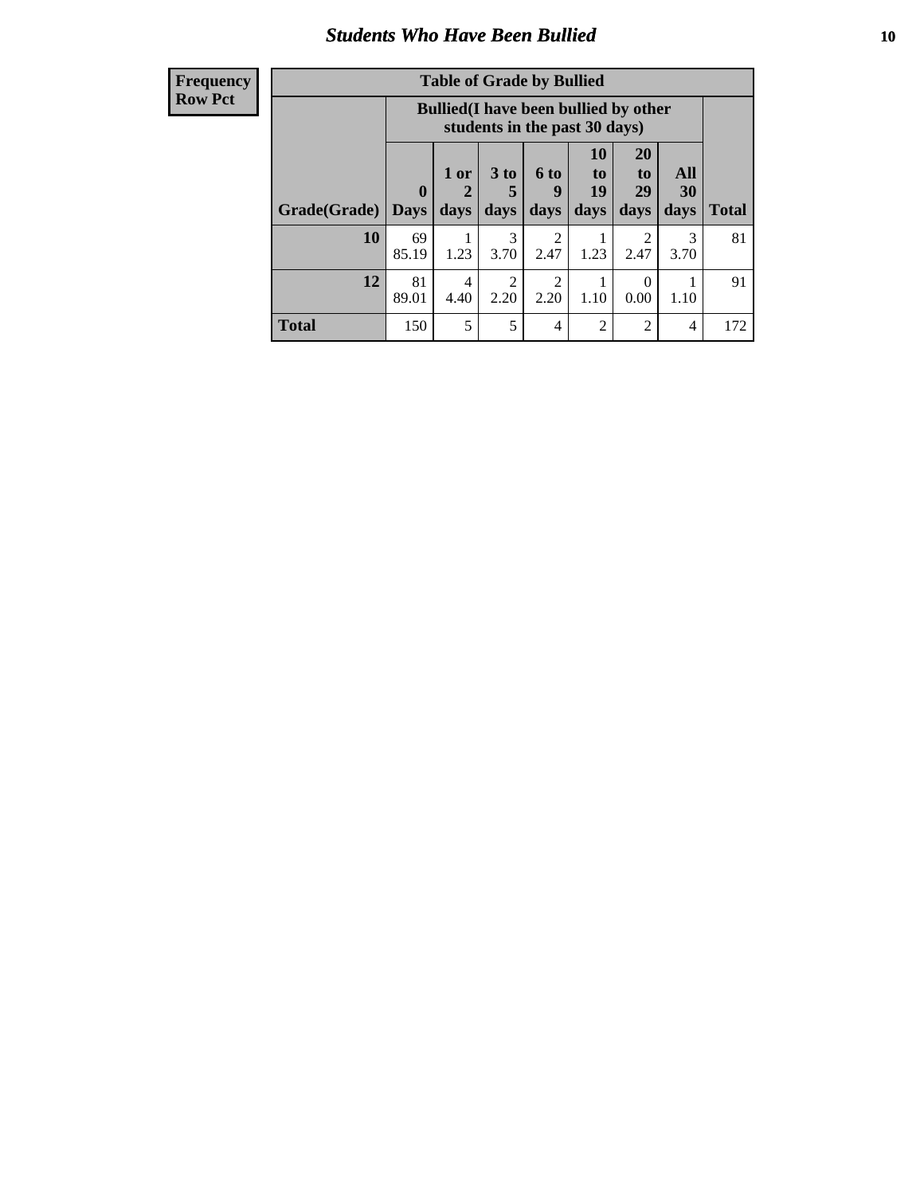## Students Who Have Been Bullied

**Frequency**
**Row Pct**

**Table of Grade by Bullied**

| Grade(Grade) | Bullied(I have been bullied by other students in the past 30 days) | | | | | | | Total |
|---|---|---|---|---|---|---|---|---|
| | 0 Days | 1 or 2 days | 3 to 5 days | 6 to 9 days | 10 to 19 days | 20 to 29 days | All 30 days | |
| **10** | 69<br>85.19 | 1<br>1.23 | 3<br>3.70 | 2<br>2.47 | 1<br>1.23 | 2<br>2.47 | 3<br>3.70 | 81 |
| **12** | 81<br>89.01 | 4<br>4.40 | 2<br>2.20 | 2<br>2.20 | 1<br>1.10 | 0<br>0.00 | 1<br>1.10 | 91 |
| **Total** | 150 | 5 | 5 | 4 | 2 | 2 | 4 | 172 |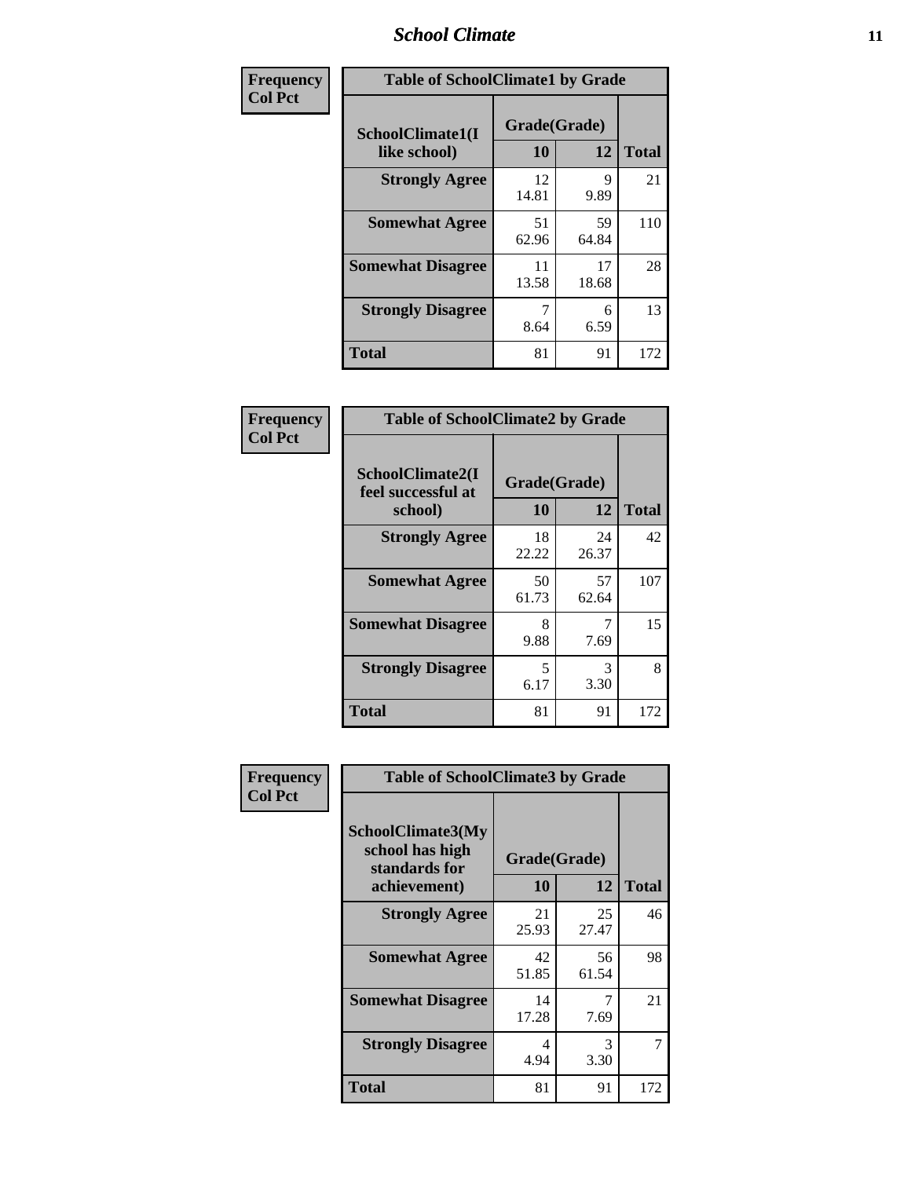| Frequency Col Pct | Table of SchoolClimate1 by Grade | | |
|---|---|---|---|
| SchoolClimate1(I like school) | Grade(Grade) 10 | 12 | Total |
| Strongly Agree | 12<br>14.81 | 9<br>9.89 | 21 |
| Somewhat Agree | 51<br>62.96 | 59<br>64.84 | 110 |
| Somewhat Disagree | 11<br>13.58 | 17<br>18.68 | 28 |
| Strongly Disagree | 7<br>8.64 | 6<br>6.59 | 13 |
| Total | 81 | 91 | 172 |

| Frequency Col Pct | Table of SchoolClimate2 by Grade | | |
|---|---|---|---|
| SchoolClimate2(I feel successful at school) | Grade(Grade) 10 | 12 | Total |
| Strongly Agree | 18<br>22.22 | 24<br>26.37 | 42 |
| Somewhat Agree | 50<br>61.73 | 57<br>62.64 | 107 |
| Somewhat Disagree | 8<br>9.88 | 7<br>7.69 | 15 |
| Strongly Disagree | 5<br>6.17 | 3<br>3.30 | 8 |
| Total | 81 | 91 | 172 |

| Frequency Col Pct | Table of SchoolClimate3 by Grade | | |
|---|---|---|---|
| SchoolClimate3(My school has high standards for achievement) | Grade(Grade) 10 | 12 | Total |
| Strongly Agree | 21<br>25.93 | 25<br>27.47 | 46 |
| Somewhat Agree | 42<br>51.85 | 56<br>61.54 | 98 |
| Somewhat Disagree | 14<br>17.28 | 7<br>7.69 | 21 |
| Strongly Disagree | 4<br>4.94 | 3<br>3.30 | 7 |
| Total | 81 | 91 | 172 |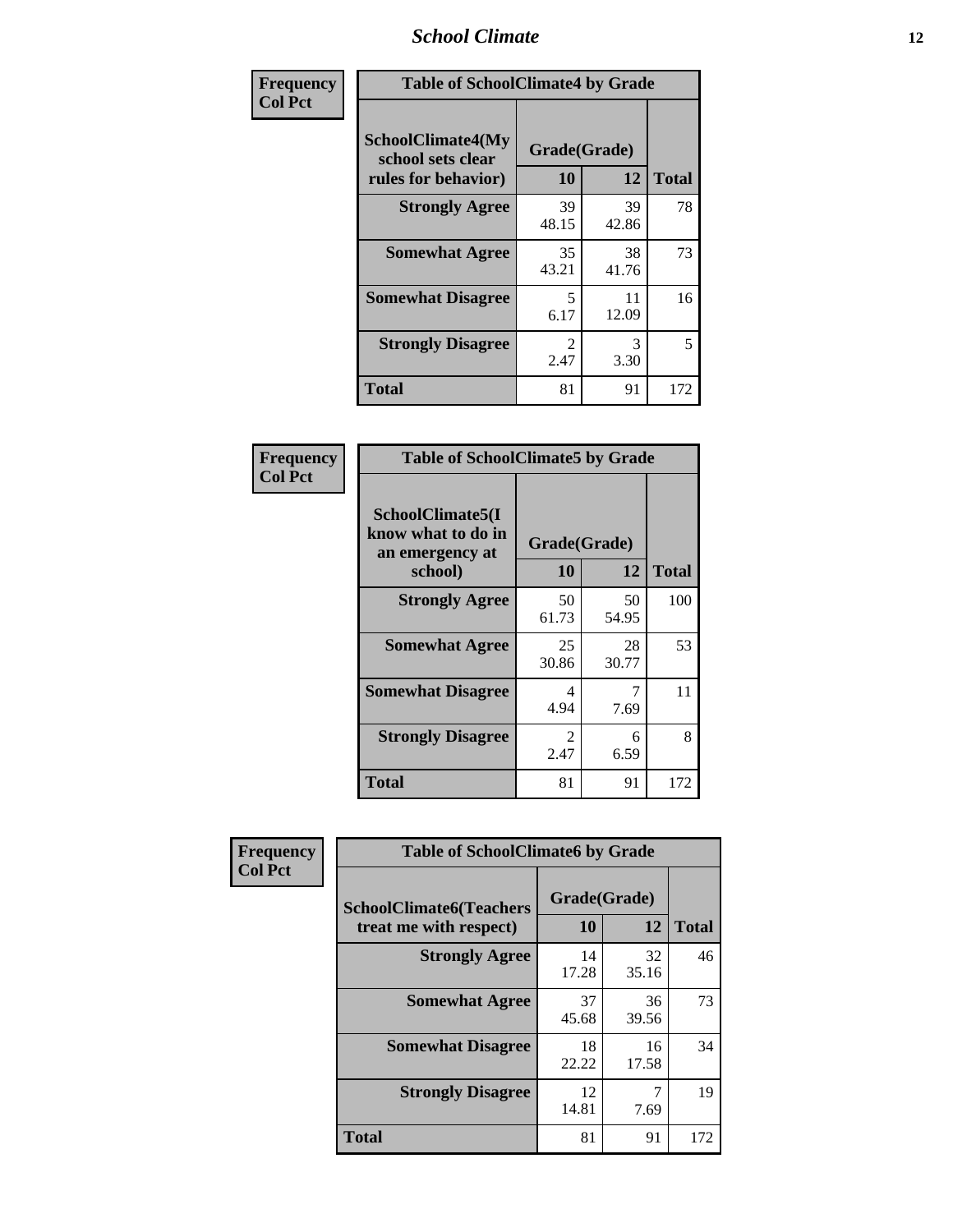| Frequency Col Pct | Table of SchoolClimate4 by Grade | | |
|---|---|---|---|
| SchoolClimate4(My school sets clear rules for behavior) | Grade(Grade) | | |
| | 10 | 12 | Total |
| Strongly Agree | 39<br>48.15 | 39<br>42.86 | 78 |
| Somewhat Agree | 35<br>43.21 | 38<br>41.76 | 73 |
| Somewhat Disagree | 5<br>6.17 | 11<br>12.09 | 16 |
| Strongly Disagree | 2<br>2.47 | 3<br>3.30 | 5 |
| Total | 81 | 91 | 172 |

| Frequency Col Pct | Table of SchoolClimate5 by Grade | | |
|---|---|---|---|
| SchoolClimate5(I know what to do in an emergency at school) | Grade(Grade) | | |
| | 10 | 12 | Total |
| Strongly Agree | 50<br>61.73 | 50<br>54.95 | 100 |
| Somewhat Agree | 25<br>30.86 | 28<br>30.77 | 53 |
| Somewhat Disagree | 4<br>4.94 | 7<br>7.69 | 11 |
| Strongly Disagree | 2<br>2.47 | 6<br>6.59 | 8 |
| Total | 81 | 91 | 172 |

| Frequency Col Pct | Table of SchoolClimate6 by Grade | | |
|---|---|---|---|
| SchoolClimate6(Teachers treat me with respect) | Grade(Grade) | | |
| | 10 | 12 | Total |
| Strongly Agree | 14<br>17.28 | 32<br>35.16 | 46 |
| Somewhat Agree | 37<br>45.68 | 36<br>39.56 | 73 |
| Somewhat Disagree | 18<br>22.22 | 16<br>17.58 | 34 |
| Strongly Disagree | 12<br>14.81 | 7<br>7.69 | 19 |
| Total | 81 | 91 | 172 |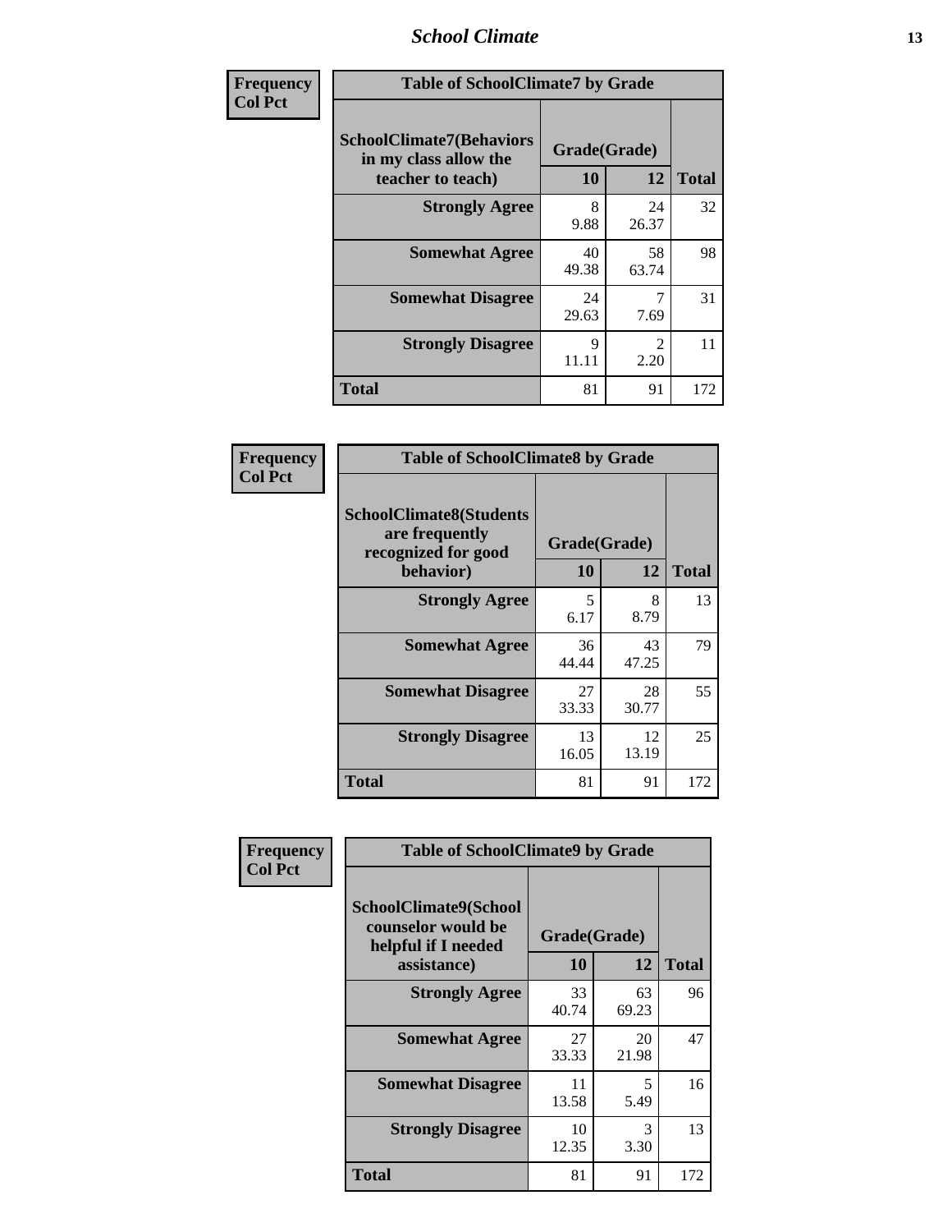**Frequency**
**Col Pct**

| Table of SchoolClimate7 by Grade | | | |
|---|---|---|---|
| SchoolClimate7(Behaviors in my class allow the teacher to teach) | Grade(Grade) | | |
| | 10 | 12 | Total |
| Strongly Agree | 8<br>9.88 | 24<br>26.37 | 32 |
| Somewhat Agree | 40<br>49.38 | 58<br>63.74 | 98 |
| Somewhat Disagree | 24<br>29.63 | 7<br>7.69 | 31 |
| Strongly Disagree | 9<br>11.11 | 2<br>2.20 | 11 |
| Total | 81 | 91 | 172 |

**Frequency**
**Col Pct**

| Table of SchoolClimate8 by Grade | | | |
|---|---|---|---|
| SchoolClimate8(Students are frequently recognized for good behavior) | Grade(Grade) | | |
| | 10 | 12 | Total |
| Strongly Agree | 5<br>6.17 | 8<br>8.79 | 13 |
| Somewhat Agree | 36<br>44.44 | 43<br>47.25 | 79 |
| Somewhat Disagree | 27<br>33.33 | 28<br>30.77 | 55 |
| Strongly Disagree | 13<br>16.05 | 12<br>13.19 | 25 |
| Total | 81 | 91 | 172 |

**Frequency**
**Col Pct**

| Table of SchoolClimate9 by Grade | | | |
|---|---|---|---|
| SchoolClimate9(School counselor would be helpful if I needed assistance) | Grade(Grade) | | |
| | 10 | 12 | Total |
| Strongly Agree | 33<br>40.74 | 63<br>69.23 | 96 |
| Somewhat Agree | 27<br>33.33 | 20<br>21.98 | 47 |
| Somewhat Disagree | 11<br>13.58 | 5<br>5.49 | 16 |
| Strongly Disagree | 10<br>12.35 | 3<br>3.30 | 13 |
| Total | 81 | 91 | 172 |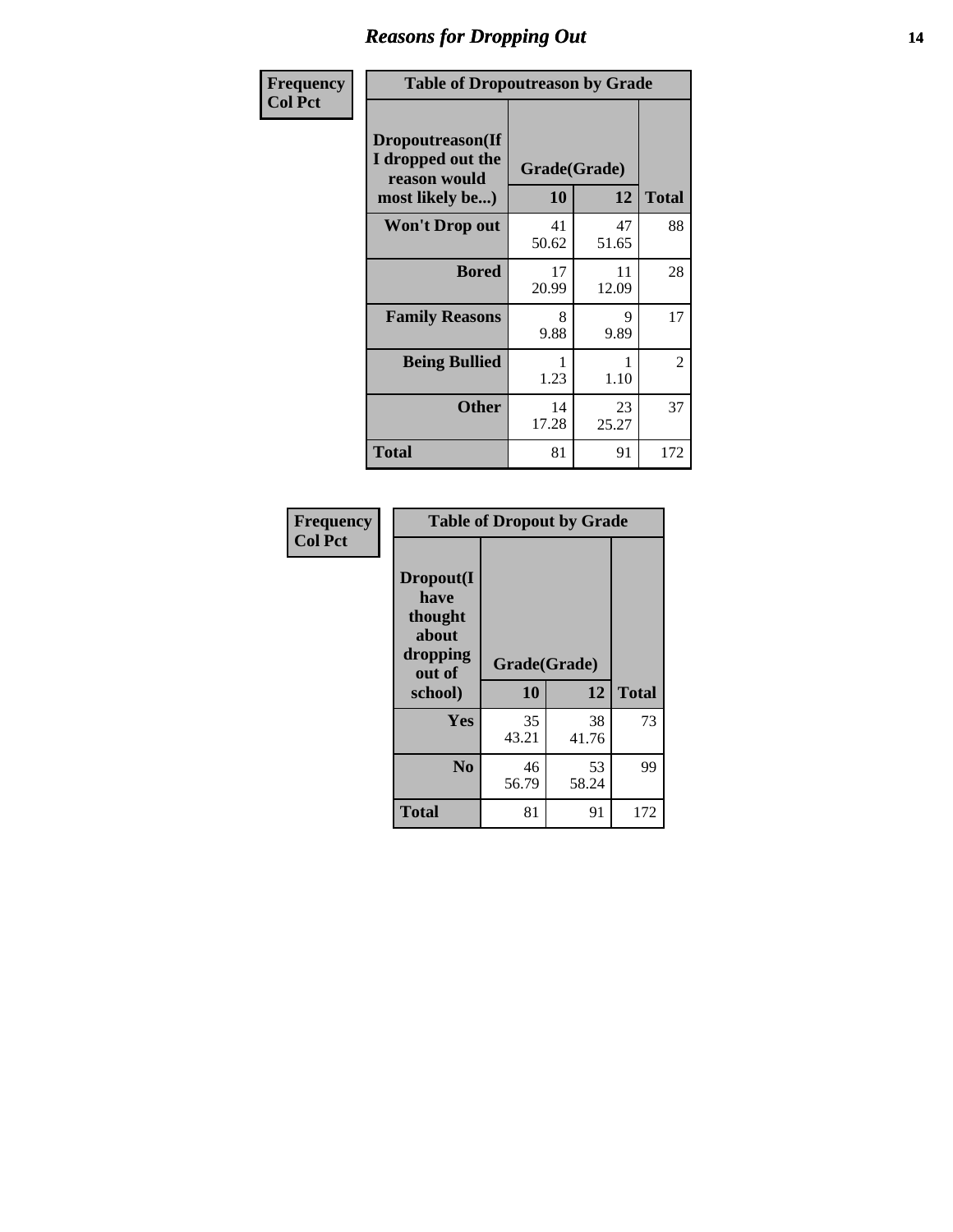# Reasons for Dropping Out

**Frequency**
**Col Pct**

| Table of Dropoutreason by Grade | | | |
|---|---|---|---|
| **Dropoutreason(If I dropped out the reason would most likely be...)** | **Grade(Grade)** | | |
| | **10** | **12** | **Total** |
| **Won't Drop out** | 41<br>50.62 | 47<br>51.65 | 88 |
| **Bored** | 17<br>20.99 | 11<br>12.09 | 28 |
| **Family Reasons** | 8<br>9.88 | 9<br>9.89 | 17 |
| **Being Bullied** | 1<br>1.23 | 1<br>1.10 | 2 |
| **Other** | 14<br>17.28 | 23<br>25.27 | 37 |
| **Total** | 81 | 91 | 172 |

**Frequency**
**Col Pct**

| Table of Dropout by Grade | | | |
|---|---|---|---|
| **Dropout(I have thought about dropping out of school)** | **Grade(Grade)** | | |
| | **10** | **12** | **Total** |
| **Yes** | 35<br>43.21 | 38<br>41.76 | 73 |
| **No** | 46<br>56.79 | 53<br>58.24 | 99 |
| **Total** | 81 | 91 | 172 |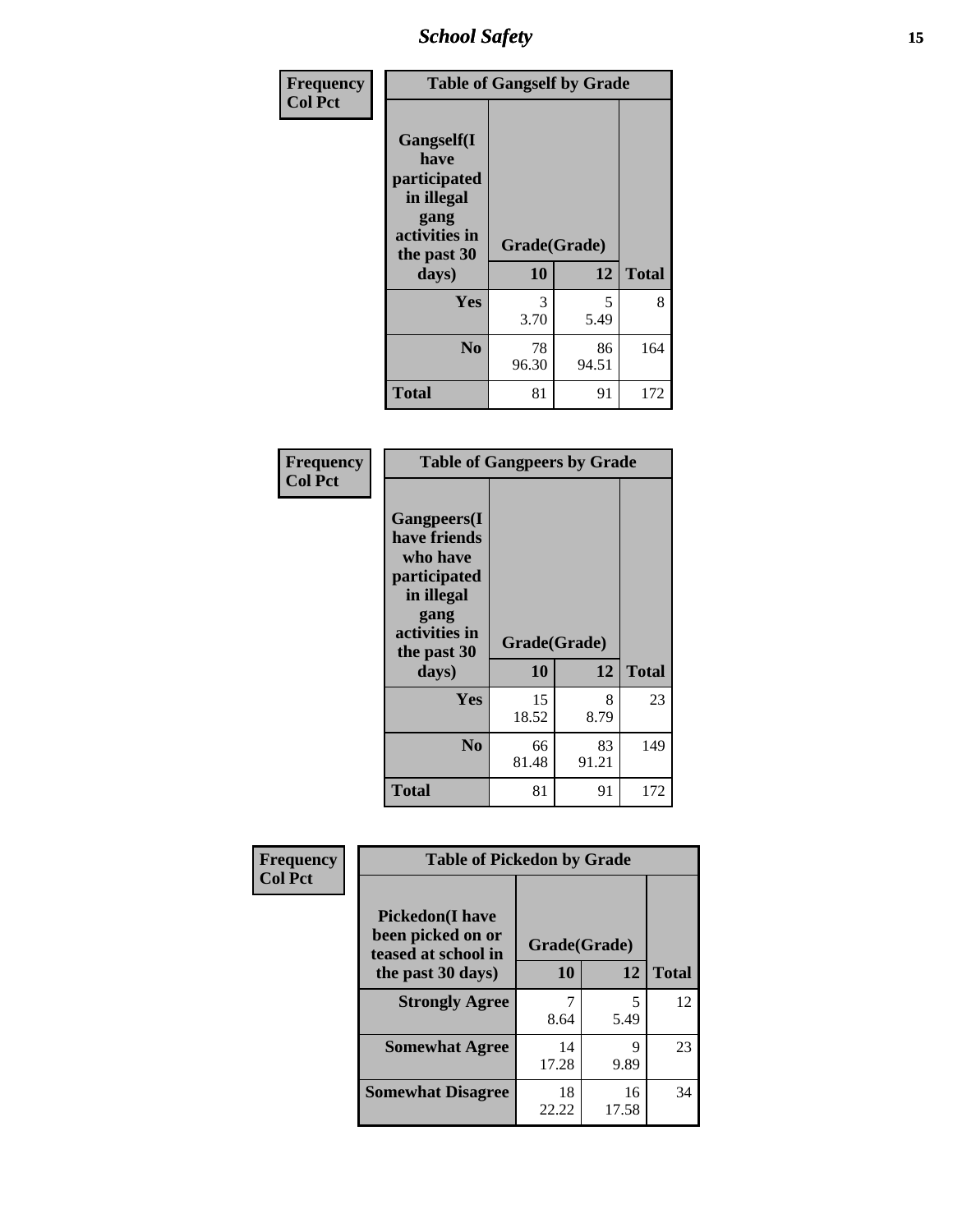| Frequency<br>Col Pct | Table of Gangself by Grade | | |
|---|---|---|---|
| Gangself(I have participated in illegal gang activities in the past 30 days) | Grade(Grade) | | |
| | 10 | 12 | Total |
| Yes | 3<br>3.70 | 5<br>5.49 | 8 |
| No | 78<br>96.30 | 86<br>94.51 | 164 |
| Total | 81 | 91 | 172 |

| Frequency<br>Col Pct | Table of Gangpeers by Grade | | |
|---|---|---|---|
| Gangpeers(I have friends who have participated in illegal gang activities in the past 30 days) | Grade(Grade) | | |
| | 10 | 12 | Total |
| Yes | 15<br>18.52 | 8<br>8.79 | 23 |
| No | 66<br>81.48 | 83<br>91.21 | 149 |
| Total | 81 | 91 | 172 |

| Frequency<br>Col Pct | Table of Pickedon by Grade | | |
|---|---|---|---|
| Pickedon(I have been picked on or teased at school in the past 30 days) | Grade(Grade) | | |
| | 10 | 12 | Total |
| Strongly Agree | 7<br>8.64 | 5<br>5.49 | 12 |
| Somewhat Agree | 14<br>17.28 | 9<br>9.89 | 23 |
| Somewhat Disagree | 18<br>22.22 | 16<br>17.58 | 34 |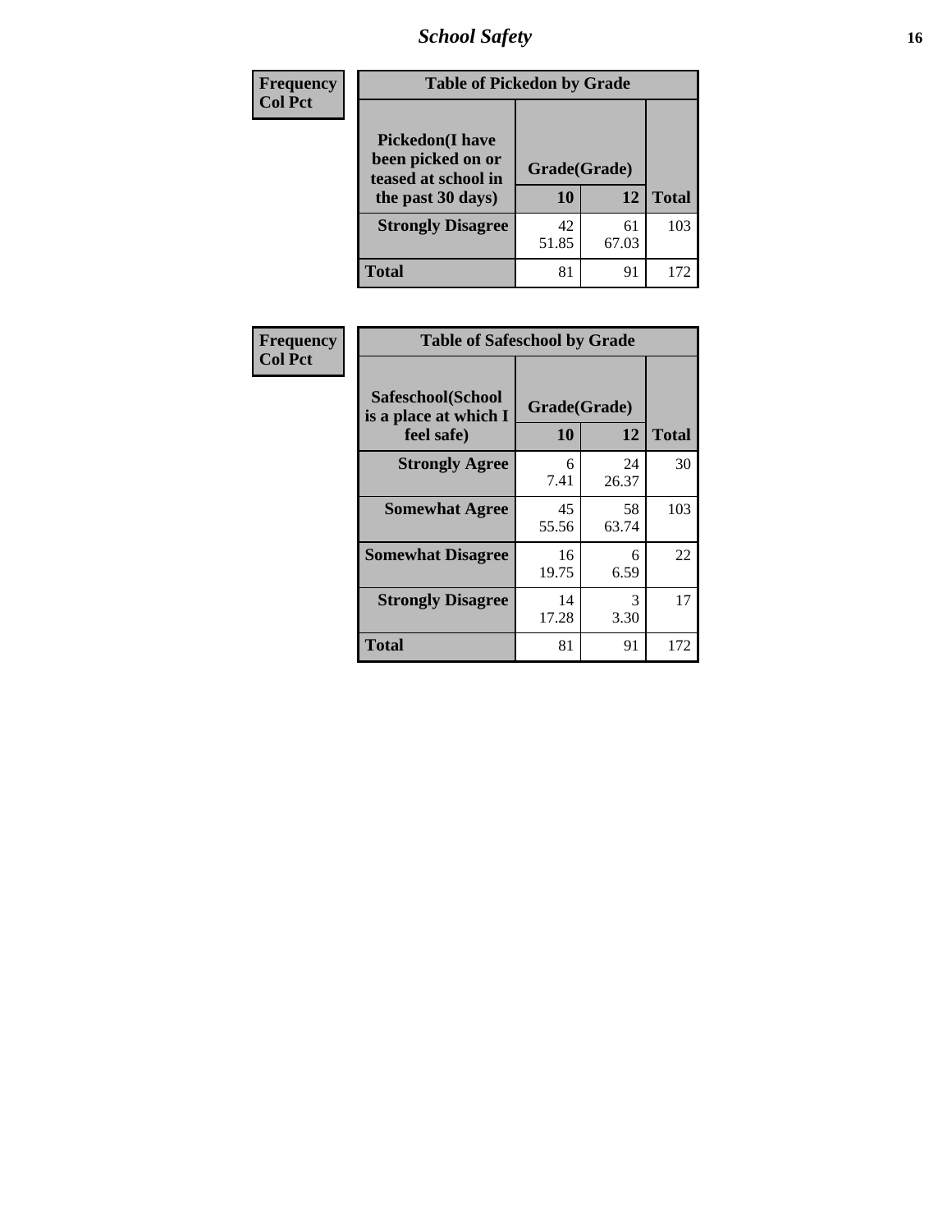## School Safety

**Frequency**
**Col Pct**

| Table of Pickedon by Grade | | | |
|---|---|---|---|
| Pickedon(I have been picked on or teased at school in the past 30 days) | Grade(Grade) | | Total |
| | 10 | 12 | |
| **Strongly Disagree** | 42<br>51.85 | 61<br>67.03 | 103 |
| **Total** | 81 | 91 | 172 |

**Frequency**
**Col Pct**

| Table of Safeschool by Grade | | | |
|---|---|---|---|
| Safeschool(School is a place at which I feel safe) | Grade(Grade) | | Total |
| | 10 | 12 | |
| **Strongly Agree** | 6<br>7.41 | 24<br>26.37 | 30 |
| **Somewhat Agree** | 45<br>55.56 | 58<br>63.74 | 103 |
| **Somewhat Disagree** | 16<br>19.75 | 6<br>6.59 | 22 |
| **Strongly Disagree** | 14<br>17.28 | 3<br>3.30 | 17 |
| **Total** | 81 | 91 | 172 |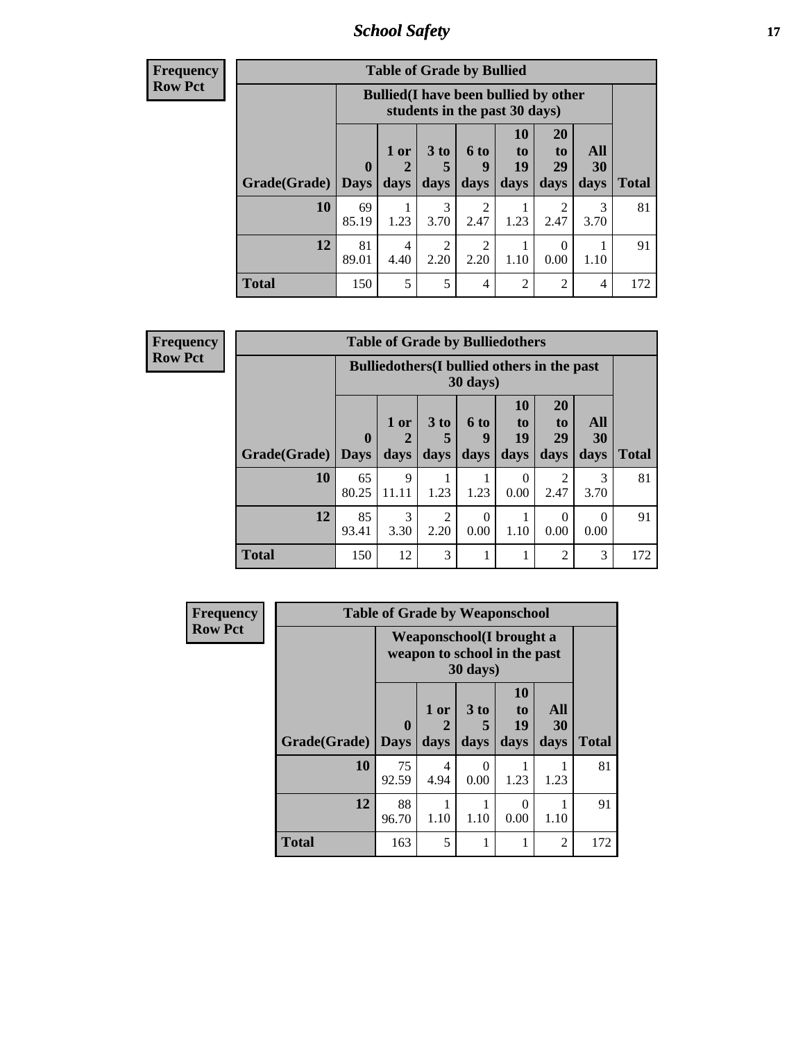| Frequency<br>Row Pct | Table of Grade by Bullied | | | | | | | |
|---|---|---|---|---|---|---|---|---|
| | Bullied(I have been bullied by other students in the past 30 days) | | | | | | | |
| Grade(Grade) | 0 Days | 1 or 2 days | 3 to 5 days | 6 to 9 days | 10 to 19 days | 20 to 29 days | All 30 days | Total |
| 10 | 69<br>85.19 | 1<br>1.23 | 3<br>3.70 | 2<br>2.47 | 1<br>1.23 | 2<br>2.47 | 3<br>3.70 | 81 |
| 12 | 81<br>89.01 | 4<br>4.40 | 2<br>2.20 | 2<br>2.20 | 1<br>1.10 | 0<br>0.00 | 1<br>1.10 | 91 |
| Total | 150 | 5 | 5 | 4 | 2 | 2 | 4 | 172 |

| Frequency<br>Row Pct | Table of Grade by Bulliedothers | | | | | | | |
|---|---|---|---|---|---|---|---|---|
| | Bulliedothers(I bullied others in the past 30 days) | | | | | | | |
| Grade(Grade) | 0 Days | 1 or 2 days | 3 to 5 days | 6 to 9 days | 10 to 19 days | 20 to 29 days | All 30 days | Total |
| 10 | 65<br>80.25 | 9<br>11.11 | 1<br>1.23 | 1<br>1.23 | 0<br>0.00 | 2<br>2.47 | 3<br>3.70 | 81 |
| 12 | 85<br>93.41 | 3<br>3.30 | 2<br>2.20 | 0<br>0.00 | 1<br>1.10 | 0<br>0.00 | 0<br>0.00 | 91 |
| Total | 150 | 12 | 3 | 1 | 1 | 2 | 3 | 172 |

| Frequency<br>Row Pct | Table of Grade by Weaponschool | | | | | |
|---|---|---|---|---|---|---|
| | Weaponschool(I brought a weapon to school in the past 30 days) | | | | | |
| Grade(Grade) | 0 Days | 1 or 2 days | 3 to 5 days | 10 to 19 days | All 30 days | Total |
| 10 | 75<br>92.59 | 4<br>4.94 | 0<br>0.00 | 1<br>1.23 | 1<br>1.23 | 81 |
| 12 | 88<br>96.70 | 1<br>1.10 | 1<br>1.10 | 0<br>0.00 | 1<br>1.10 | 91 |
| Total | 163 | 5 | 1 | 1 | 2 | 172 |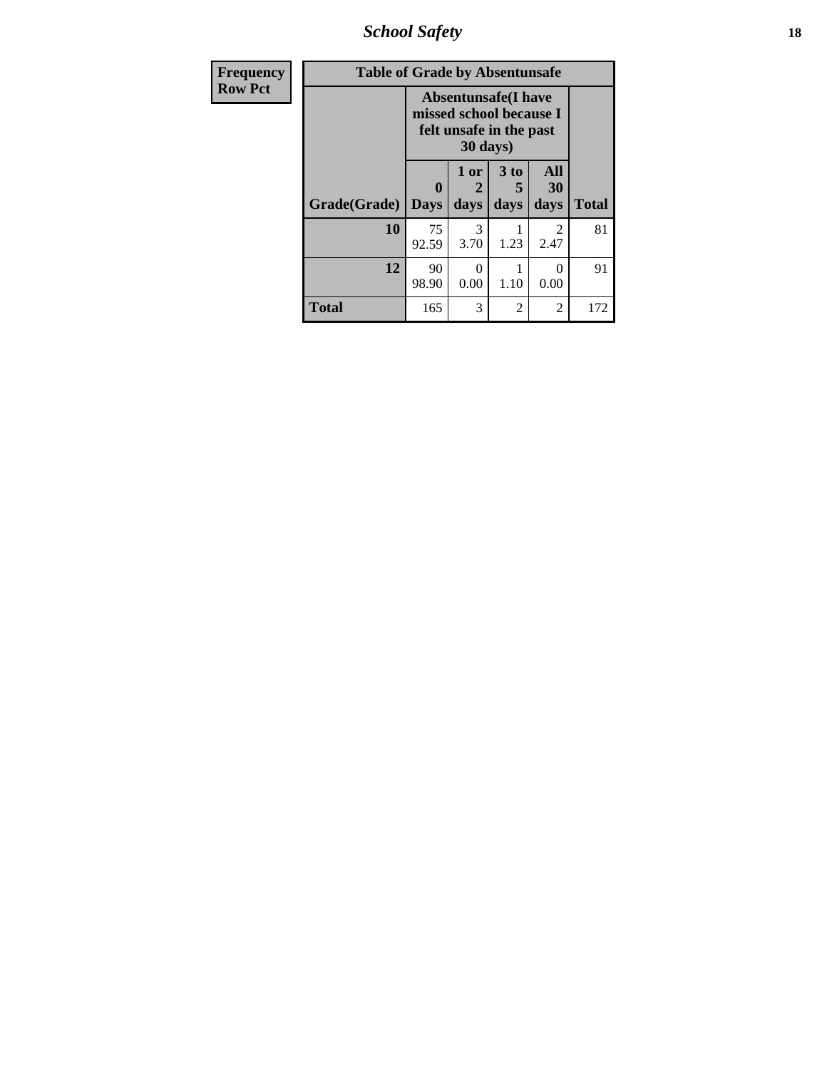| Frequency<br>Row Pct |
|---|

**Table of Grade by Absentunsafe**

| Grade(Grade) | Absentunsafe(I have missed school because I felt unsafe in the past 30 days) | | | | Total |
|---|---|---|---|---|---|
| | 0 Days | 1 or 2 days | 3 to 5 days | All 30 days | |
| **10** | 75<br>92.59 | 3<br>3.70 | 1<br>1.23 | 2<br>2.47 | 81 |
| **12** | 90<br>98.90 | 0<br>0.00 | 1<br>1.10 | 0<br>0.00 | 91 |
| **Total** | 165 | 3 | 2 | 2 | 172 |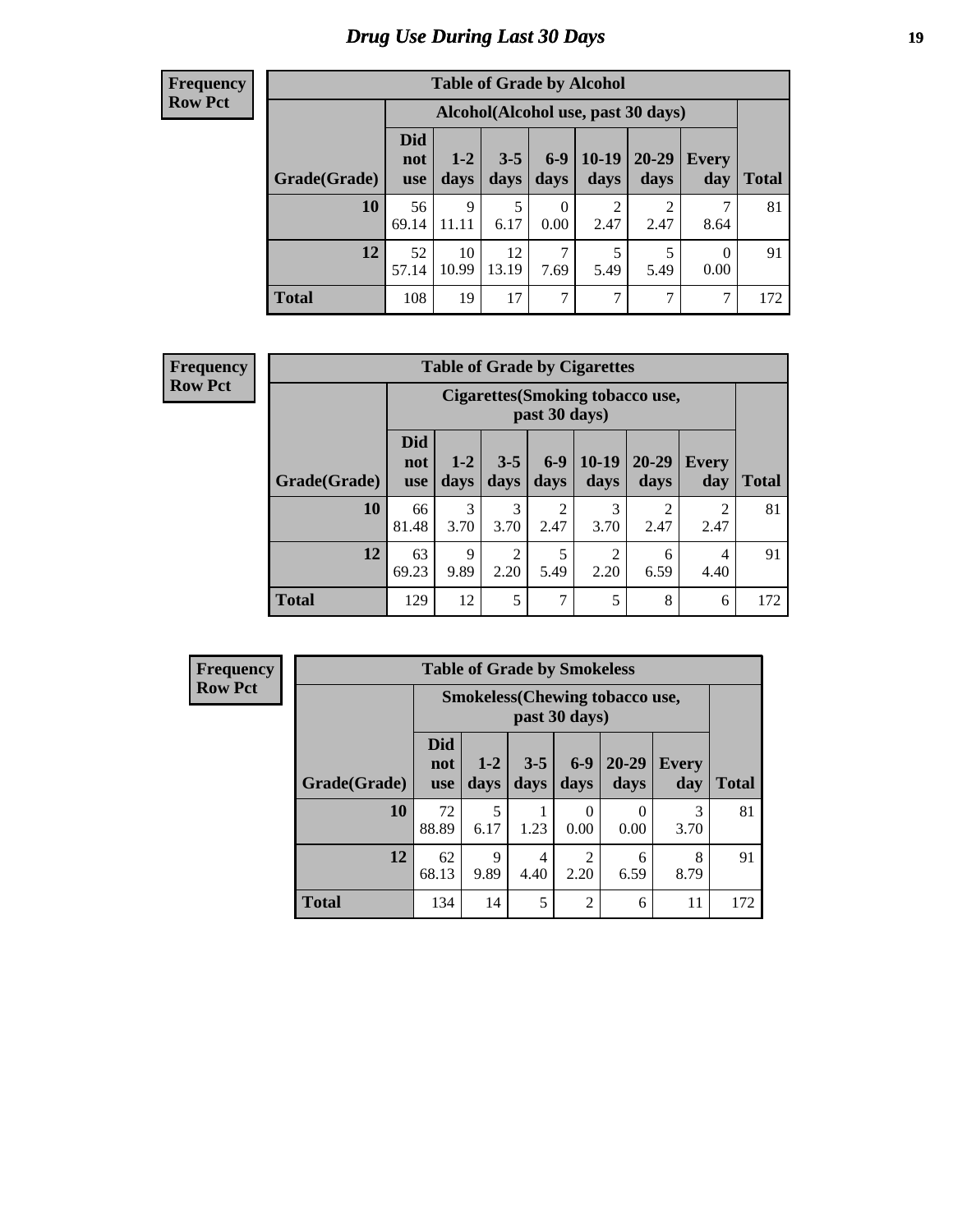# Drug Use During Last 30 Days

**Frequency**
**Row Pct**

| Table of Grade by Alcohol | | | | | | | | |
|---|---|---|---|---|---|---|---|---|
| | Alcohol(Alcohol use, past 30 days) | | | | | | | |
| Grade(Grade) | Did not use | 1-2 days | 3-5 days | 6-9 days | 10-19 days | 20-29 days | Every day | Total |
| 10 | 56<br>69.14 | 9<br>11.11 | 5<br>6.17 | 0<br>0.00 | 2<br>2.47 | 2<br>2.47 | 7<br>8.64 | 81 |
| 12 | 52<br>57.14 | 10<br>10.99 | 12<br>13.19 | 7<br>7.69 | 5<br>5.49 | 5<br>5.49 | 0<br>0.00 | 91 |
| Total | 108 | 19 | 17 | 7 | 7 | 7 | 7 | 172 |

**Frequency**
**Row Pct**

| Table of Grade by Cigarettes | | | | | | | | |
|---|---|---|---|---|---|---|---|---|
| | Cigarettes(Smoking tobacco use, past 30 days) | | | | | | | |
| Grade(Grade) | Did not use | 1-2 days | 3-5 days | 6-9 days | 10-19 days | 20-29 days | Every day | Total |
| 10 | 66<br>81.48 | 3<br>3.70 | 3<br>3.70 | 2<br>2.47 | 3<br>3.70 | 2<br>2.47 | 2<br>2.47 | 81 |
| 12 | 63<br>69.23 | 9<br>9.89 | 2<br>2.20 | 5<br>5.49 | 2<br>2.20 | 6<br>6.59 | 4<br>4.40 | 91 |
| Total | 129 | 12 | 5 | 7 | 5 | 8 | 6 | 172 |

**Frequency**
**Row Pct**

| Table of Grade by Smokeless | | | | | | | |
|---|---|---|---|---|---|---|---|
| | Smokeless(Chewing tobacco use, past 30 days) | | | | | | |
| Grade(Grade) | Did not use | 1-2 days | 3-5 days | 6-9 days | 20-29 days | Every day | Total |
| 10 | 72<br>88.89 | 5<br>6.17 | 1<br>1.23 | 0<br>0.00 | 0<br>0.00 | 3<br>3.70 | 81 |
| 12 | 62<br>68.13 | 9<br>9.89 | 4<br>4.40 | 2<br>2.20 | 6<br>6.59 | 8<br>8.79 | 91 |
| Total | 134 | 14 | 5 | 2 | 6 | 11 | 172 |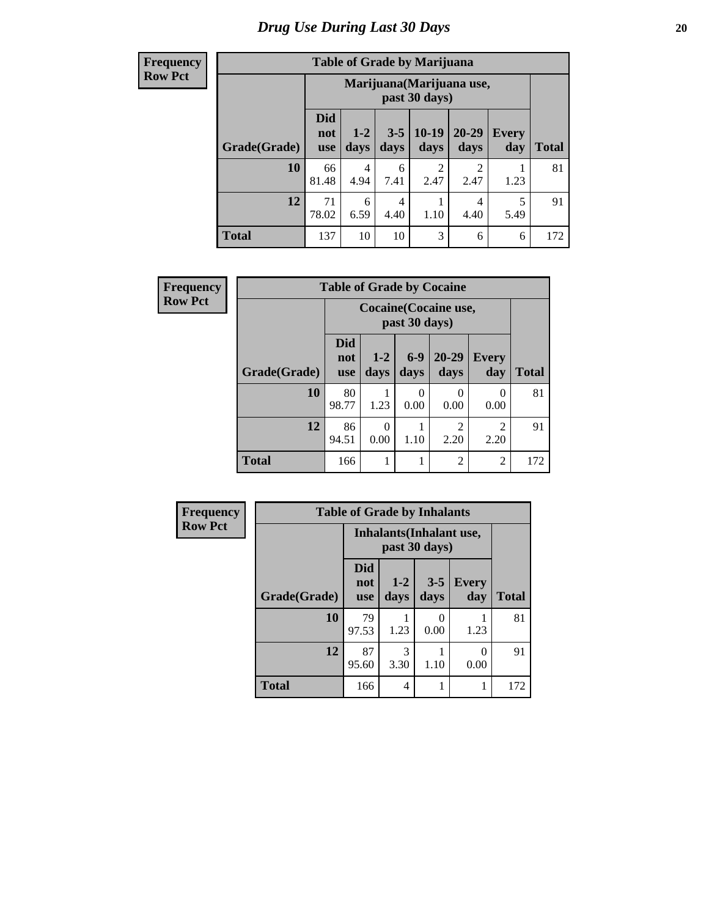# Drug Use During Last 30 Days

**Frequency**
**Row Pct**

**Table of Grade by Marijuana**

| Grade(Grade) | Marijuana(Marijuana use, past 30 days) | | | | | | Total |
|---|---|---|---|---|---|---|---|
| | Did not use | 1-2 days | 3-5 days | 10-19 days | 20-29 days | Every day | |
| **10** | 66<br>81.48 | 4<br>4.94 | 6<br>7.41 | 2<br>2.47 | 2<br>2.47 | 1<br>1.23 | 81 |
| **12** | 71<br>78.02 | 6<br>6.59 | 4<br>4.40 | 1<br>1.10 | 4<br>4.40 | 5<br>5.49 | 91 |
| **Total** | 137 | 10 | 10 | 3 | 6 | 6 | 172 |

**Frequency**
**Row Pct**

**Table of Grade by Cocaine**

| Grade(Grade) | Cocaine(Cocaine use, past 30 days) | | | | | Total |
|---|---|---|---|---|---|---|
| | Did not use | 1-2 days | 6-9 days | 20-29 days | Every day | |
| **10** | 80<br>98.77 | 1<br>1.23 | 0<br>0.00 | 0<br>0.00 | 0<br>0.00 | 81 |
| **12** | 86<br>94.51 | 0<br>0.00 | 1<br>1.10 | 2<br>2.20 | 2<br>2.20 | 91 |
| **Total** | 166 | 1 | 1 | 2 | 2 | 172 |

**Frequency**
**Row Pct**

**Table of Grade by Inhalants**

| Grade(Grade) | Inhalants(Inhalant use, past 30 days) | | | | Total |
|---|---|---|---|---|---|
| | Did not use | 1-2 days | 3-5 days | Every day | |
| **10** | 79<br>97.53 | 1<br>1.23 | 0<br>0.00 | 1<br>1.23 | 81 |
| **12** | 87<br>95.60 | 3<br>3.30 | 1<br>1.10 | 0<br>0.00 | 91 |
| **Total** | 166 | 4 | 1 | 1 | 172 |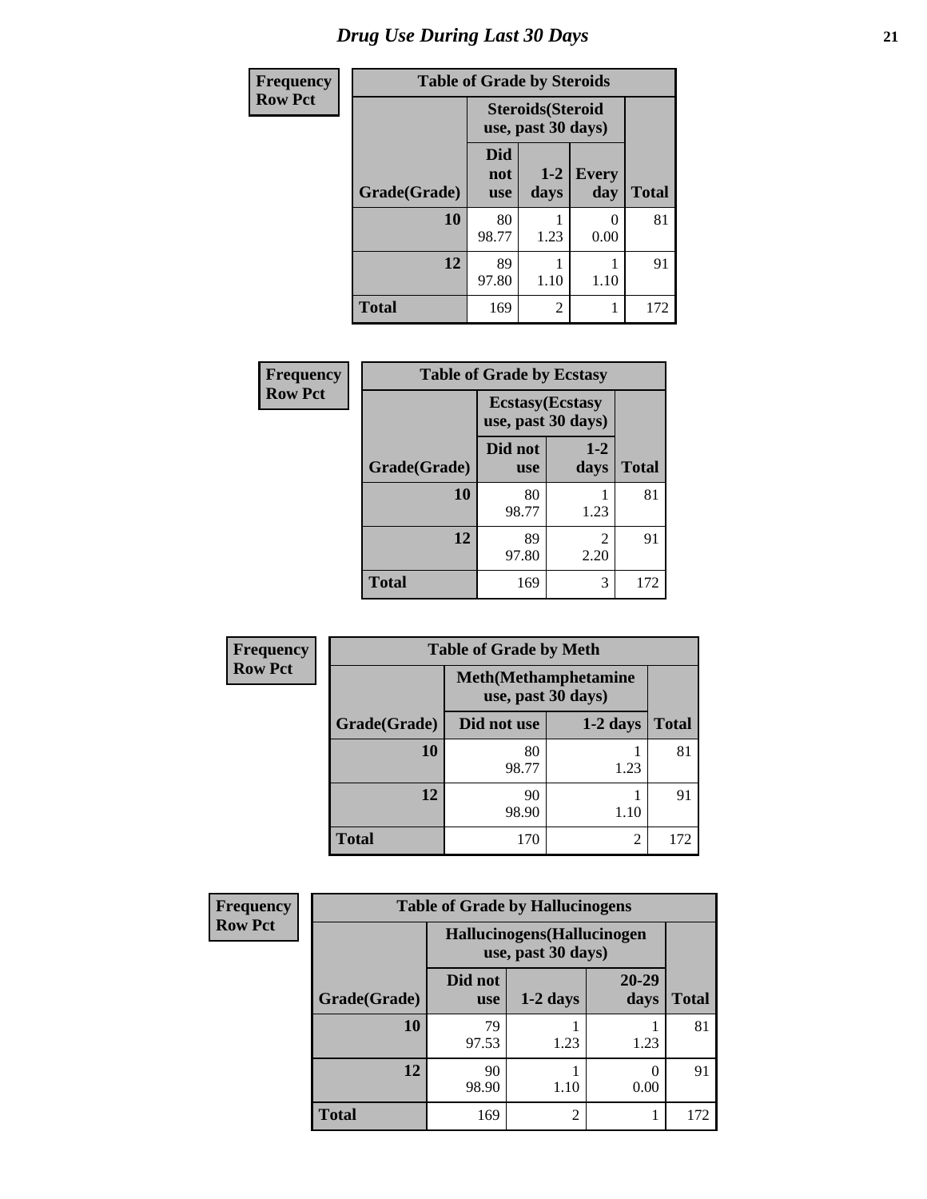# Drug Use During Last 30 Days

| Frequency<br>Row Pct | | | | |
|---|---|---|---|---|
| **Table of Grade by Steroids** | | | | |
| | **Steroids(Steroid use, past 30 days)** | | | |
| **Grade(Grade)** | **Did not use** | **1-2 days** | **Every day** | **Total** |
| **10** | 80<br>98.77 | 1<br>1.23 | 0<br>0.00 | 81 |
| **12** | 89<br>97.80 | 1<br>1.10 | 1<br>1.10 | 91 |
| **Total** | 169 | 2 | 1 | 172 |

| Frequency<br>Row Pct | | | |
|---|---|---|---|
| **Table of Grade by Ecstasy** | | | |
| | **Ecstasy(Ecstasy use, past 30 days)** | | |
| **Grade(Grade)** | **Did not use** | **1-2 days** | **Total** |
| **10** | 80<br>98.77 | 1<br>1.23 | 81 |
| **12** | 89<br>97.80 | 2<br>2.20 | 91 |
| **Total** | 169 | 3 | 172 |

| Frequency<br>Row Pct | | | |
|---|---|---|---|
| **Table of Grade by Meth** | | | |
| | **Meth(Methamphetamine use, past 30 days)** | | |
| **Grade(Grade)** | **Did not use** | **1-2 days** | **Total** |
| **10** | 80<br>98.77 | 1<br>1.23 | 81 |
| **12** | 90<br>98.90 | 1<br>1.10 | 91 |
| **Total** | 170 | 2 | 172 |

| Frequency<br>Row Pct | | | | |
|---|---|---|---|---|
| **Table of Grade by Hallucinogens** | | | | |
| | **Hallucinogens(Hallucinogen use, past 30 days)** | | | |
| **Grade(Grade)** | **Did not use** | **1-2 days** | **20-29 days** | **Total** |
| **10** | 79<br>97.53 | 1<br>1.23 | 1<br>1.23 | 81 |
| **12** | 90<br>98.90 | 1<br>1.10 | 0<br>0.00 | 91 |
| **Total** | 169 | 2 | 1 | 172 |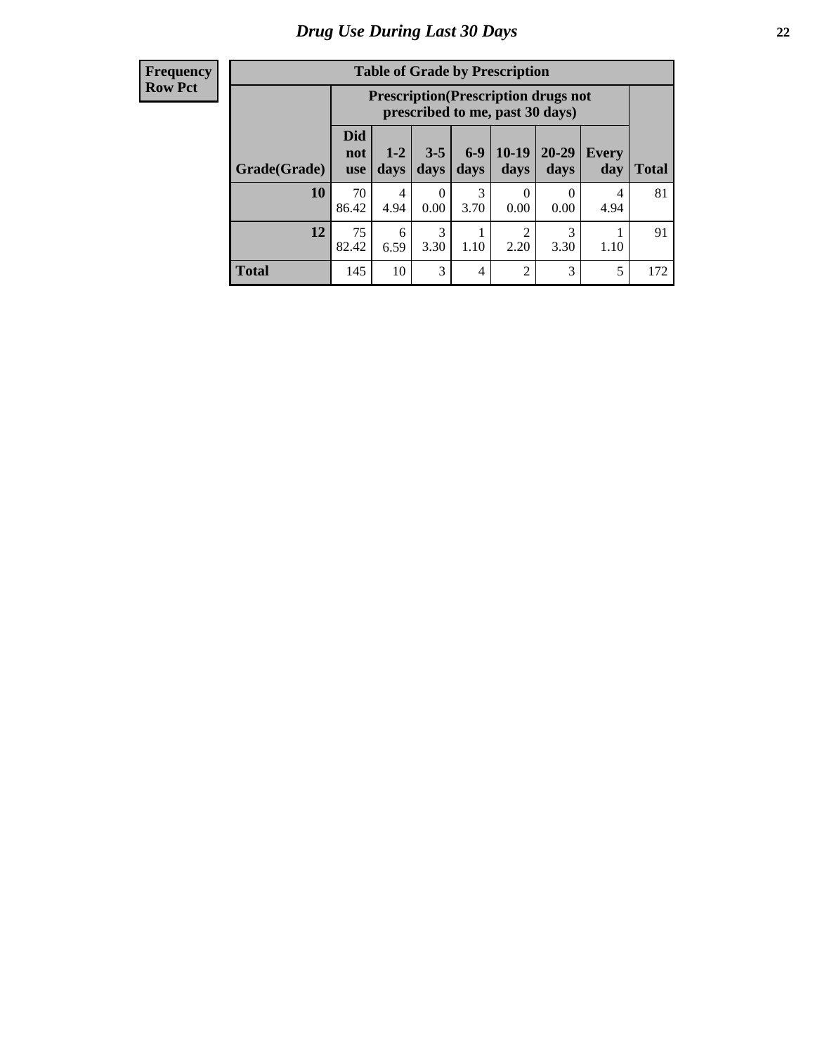# Drug Use During Last 30 Days

| Frequency<br>Row Pct |
|---|

**Table of Grade by Prescription**

| Grade(Grade) | Prescription(Prescription drugs not prescribed to me, past 30 days) | | | | | | | Total |
|---|---|---|---|---|---|---|---|---|
| | Did not use | 1-2 days | 3-5 days | 6-9 days | 10-19 days | 20-29 days | Every day | |
| **10** | 70<br>86.42 | 4<br>4.94 | 0<br>0.00 | 3<br>3.70 | 0<br>0.00 | 0<br>0.00 | 4<br>4.94 | 81 |
| **12** | 75<br>82.42 | 6<br>6.59 | 3<br>3.30 | 1<br>1.10 | 2<br>2.20 | 3<br>3.30 | 1<br>1.10 | 91 |
| **Total** | 145 | 10 | 3 | 4 | 2 | 3 | 5 | 172 |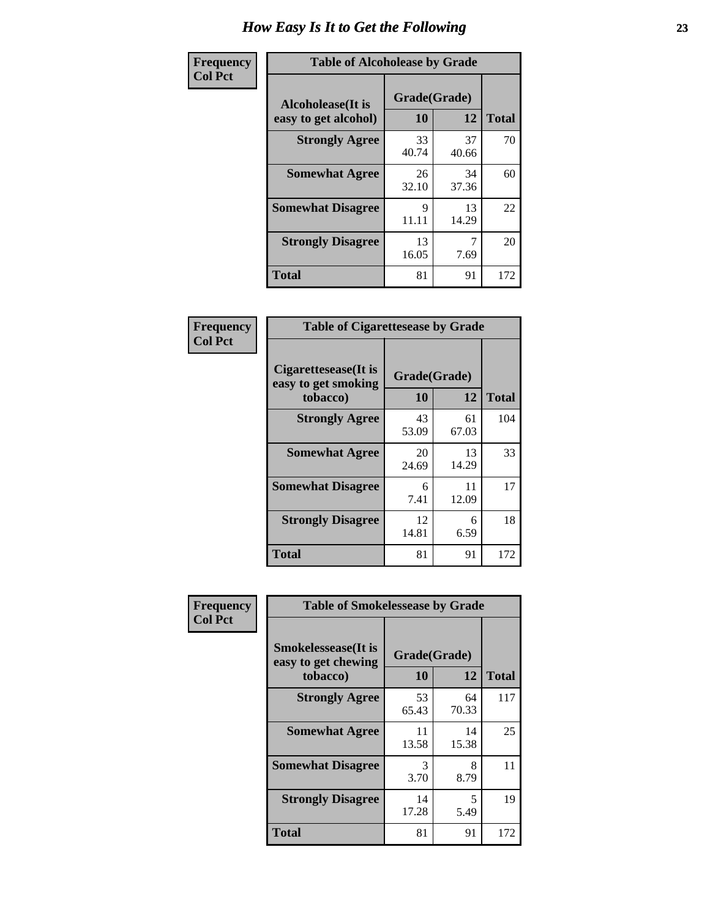# How Easy Is It to Get the Following

**Frequency**
**Col Pct**

**Table of Alcoholease by Grade**

| Alcoholease(It is easy to get alcohol) | Grade(Grade) | | Total |
|---|---|---|---|
| | 10 | 12 | |
| **Strongly Agree** | 33<br>40.74 | 37<br>40.66 | 70 |
| **Somewhat Agree** | 26<br>32.10 | 34<br>37.36 | 60 |
| **Somewhat Disagree** | 9<br>11.11 | 13<br>14.29 | 22 |
| **Strongly Disagree** | 13<br>16.05 | 7<br>7.69 | 20 |
| **Total** | 81 | 91 | 172 |

**Frequency**
**Col Pct**

**Table of Cigarettesease by Grade**

| Cigarettesease(It is easy to get smoking tobacco) | Grade(Grade) | | Total |
|---|---|---|---|
| | 10 | 12 | |
| **Strongly Agree** | 43<br>53.09 | 61<br>67.03 | 104 |
| **Somewhat Agree** | 20<br>24.69 | 13<br>14.29 | 33 |
| **Somewhat Disagree** | 6<br>7.41 | 11<br>12.09 | 17 |
| **Strongly Disagree** | 12<br>14.81 | 6<br>6.59 | 18 |
| **Total** | 81 | 91 | 172 |

**Frequency**
**Col Pct**

**Table of Smokelessease by Grade**

| Smokelessease(It is easy to get chewing tobacco) | Grade(Grade) | | Total |
|---|---|---|---|
| | 10 | 12 | |
| **Strongly Agree** | 53<br>65.43 | 64<br>70.33 | 117 |
| **Somewhat Agree** | 11<br>13.58 | 14<br>15.38 | 25 |
| **Somewhat Disagree** | 3<br>3.70 | 8<br>8.79 | 11 |
| **Strongly Disagree** | 14<br>17.28 | 5<br>5.49 | 19 |
| **Total** | 81 | 91 | 172 |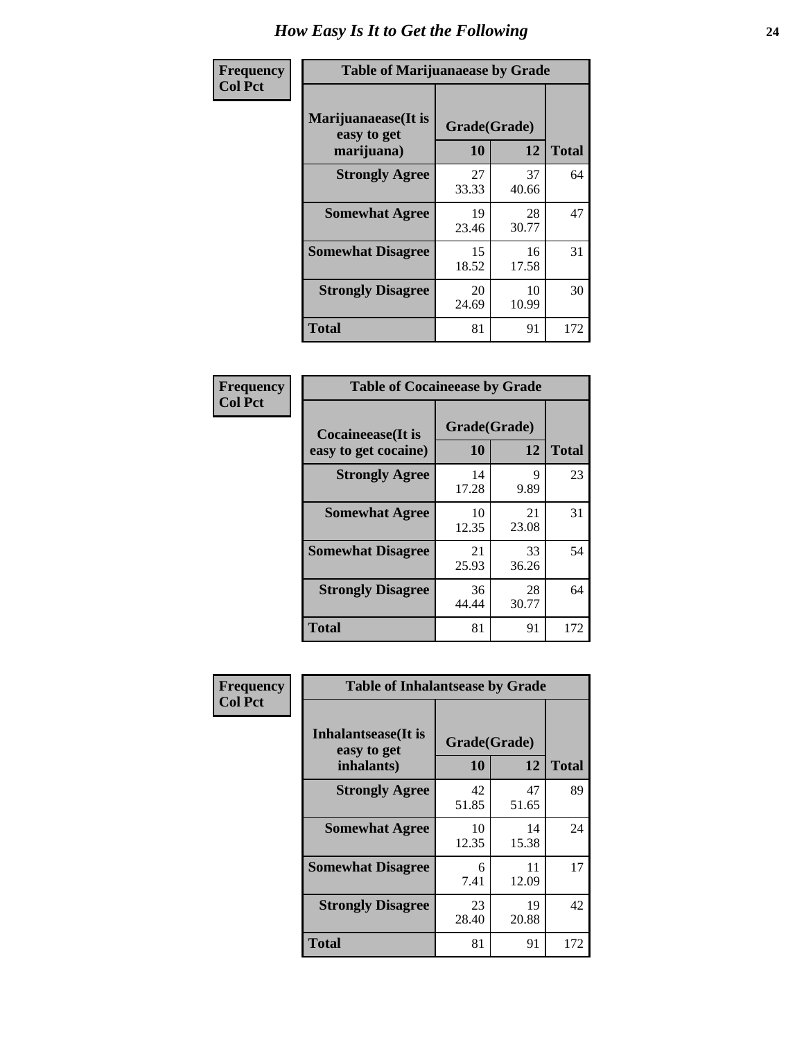# How Easy Is It to Get the Following

**Frequency**
**Col Pct**

**Table of Marijuanaease by Grade**

| Marijuanaease(It is easy to get marijuana) | Grade(Grade) | | Total |
|---|---|---|---|
| | 10 | 12 | |
| **Strongly Agree** | 27<br>33.33 | 37<br>40.66 | 64 |
| **Somewhat Agree** | 19<br>23.46 | 28<br>30.77 | 47 |
| **Somewhat Disagree** | 15<br>18.52 | 16<br>17.58 | 31 |
| **Strongly Disagree** | 20<br>24.69 | 10<br>10.99 | 30 |
| **Total** | 81 | 91 | 172 |

**Frequency**
**Col Pct**

**Table of Cocaineease by Grade**

| Cocaineease(It is easy to get cocaine) | Grade(Grade) | | Total |
|---|---|---|---|
| | 10 | 12 | |
| **Strongly Agree** | 14<br>17.28 | 9<br>9.89 | 23 |
| **Somewhat Agree** | 10<br>12.35 | 21<br>23.08 | 31 |
| **Somewhat Disagree** | 21<br>25.93 | 33<br>36.26 | 54 |
| **Strongly Disagree** | 36<br>44.44 | 28<br>30.77 | 64 |
| **Total** | 81 | 91 | 172 |

**Frequency**
**Col Pct**

**Table of Inhalantsease by Grade**

| Inhalantsease(It is easy to get inhalants) | Grade(Grade) | | Total |
|---|---|---|---|
| | 10 | 12 | |
| **Strongly Agree** | 42<br>51.85 | 47<br>51.65 | 89 |
| **Somewhat Agree** | 10<br>12.35 | 14<br>15.38 | 24 |
| **Somewhat Disagree** | 6<br>7.41 | 11<br>12.09 | 17 |
| **Strongly Disagree** | 23<br>28.40 | 19<br>20.88 | 42 |
| **Total** | 81 | 91 | 172 |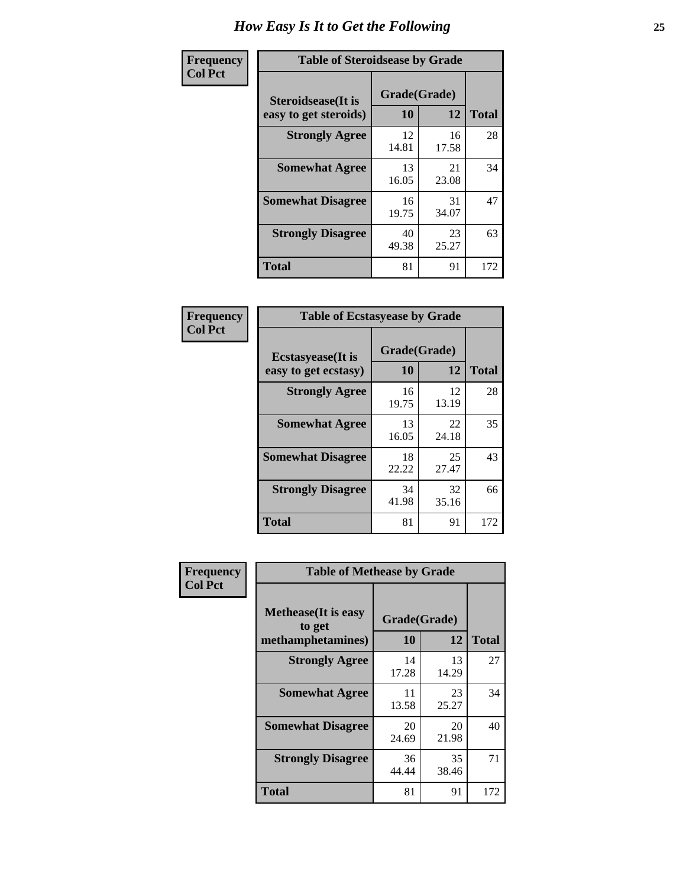# How Easy Is It to Get the Following

**Frequency**
**Col Pct**

| Table of Steroidsease by Grade | | | |
|---|---|---|---|
| Steroidsease(It is easy to get steroids) | Grade(Grade) | | Total |
| | 10 | 12 | |
| Strongly Agree | 12<br>14.81 | 16<br>17.58 | 28 |
| Somewhat Agree | 13<br>16.05 | 21<br>23.08 | 34 |
| Somewhat Disagree | 16<br>19.75 | 31<br>34.07 | 47 |
| Strongly Disagree | 40<br>49.38 | 23<br>25.27 | 63 |
| Total | 81 | 91 | 172 |

**Frequency**
**Col Pct**

| Table of Ecstasyease by Grade | | | |
|---|---|---|---|
| Ecstasyease(It is easy to get ecstasy) | Grade(Grade) | | Total |
| | 10 | 12 | |
| Strongly Agree | 16<br>19.75 | 12<br>13.19 | 28 |
| Somewhat Agree | 13<br>16.05 | 22<br>24.18 | 35 |
| Somewhat Disagree | 18<br>22.22 | 25<br>27.47 | 43 |
| Strongly Disagree | 34<br>41.98 | 32<br>35.16 | 66 |
| Total | 81 | 91 | 172 |

**Frequency**
**Col Pct**

| Table of Methease by Grade | | | |
|---|---|---|---|
| Methease(It is easy to get methamphetamines) | Grade(Grade) | | Total |
| | 10 | 12 | |
| Strongly Agree | 14<br>17.28 | 13<br>14.29 | 27 |
| Somewhat Agree | 11<br>13.58 | 23<br>25.27 | 34 |
| Somewhat Disagree | 20<br>24.69 | 20<br>21.98 | 40 |
| Strongly Disagree | 36<br>44.44 | 35<br>38.46 | 71 |
| Total | 81 | 91 | 172 |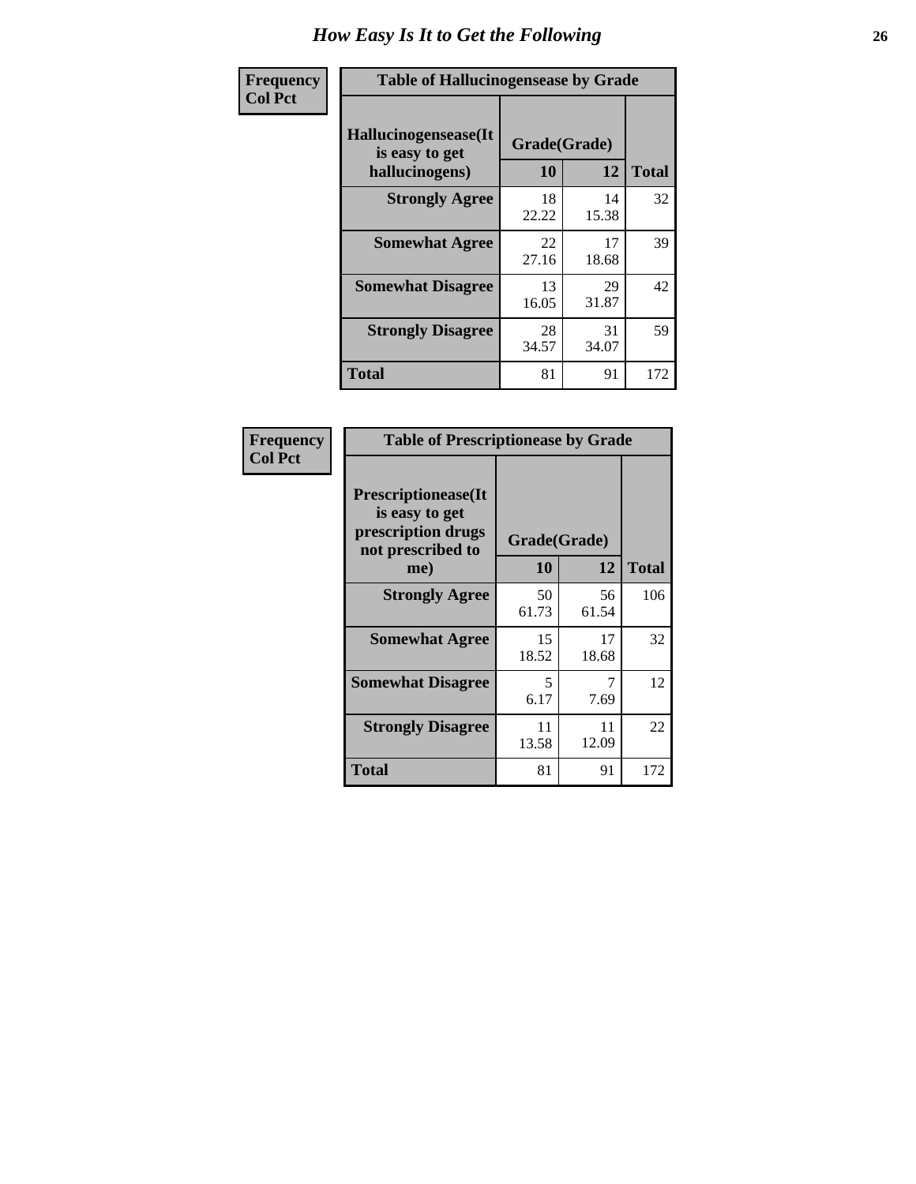# How Easy Is It to Get the Following

**Frequency**
**Col Pct**

**Table of Hallucinogensease by Grade**

| Hallucinogensease(It is easy to get hallucinogens) | Grade(Grade) 10 | 12 | Total |
|---|---|---|---|
| **Strongly Agree** | 18<br>22.22 | 14<br>15.38 | 32 |
| **Somewhat Agree** | 22<br>27.16 | 17<br>18.68 | 39 |
| **Somewhat Disagree** | 13<br>16.05 | 29<br>31.87 | 42 |
| **Strongly Disagree** | 28<br>34.57 | 31<br>34.07 | 59 |
| **Total** | 81 | 91 | 172 |

**Frequency**
**Col Pct**

**Table of Prescriptionease by Grade**

| Prescriptionease(It is easy to get prescription drugs not prescribed to me) | Grade(Grade) 10 | 12 | Total |
|---|---|---|---|
| **Strongly Agree** | 50<br>61.73 | 56<br>61.54 | 106 |
| **Somewhat Agree** | 15<br>18.52 | 17<br>18.68 | 32 |
| **Somewhat Disagree** | 5<br>6.17 | 7<br>7.69 | 12 |
| **Strongly Disagree** | 11<br>13.58 | 11<br>12.09 | 22 |
| **Total** | 81 | 91 | 172 |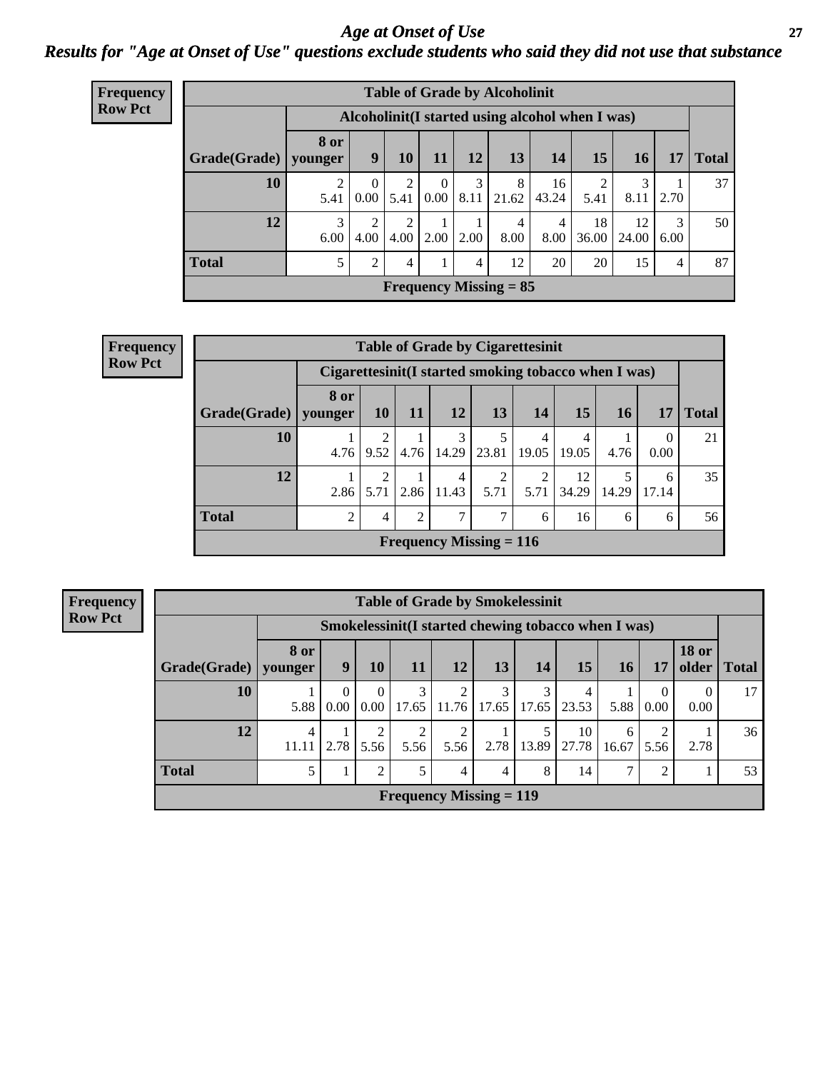# Age at Onset of Use

## Results for "Age at Onset of Use" questions exclude students who said they did not use that substance

**Frequency**
**Row Pct**

**Table of Grade by Alcoholinit**

| | Alcoholinit(I started using alcohol when I was) | | | | | | | | | | |
|---|---|---|---|---|---|---|---|---|---|---|---|
| **Grade(Grade)** | **8 or younger** | **9** | **10** | **11** | **12** | **13** | **14** | **15** | **16** | **17** | **Total** |
| **10** | 2<br>5.41 | 0<br>0.00 | 2<br>5.41 | 0<br>0.00 | 3<br>8.11 | 8<br>21.62 | 16<br>43.24 | 2<br>5.41 | 3<br>8.11 | 1<br>2.70 | 37 |
| **12** | 3<br>6.00 | 2<br>4.00 | 2<br>4.00 | 1<br>2.00 | 1<br>2.00 | 4<br>8.00 | 4<br>8.00 | 18<br>36.00 | 12<br>24.00 | 3<br>6.00 | 50 |
| **Total** | 5 | 2 | 4 | 1 | 4 | 12 | 20 | 20 | 15 | 4 | 87 |

**Frequency Missing = 85**

**Frequency**
**Row Pct**

**Table of Grade by Cigarettesinit**

| | Cigarettesinit(I started smoking tobacco when I was) | | | | | | | | | |
|---|---|---|---|---|---|---|---|---|---|---|
| **Grade(Grade)** | **8 or younger** | **10** | **11** | **12** | **13** | **14** | **15** | **16** | **17** | **Total** |
| **10** | 1<br>4.76 | 2<br>9.52 | 1<br>4.76 | 3<br>14.29 | 5<br>23.81 | 4<br>19.05 | 4<br>19.05 | 1<br>4.76 | 0<br>0.00 | 21 |
| **12** | 1<br>2.86 | 2<br>5.71 | 1<br>2.86 | 4<br>11.43 | 2<br>5.71 | 2<br>5.71 | 12<br>34.29 | 5<br>14.29 | 6<br>17.14 | 35 |
| **Total** | 2 | 4 | 2 | 7 | 7 | 6 | 16 | 6 | 6 | 56 |

**Frequency Missing = 116**

**Frequency**
**Row Pct**

**Table of Grade by Smokelessinit**

| | Smokelessinit(I started chewing tobacco when I was) | | | | | | | | | | | |
|---|---|---|---|---|---|---|---|---|---|---|---|---|
| **Grade(Grade)** | **8 or younger** | **9** | **10** | **11** | **12** | **13** | **14** | **15** | **16** | **17** | **18 or older** | **Total** |
| **10** | 1<br>5.88 | 0<br>0.00 | 0<br>0.00 | 3<br>17.65 | 2<br>11.76 | 3<br>17.65 | 3<br>17.65 | 4<br>23.53 | 1<br>5.88 | 0<br>0.00 | 0<br>0.00 | 17 |
| **12** | 4<br>11.11 | 1<br>2.78 | 2<br>5.56 | 2<br>5.56 | 2<br>5.56 | 1<br>2.78 | 5<br>13.89 | 10<br>27.78 | 6<br>16.67 | 2<br>5.56 | 1<br>2.78 | 36 |
| **Total** | 5 | 1 | 2 | 5 | 4 | 4 | 8 | 14 | 7 | 2 | 1 | 53 |

**Frequency Missing = 119**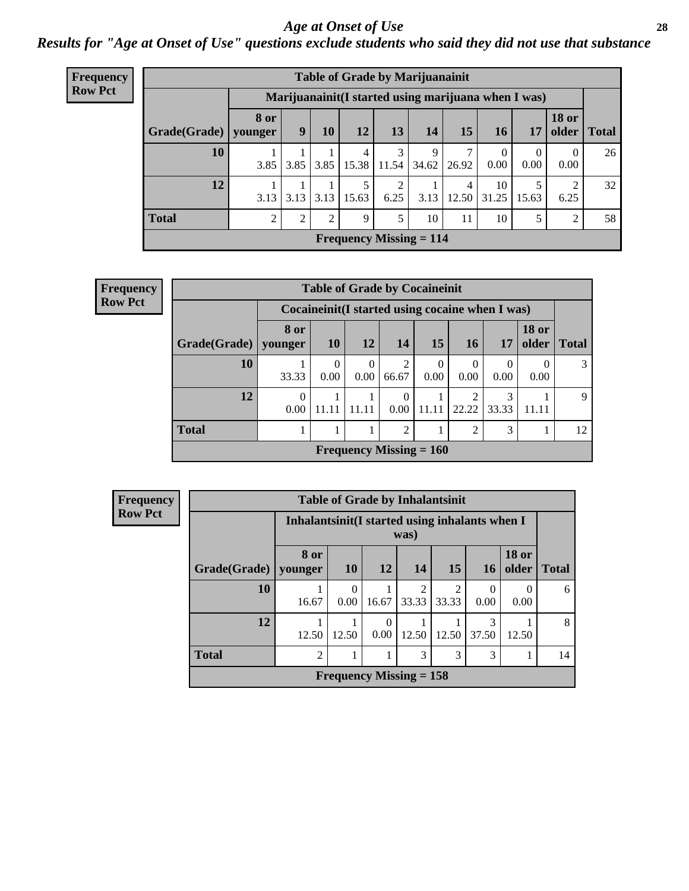# Age at Onset of Use

## Results for "Age at Onset of Use" questions exclude students who said they did not use that substance

**Frequency**
**Row Pct**

| Table of Grade by Marijuanainit | | | | | | | | | | | |
|---|---|---|---|---|---|---|---|---|---|---|---|
| | Marijuanainit(I started using marijuana when I was) | | | | | | | | | | |
| Grade(Grade) | 8 or younger | 9 | 10 | 12 | 13 | 14 | 15 | 16 | 17 | 18 or older | Total |
| 10 | 1<br>3.85 | 1<br>3.85 | 1<br>3.85 | 4<br>15.38 | 3<br>11.54 | 9<br>34.62 | 7<br>26.92 | 0<br>0.00 | 0<br>0.00 | 0<br>0.00 | 26 |
| 12 | 1<br>3.13 | 1<br>3.13 | 1<br>3.13 | 5<br>15.63 | 2<br>6.25 | 1<br>3.13 | 4<br>12.50 | 10<br>31.25 | 5<br>15.63 | 2<br>6.25 | 32 |
| Total | 2 | 2 | 2 | 9 | 5 | 10 | 11 | 10 | 5 | 2 | 58 |
| Frequency Missing = 114 | | | | | | | | | | | |

**Frequency**
**Row Pct**

| Table of Grade by Cocaineinit | | | | | | | | | |
|---|---|---|---|---|---|---|---|---|---|
| | Cocaineinit(I started using cocaine when I was) | | | | | | | | |
| Grade(Grade) | 8 or younger | 10 | 12 | 14 | 15 | 16 | 17 | 18 or older | Total |
| 10 | 1<br>33.33 | 0<br>0.00 | 0<br>0.00 | 2<br>66.67 | 0<br>0.00 | 0<br>0.00 | 0<br>0.00 | 0<br>0.00 | 3 |
| 12 | 0<br>0.00 | 1<br>11.11 | 1<br>11.11 | 0<br>0.00 | 1<br>11.11 | 2<br>22.22 | 3<br>33.33 | 1<br>11.11 | 9 |
| Total | 1 | 1 | 1 | 2 | 1 | 2 | 3 | 1 | 12 |
| Frequency Missing = 160 | | | | | | | | | |

**Frequency**
**Row Pct**

| Table of Grade by Inhalantsinit | | | | | | | | |
|---|---|---|---|---|---|---|---|---|
| | Inhalantsinit(I started using inhalants when I was) | | | | | | | |
| Grade(Grade) | 8 or younger | 10 | 12 | 14 | 15 | 16 | 18 or older | Total |
| 10 | 1<br>16.67 | 0<br>0.00 | 1<br>16.67 | 2<br>33.33 | 2<br>33.33 | 0<br>0.00 | 0<br>0.00 | 6 |
| 12 | 1<br>12.50 | 1<br>12.50 | 0<br>0.00 | 1<br>12.50 | 1<br>12.50 | 3<br>37.50 | 1<br>12.50 | 8 |
| Total | 2 | 1 | 1 | 3 | 3 | 3 | 1 | 14 |
| Frequency Missing = 158 | | | | | | | | |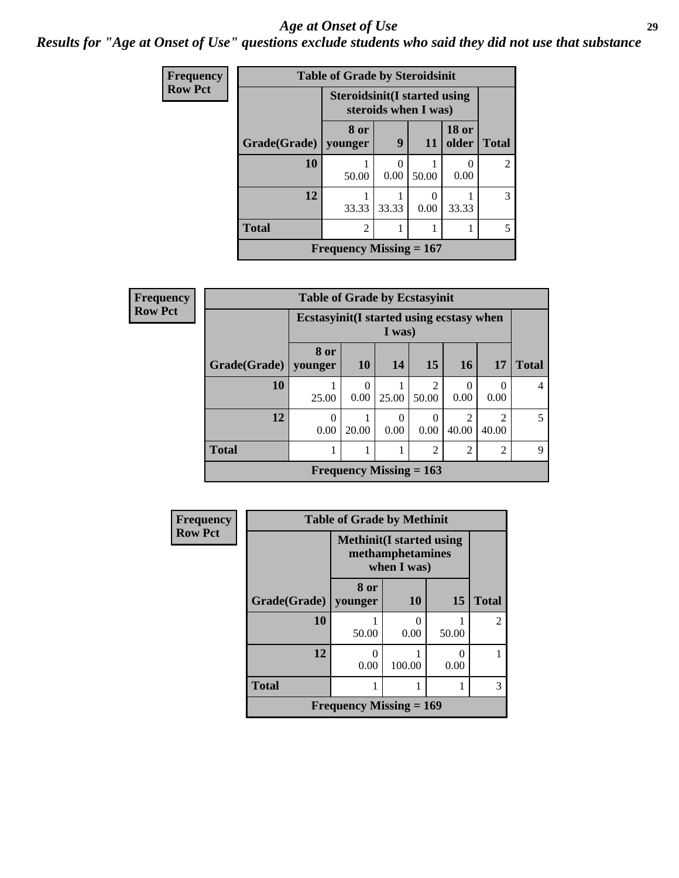# *Age at Onset of Use*

***Results for "Age at Onset of Use" questions exclude students who said they did not use that substance***

**Frequency**
**Row Pct**

**Table of Grade by Steroidsinit**

| | Steroidsinit(I started using steroids when I was) | | | | |
|---|---|---|---|---|---|
| Grade(Grade) | 8 or younger | 9 | 11 | 18 or older | Total |
| 10 | 1<br>50.00 | 0<br>0.00 | 1<br>50.00 | 0<br>0.00 | 2 |
| 12 | 1<br>33.33 | 1<br>33.33 | 0<br>0.00 | 1<br>33.33 | 3 |
| Total | 2 | 1 | 1 | 1 | 5 |
| Frequency Missing = 167 | | | | | |

**Frequency**
**Row Pct**

**Table of Grade by Ecstasyinit**

| | Ecstasyinit(I started using ecstasy when I was) | | | | | | |
|---|---|---|---|---|---|---|---|
| Grade(Grade) | 8 or younger | 10 | 14 | 15 | 16 | 17 | Total |
| 10 | 1<br>25.00 | 0<br>0.00 | 1<br>25.00 | 2<br>50.00 | 0<br>0.00 | 0<br>0.00 | 4 |
| 12 | 0<br>0.00 | 1<br>20.00 | 0<br>0.00 | 0<br>0.00 | 2<br>40.00 | 2<br>40.00 | 5 |
| Total | 1 | 1 | 1 | 2 | 2 | 2 | 9 |
| Frequency Missing = 163 | | | | | | | |

**Frequency**
**Row Pct**

**Table of Grade by Methinit**

| | Methinit(I started using methamphetamines when I was) | | | |
|---|---|---|---|---|
| Grade(Grade) | 8 or younger | 10 | 15 | Total |
| 10 | 1<br>50.00 | 0<br>0.00 | 1<br>50.00 | 2 |
| 12 | 0<br>0.00 | 1<br>100.00 | 0<br>0.00 | 1 |
| Total | 1 | 1 | 1 | 3 |
| Frequency Missing = 169 | | | | |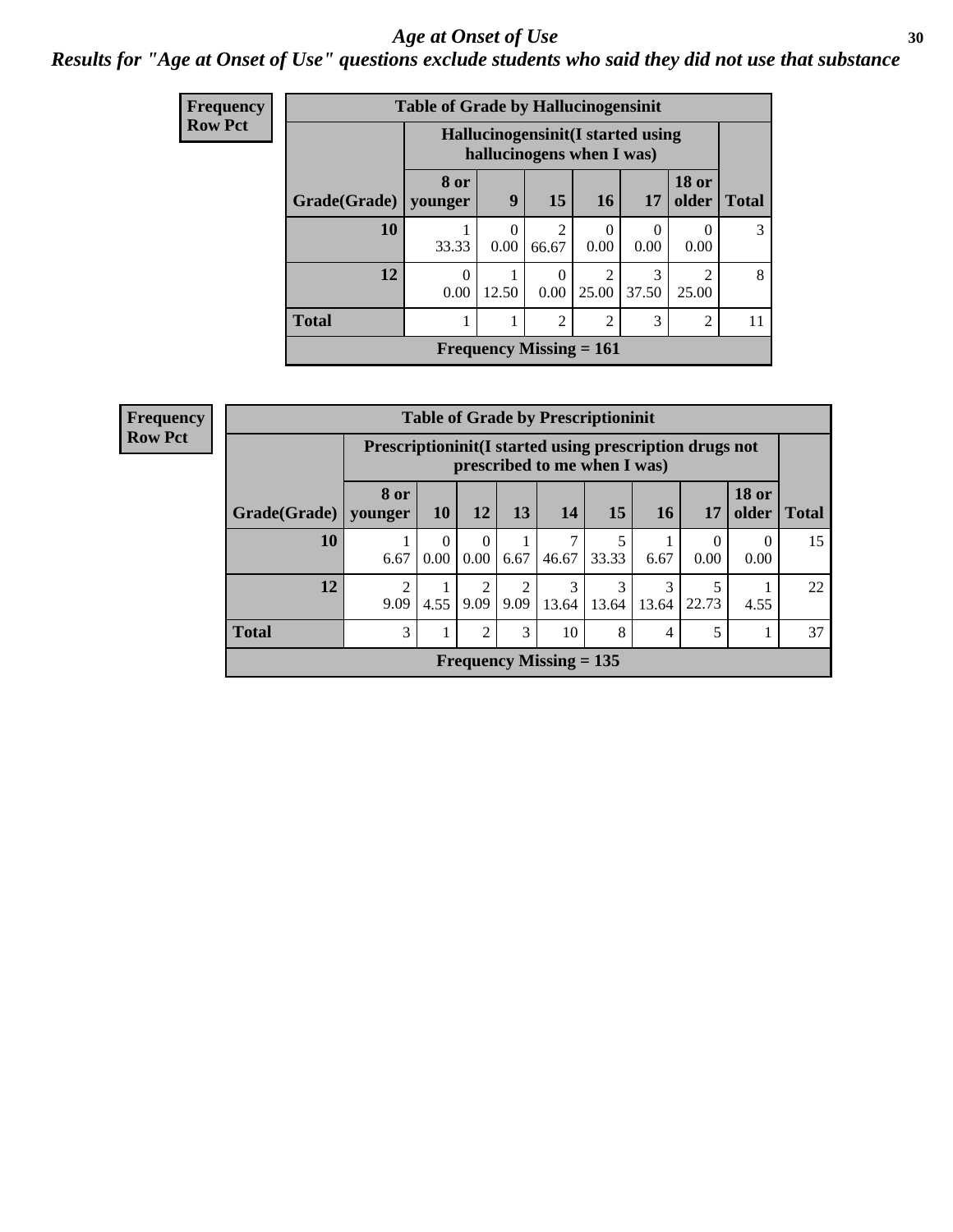*Age at Onset of Use*

***Results for "Age at Onset of Use" questions exclude students who said they did not use that substance***

**Frequency**
**Row Pct**

**Table of Grade by Hallucinogensinit**

| | Hallucinogensinit(I started using hallucinogens when I was) | | | | | | |
|---|---|---|---|---|---|---|---|
| **Grade(Grade)** | **8 or younger** | **9** | **15** | **16** | **17** | **18 or older** | **Total** |
| **10** | 1<br>33.33 | 0<br>0.00 | 2<br>66.67 | 0<br>0.00 | 0<br>0.00 | 0<br>0.00 | 3 |
| **12** | 0<br>0.00 | 1<br>12.50 | 0<br>0.00 | 2<br>25.00 | 3<br>37.50 | 2<br>25.00 | 8 |
| **Total** | 1 | 1 | 2 | 2 | 3 | 2 | 11 |

**Frequency Missing = 161**

**Frequency**
**Row Pct**

**Table of Grade by Prescriptioninit**

| | Prescriptioninit(I started using prescription drugs not prescribed to me when I was) | | | | | | | | | |
|---|---|---|---|---|---|---|---|---|---|---|
| **Grade(Grade)** | **8 or younger** | **10** | **12** | **13** | **14** | **15** | **16** | **17** | **18 or older** | **Total** |
| **10** | 1<br>6.67 | 0<br>0.00 | 0<br>0.00 | 1<br>6.67 | 7<br>46.67 | 5<br>33.33 | 1<br>6.67 | 0<br>0.00 | 0<br>0.00 | 15 |
| **12** | 2<br>9.09 | 1<br>4.55 | 2<br>9.09 | 2<br>9.09 | 3<br>13.64 | 3<br>13.64 | 3<br>13.64 | 5<br>22.73 | 1<br>4.55 | 22 |
| **Total** | 3 | 1 | 2 | 3 | 10 | 8 | 4 | 5 | 1 | 37 |

**Frequency Missing = 135**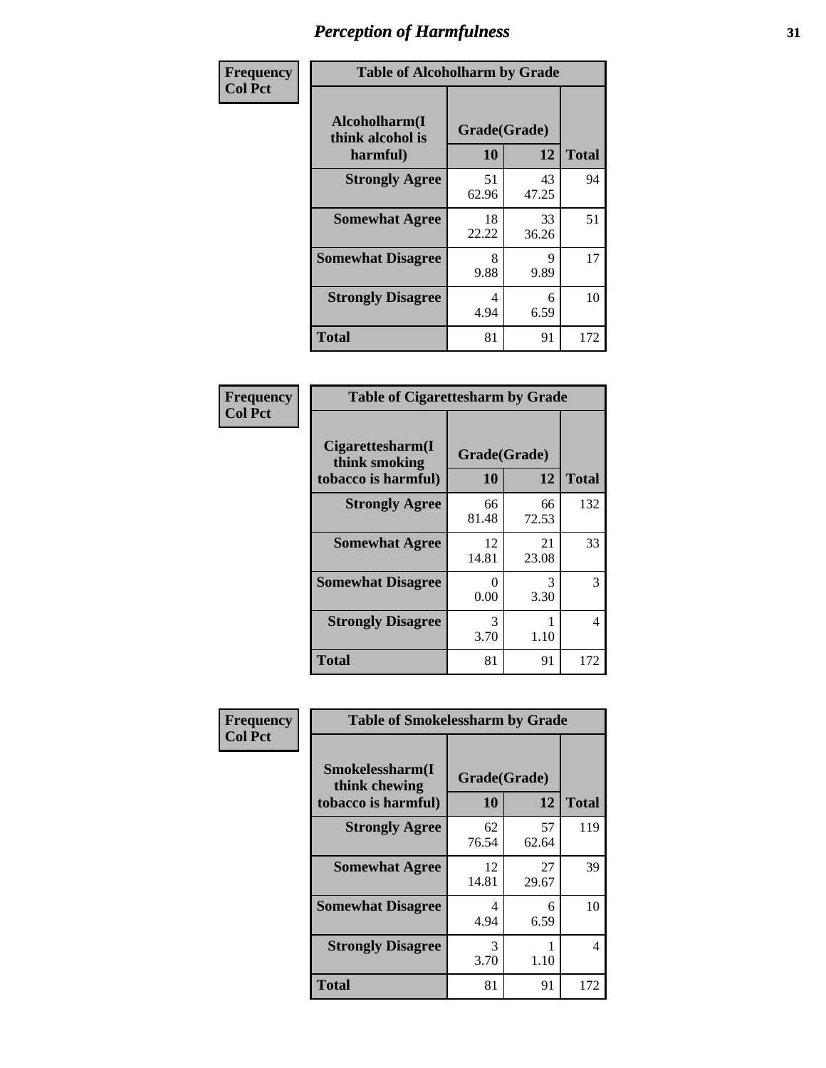# Perception of Harmfulness

**Frequency**
**Col Pct**

**Table of Alcoholharm by Grade**

| Alcoholharm(I think alcohol is harmful) | Grade(Grade) | | Total |
|---|---|---|---|
| | 10 | 12 | |
| **Strongly Agree** | 51<br>62.96 | 43<br>47.25 | 94 |
| **Somewhat Agree** | 18<br>22.22 | 33<br>36.26 | 51 |
| **Somewhat Disagree** | 8<br>9.88 | 9<br>9.89 | 17 |
| **Strongly Disagree** | 4<br>4.94 | 6<br>6.59 | 10 |
| **Total** | 81 | 91 | 172 |

**Frequency**
**Col Pct**

**Table of Cigarettesharm by Grade**

| Cigarettesharm(I think smoking tobacco is harmful) | Grade(Grade) | | Total |
|---|---|---|---|
| | 10 | 12 | |
| **Strongly Agree** | 66<br>81.48 | 66<br>72.53 | 132 |
| **Somewhat Agree** | 12<br>14.81 | 21<br>23.08 | 33 |
| **Somewhat Disagree** | 0<br>0.00 | 3<br>3.30 | 3 |
| **Strongly Disagree** | 3<br>3.70 | 1<br>1.10 | 4 |
| **Total** | 81 | 91 | 172 |

**Frequency**
**Col Pct**

**Table of Smokelessharm by Grade**

| Smokelessharm(I think chewing tobacco is harmful) | Grade(Grade) | | Total |
|---|---|---|---|
| | 10 | 12 | |
| **Strongly Agree** | 62<br>76.54 | 57<br>62.64 | 119 |
| **Somewhat Agree** | 12<br>14.81 | 27<br>29.67 | 39 |
| **Somewhat Disagree** | 4<br>4.94 | 6<br>6.59 | 10 |
| **Strongly Disagree** | 3<br>3.70 | 1<br>1.10 | 4 |
| **Total** | 81 | 91 | 172 |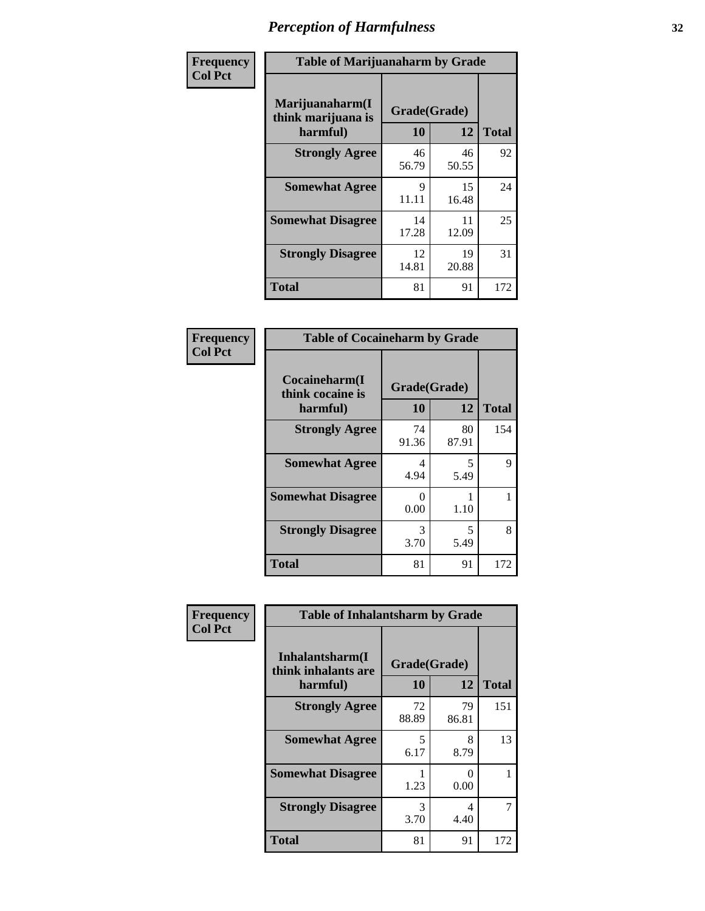# Perception of Harmfulness

**Frequency Col Pct**

| Table of Marijuanaharm by Grade | | | |
|---|---|---|---|
| Marijuanaharm(I think marijuana is harmful) | Grade(Grade) | | Total |
| | 10 | 12 | |
| **Strongly Agree** | 46<br>56.79 | 46<br>50.55 | 92 |
| **Somewhat Agree** | 9<br>11.11 | 15<br>16.48 | 24 |
| **Somewhat Disagree** | 14<br>17.28 | 11<br>12.09 | 25 |
| **Strongly Disagree** | 12<br>14.81 | 19<br>20.88 | 31 |
| **Total** | 81 | 91 | 172 |

**Frequency Col Pct**

| Table of Cocaineharm by Grade | | | |
|---|---|---|---|
| Cocaineharm(I think cocaine is harmful) | Grade(Grade) | | Total |
| | 10 | 12 | |
| **Strongly Agree** | 74<br>91.36 | 80<br>87.91 | 154 |
| **Somewhat Agree** | 4<br>4.94 | 5<br>5.49 | 9 |
| **Somewhat Disagree** | 0<br>0.00 | 1<br>1.10 | 1 |
| **Strongly Disagree** | 3<br>3.70 | 5<br>5.49 | 8 |
| **Total** | 81 | 91 | 172 |

**Frequency Col Pct**

| Table of Inhalantsharm by Grade | | | |
|---|---|---|---|
| Inhalantsharm(I think inhalants are harmful) | Grade(Grade) | | Total |
| | 10 | 12 | |
| **Strongly Agree** | 72<br>88.89 | 79<br>86.81 | 151 |
| **Somewhat Agree** | 5<br>6.17 | 8<br>8.79 | 13 |
| **Somewhat Disagree** | 1<br>1.23 | 0<br>0.00 | 1 |
| **Strongly Disagree** | 3<br>3.70 | 4<br>4.40 | 7 |
| **Total** | 81 | 91 | 172 |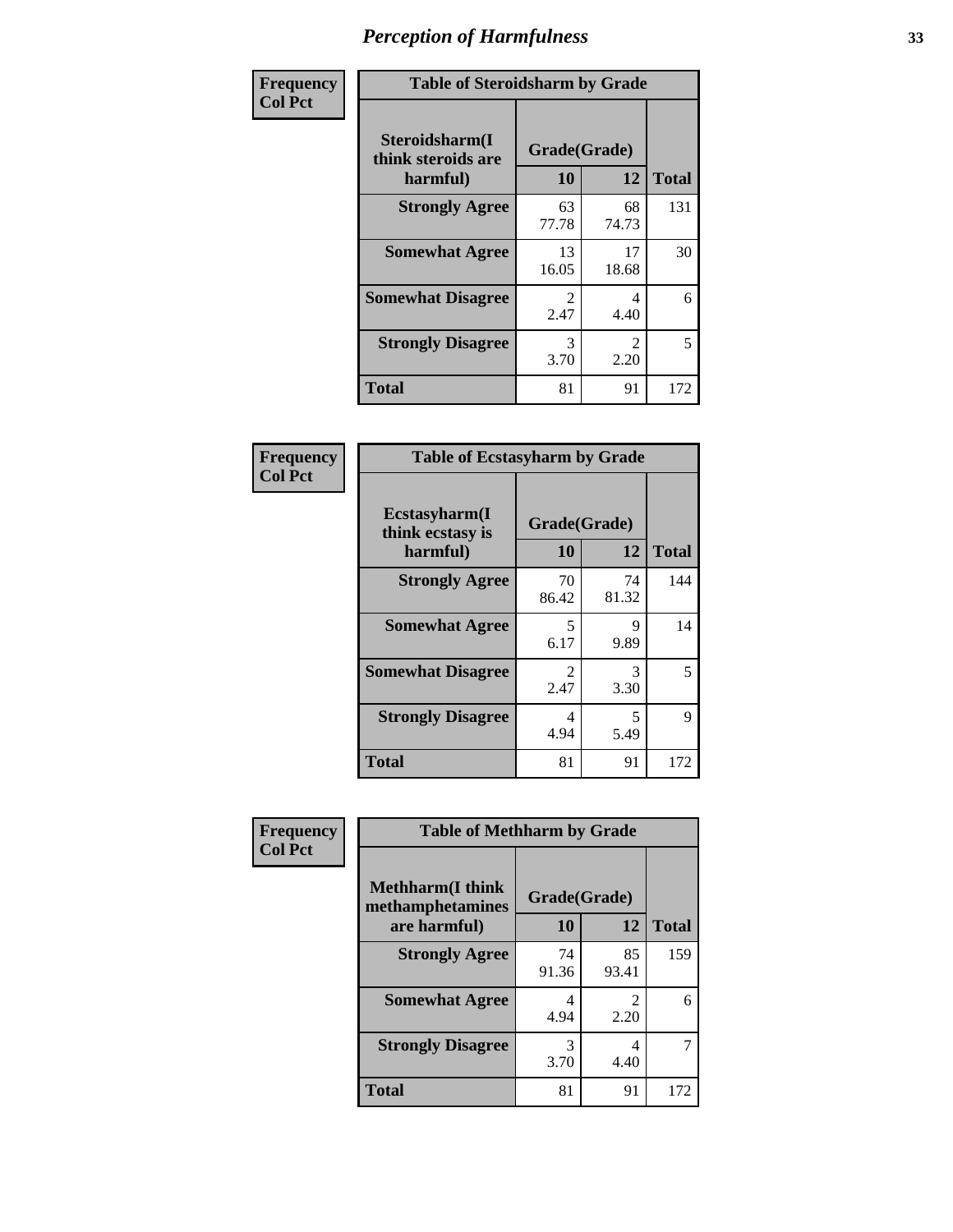# Perception of Harmfulness

| Frequency<br>Col Pct | Table of Steroidsharm by Grade | | |
|---|---|---|---|
| Steroidsharm(I think steroids are harmful) | Grade(Grade) | | |
| | 10 | 12 | Total |
| Strongly Agree | 63<br>77.78 | 68<br>74.73 | 131 |
| Somewhat Agree | 13<br>16.05 | 17<br>18.68 | 30 |
| Somewhat Disagree | 2<br>2.47 | 4<br>4.40 | 6 |
| Strongly Disagree | 3<br>3.70 | 2<br>2.20 | 5 |
| Total | 81 | 91 | 172 |

| Frequency<br>Col Pct | Table of Ecstasyharm by Grade | | |
|---|---|---|---|
| Ecstasyharm(I think ecstasy is harmful) | Grade(Grade) | | |
| | 10 | 12 | Total |
| Strongly Agree | 70<br>86.42 | 74<br>81.32 | 144 |
| Somewhat Agree | 5<br>6.17 | 9<br>9.89 | 14 |
| Somewhat Disagree | 2<br>2.47 | 3<br>3.30 | 5 |
| Strongly Disagree | 4<br>4.94 | 5<br>5.49 | 9 |
| Total | 81 | 91 | 172 |

| Frequency<br>Col Pct | Table of Methharm by Grade | | |
|---|---|---|---|
| Methharm(I think methamphetamines are harmful) | Grade(Grade) | | |
| | 10 | 12 | Total |
| Strongly Agree | 74<br>91.36 | 85<br>93.41 | 159 |
| Somewhat Agree | 4<br>4.94 | 2<br>2.20 | 6 |
| Strongly Disagree | 3<br>3.70 | 4<br>4.40 | 7 |
| Total | 81 | 91 | 172 |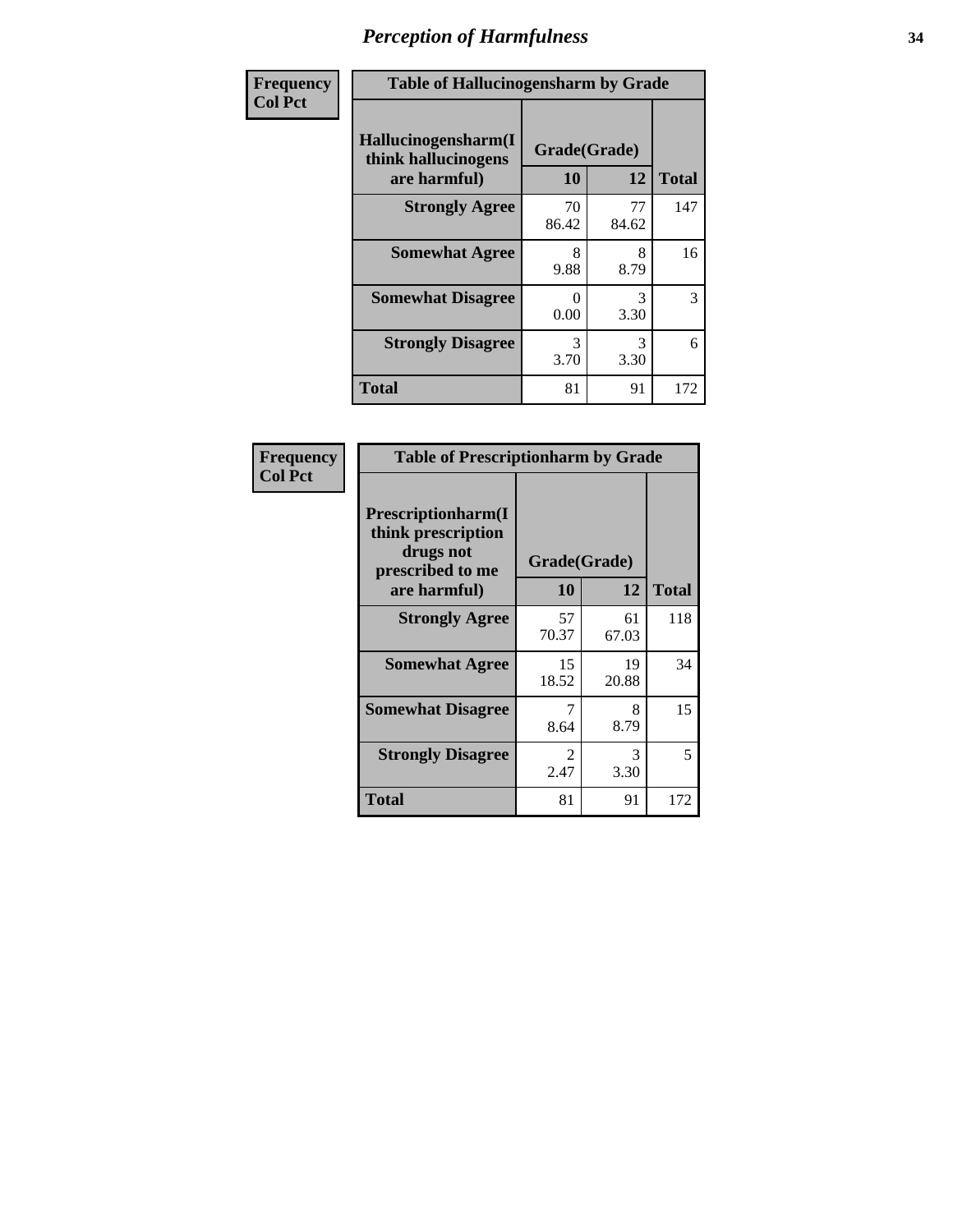# Perception of Harmfulness

| Frequency<br>Col Pct | Table of Hallucinogensharm by Grade | | |
|---|---|---|---|
| Hallucinogensharm(I think hallucinogens are harmful) | Grade(Grade) | | |
| | 10 | 12 | Total |
| Strongly Agree | 70<br>86.42 | 77<br>84.62 | 147 |
| Somewhat Agree | 8<br>9.88 | 8<br>8.79 | 16 |
| Somewhat Disagree | 0<br>0.00 | 3<br>3.30 | 3 |
| Strongly Disagree | 3<br>3.70 | 3<br>3.30 | 6 |
| Total | 81 | 91 | 172 |

| Frequency<br>Col Pct | Table of Prescriptionharm by Grade | | |
|---|---|---|---|
| Prescriptionharm(I think prescription drugs not prescribed to me are harmful) | Grade(Grade) | | |
| | 10 | 12 | Total |
| Strongly Agree | 57<br>70.37 | 61<br>67.03 | 118 |
| Somewhat Agree | 15<br>18.52 | 19<br>20.88 | 34 |
| Somewhat Disagree | 7<br>8.64 | 8<br>8.79 | 15 |
| Strongly Disagree | 2<br>2.47 | 3<br>3.30 | 5 |
| Total | 81 | 91 | 172 |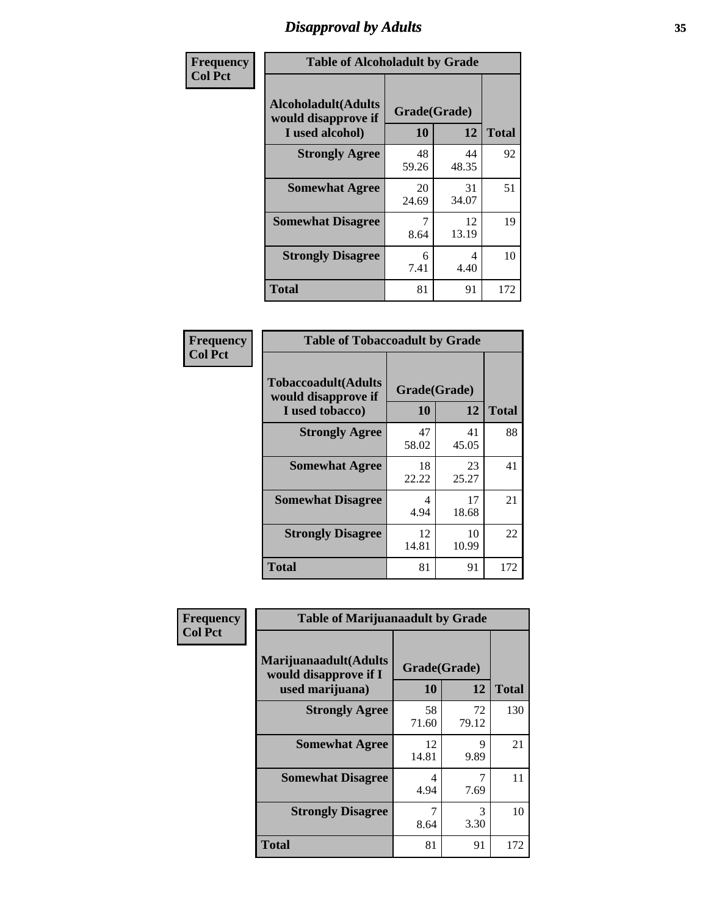# Disapproval by Adults

| Frequency<br>Col Pct |
|---|

**Table of Alcoholadult by Grade**

| Alcoholadult(Adults would disapprove if I used alcohol) | Grade(Grade) 10 | 12 | Total |
|---|---|---|---|
| **Strongly Agree** | 48<br>59.26 | 44<br>48.35 | 92 |
| **Somewhat Agree** | 20<br>24.69 | 31<br>34.07 | 51 |
| **Somewhat Disagree** | 7<br>8.64 | 12<br>13.19 | 19 |
| **Strongly Disagree** | 6<br>7.41 | 4<br>4.40 | 10 |
| **Total** | 81 | 91 | 172 |

| Frequency<br>Col Pct |
|---|

**Table of Tobaccoadult by Grade**

| Tobaccoadult(Adults would disapprove if I used tobacco) | Grade(Grade) 10 | 12 | Total |
|---|---|---|---|
| **Strongly Agree** | 47<br>58.02 | 41<br>45.05 | 88 |
| **Somewhat Agree** | 18<br>22.22 | 23<br>25.27 | 41 |
| **Somewhat Disagree** | 4<br>4.94 | 17<br>18.68 | 21 |
| **Strongly Disagree** | 12<br>14.81 | 10<br>10.99 | 22 |
| **Total** | 81 | 91 | 172 |

| Frequency<br>Col Pct |
|---|

**Table of Marijuanaadult by Grade**

| Marijuanaadult(Adults would disapprove if I used marijuana) | Grade(Grade) 10 | 12 | Total |
|---|---|---|---|
| **Strongly Agree** | 58<br>71.60 | 72<br>79.12 | 130 |
| **Somewhat Agree** | 12<br>14.81 | 9<br>9.89 | 21 |
| **Somewhat Disagree** | 4<br>4.94 | 7<br>7.69 | 11 |
| **Strongly Disagree** | 7<br>8.64 | 3<br>3.30 | 10 |
| **Total** | 81 | 91 | 172 |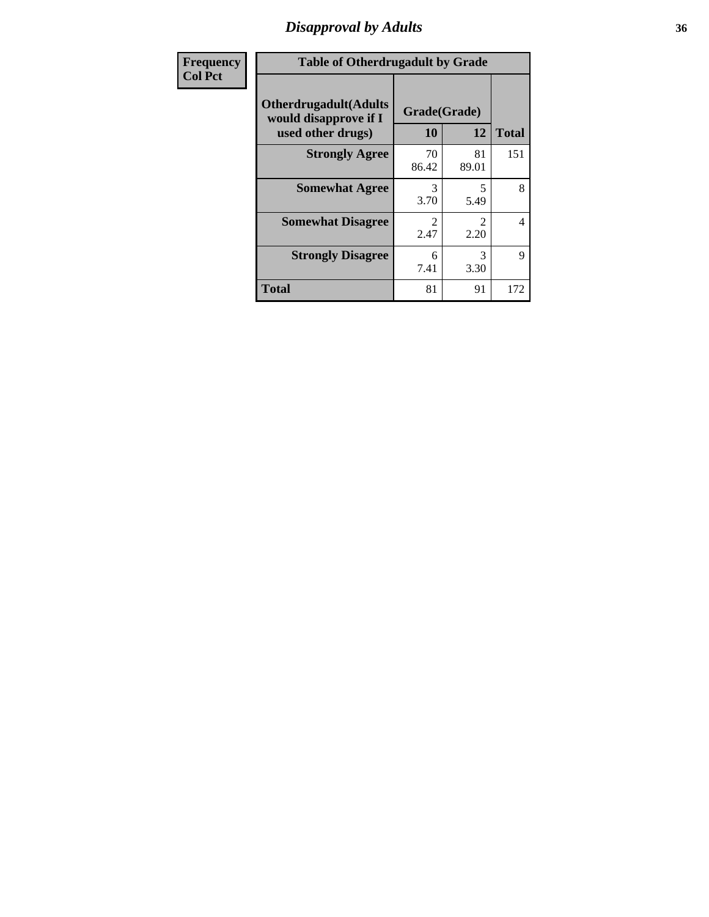# Disapproval by Adults

| Frequency Col Pct | Table of Otherdrugadult by Grade | | |
|---|---|---|---|
| Otherdrugadult(Adults would disapprove if I used other drugs) | Grade(Grade) | | |
| | 10 | 12 | Total |
| Strongly Agree | 70 86.42 | 81 89.01 | 151 |
| Somewhat Agree | 3 3.70 | 5 5.49 | 8 |
| Somewhat Disagree | 2 2.47 | 2 2.20 | 4 |
| Strongly Disagree | 6 7.41 | 3 3.30 | 9 |
| Total | 81 | 91 | 172 |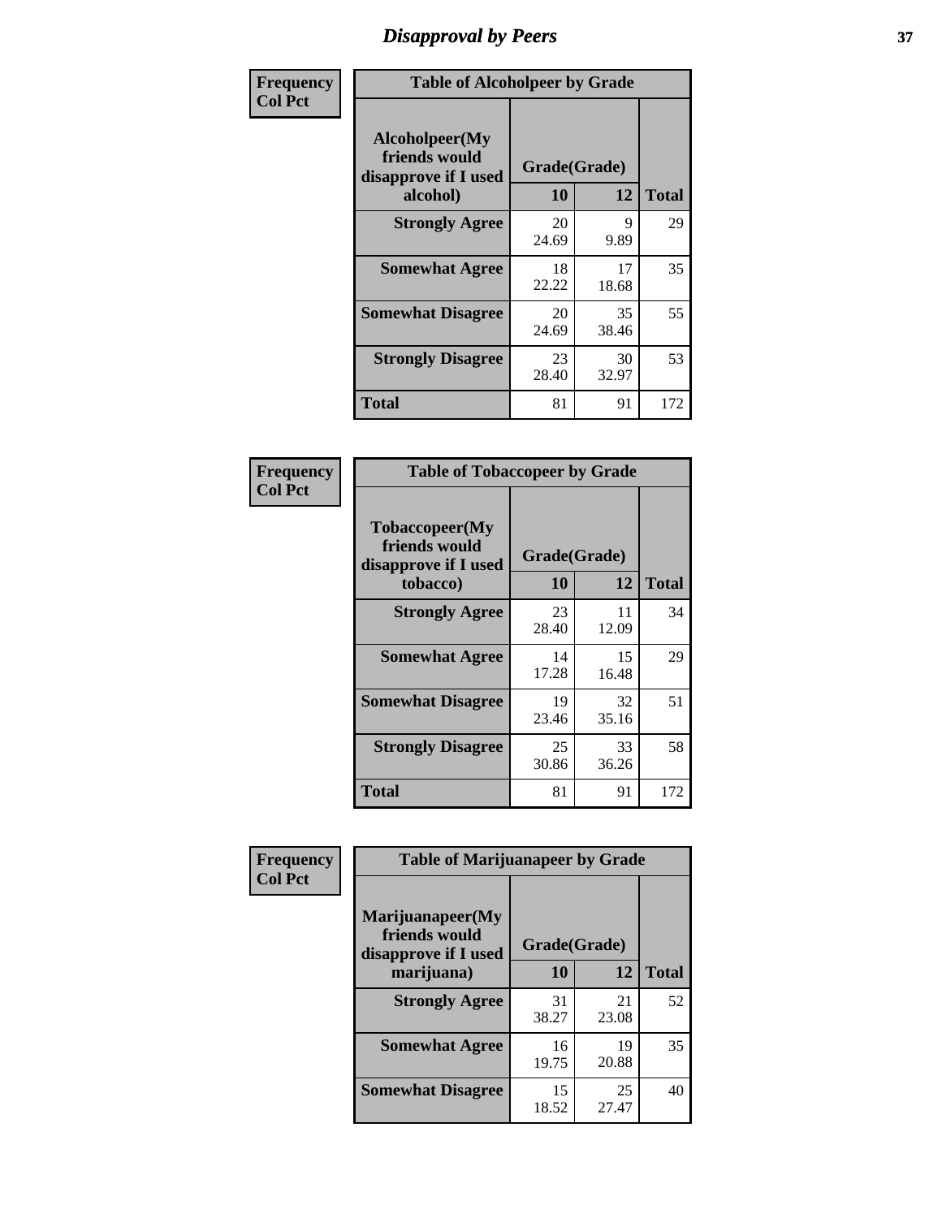# Disapproval by Peers

| Frequency<br>Col Pct | Table of Alcoholpeer by Grade | | |
|---|---|---|---|
| Alcoholpeer(My friends would disapprove if I used alcohol) | Grade(Grade) | | |
| | 10 | 12 | Total |
| Strongly Agree | 20<br>24.69 | 9<br>9.89 | 29 |
| Somewhat Agree | 18<br>22.22 | 17<br>18.68 | 35 |
| Somewhat Disagree | 20<br>24.69 | 35<br>38.46 | 55 |
| Strongly Disagree | 23<br>28.40 | 30<br>32.97 | 53 |
| Total | 81 | 91 | 172 |

| Frequency<br>Col Pct | Table of Tobaccopeer by Grade | | |
|---|---|---|---|
| Tobaccopeer(My friends would disapprove if I used tobacco) | Grade(Grade) | | |
| | 10 | 12 | Total |
| Strongly Agree | 23<br>28.40 | 11<br>12.09 | 34 |
| Somewhat Agree | 14<br>17.28 | 15<br>16.48 | 29 |
| Somewhat Disagree | 19<br>23.46 | 32<br>35.16 | 51 |
| Strongly Disagree | 25<br>30.86 | 33<br>36.26 | 58 |
| Total | 81 | 91 | 172 |

| Frequency<br>Col Pct | Table of Marijuanapeer by Grade | | |
|---|---|---|---|
| Marijuanapeer(My friends would disapprove if I used marijuana) | Grade(Grade) | | |
| | 10 | 12 | Total |
| Strongly Agree | 31<br>38.27 | 21<br>23.08 | 52 |
| Somewhat Agree | 16<br>19.75 | 19<br>20.88 | 35 |
| Somewhat Disagree | 15<br>18.52 | 25<br>27.47 | 40 |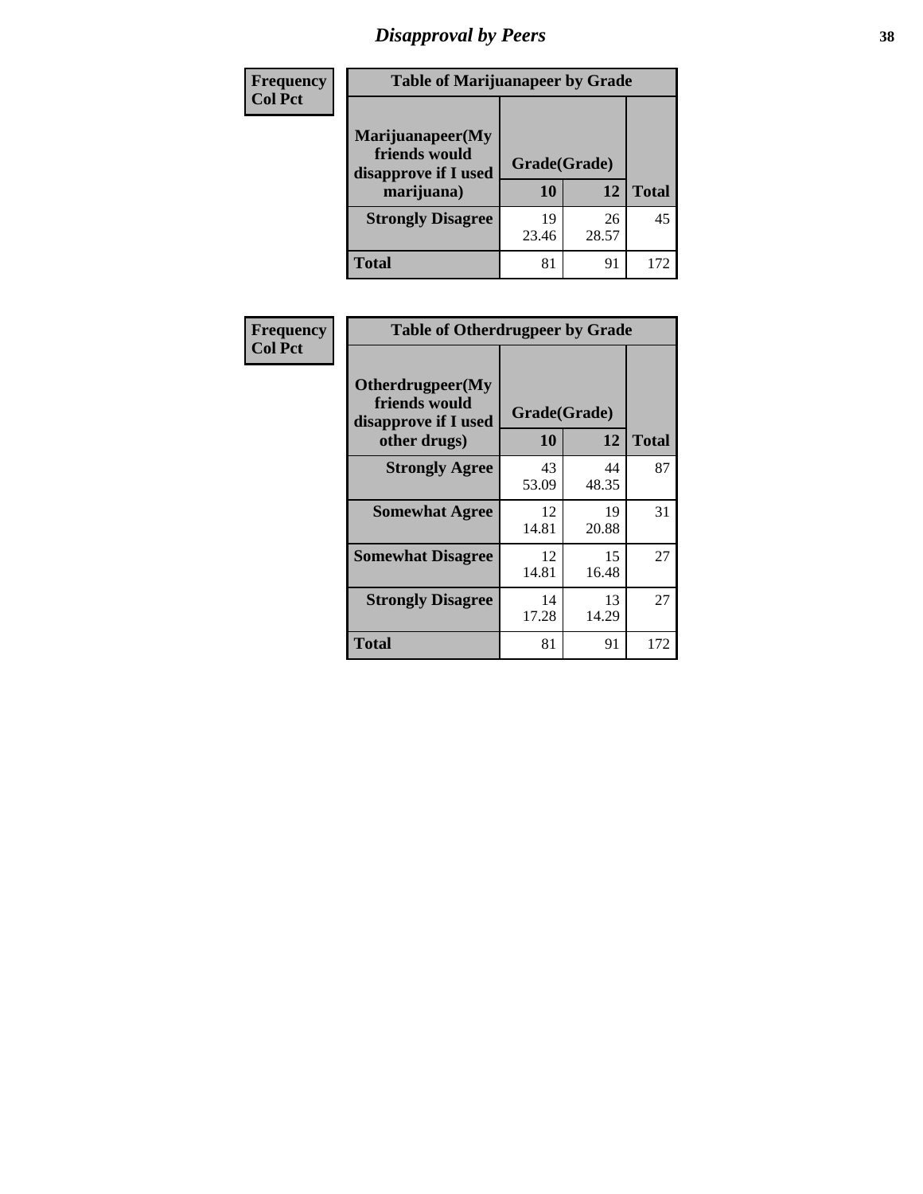# Disapproval by Peers

| Frequency<br>Col Pct | Table of Marijuanapeer by Grade | | |
|---|---|---|---|
| Marijuanapeer(My friends would disapprove if I used marijuana) | Grade(Grade) | | |
| | 10 | 12 | Total |
| Strongly Disagree | 19<br>23.46 | 26<br>28.57 | 45 |
| Total | 81 | 91 | 172 |

| Frequency<br>Col Pct | Table of Otherdrugpeer by Grade | | |
|---|---|---|---|
| Otherdrugpeer(My friends would disapprove if I used other drugs) | Grade(Grade) | | |
| | 10 | 12 | Total |
| Strongly Agree | 43<br>53.09 | 44<br>48.35 | 87 |
| Somewhat Agree | 12<br>14.81 | 19<br>20.88 | 31 |
| Somewhat Disagree | 12<br>14.81 | 15<br>16.48 | 27 |
| Strongly Disagree | 14<br>17.28 | 13<br>14.29 | 27 |
| Total | 81 | 91 | 172 |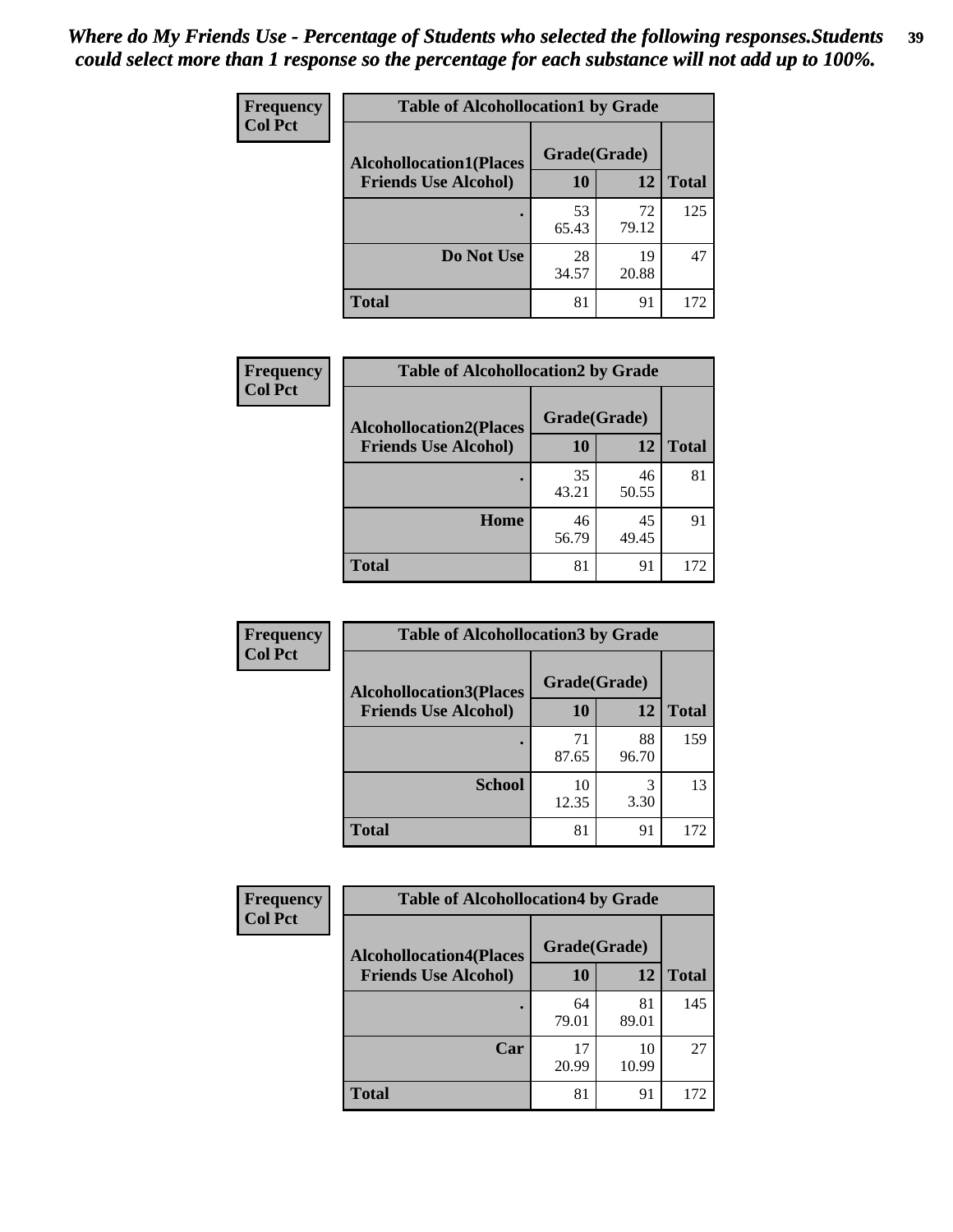*Where do My Friends Use - Percentage of Students who selected the following responses.Students could select more than 1 response so the percentage for each substance will not add up to 100%.*

**Frequency**
**Col Pct**

| Table of Alcohollocation1 by Grade | | | |
|---|---|---|---|
| **Alcohollocation1(Places Friends Use Alcohol)** | **Grade(Grade)** | | **Total** |
| | **10** | **12** | |
| **.** | 53<br>65.43 | 72<br>79.12 | 125 |
| **Do Not Use** | 28<br>34.57 | 19<br>20.88 | 47 |
| **Total** | 81 | 91 | 172 |

**Frequency**
**Col Pct**

| Table of Alcohollocation2 by Grade | | | |
|---|---|---|---|
| **Alcohollocation2(Places Friends Use Alcohol)** | **Grade(Grade)** | | **Total** |
| | **10** | **12** | |
| **.** | 35<br>43.21 | 46<br>50.55 | 81 |
| **Home** | 46<br>56.79 | 45<br>49.45 | 91 |
| **Total** | 81 | 91 | 172 |

**Frequency**
**Col Pct**

| Table of Alcohollocation3 by Grade | | | |
|---|---|---|---|
| **Alcohollocation3(Places Friends Use Alcohol)** | **Grade(Grade)** | | **Total** |
| | **10** | **12** | |
| **.** | 71<br>87.65 | 88<br>96.70 | 159 |
| **School** | 10<br>12.35 | 3<br>3.30 | 13 |
| **Total** | 81 | 91 | 172 |

**Frequency**
**Col Pct**

| Table of Alcohollocation4 by Grade | | | |
|---|---|---|---|
| **Alcohollocation4(Places Friends Use Alcohol)** | **Grade(Grade)** | | **Total** |
| | **10** | **12** | |
| **.** | 64<br>79.01 | 81<br>89.01 | 145 |
| **Car** | 17<br>20.99 | 10<br>10.99 | 27 |
| **Total** | 81 | 91 | 172 |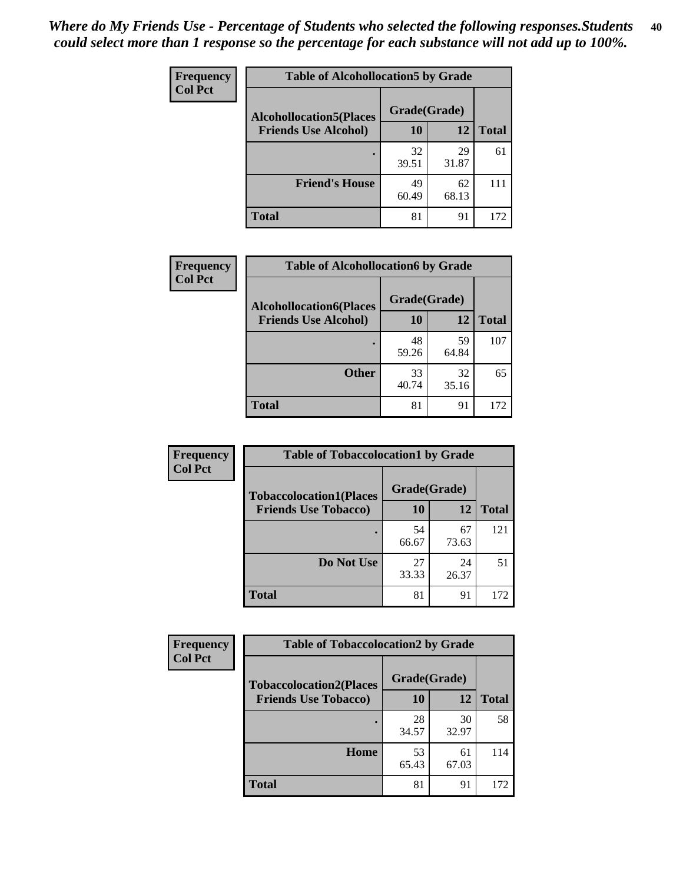*Where do My Friends Use - Percentage of Students who selected the following responses.Students could select more than 1 response so the percentage for each substance will not add up to 100%.*

**Frequency**
**Col Pct**

| Table of Alcohollocation5 by Grade | | | |
|---|---|---|---|
| **Alcohollocation5(Places Friends Use Alcohol)** | **Grade(Grade)** | | |
| | **10** | **12** | **Total** |
| **.** | 32<br>39.51 | 29<br>31.87 | 61 |
| **Friend's House** | 49<br>60.49 | 62<br>68.13 | 111 |
| **Total** | 81 | 91 | 172 |

**Frequency**
**Col Pct**

| Table of Alcohollocation6 by Grade | | | |
|---|---|---|---|
| **Alcohollocation6(Places Friends Use Alcohol)** | **Grade(Grade)** | | |
| | **10** | **12** | **Total** |
| **.** | 48<br>59.26 | 59<br>64.84 | 107 |
| **Other** | 33<br>40.74 | 32<br>35.16 | 65 |
| **Total** | 81 | 91 | 172 |

**Frequency**
**Col Pct**

| Table of Tobaccolocation1 by Grade | | | |
|---|---|---|---|
| **Tobaccolocation1(Places Friends Use Tobacco)** | **Grade(Grade)** | | |
| | **10** | **12** | **Total** |
| **.** | 54<br>66.67 | 67<br>73.63 | 121 |
| **Do Not Use** | 27<br>33.33 | 24<br>26.37 | 51 |
| **Total** | 81 | 91 | 172 |

**Frequency**
**Col Pct**

| Table of Tobaccolocation2 by Grade | | | |
|---|---|---|---|
| **Tobaccolocation2(Places Friends Use Tobacco)** | **Grade(Grade)** | | |
| | **10** | **12** | **Total** |
| **.** | 28<br>34.57 | 30<br>32.97 | 58 |
| **Home** | 53<br>65.43 | 61<br>67.03 | 114 |
| **Total** | 81 | 91 | 172 |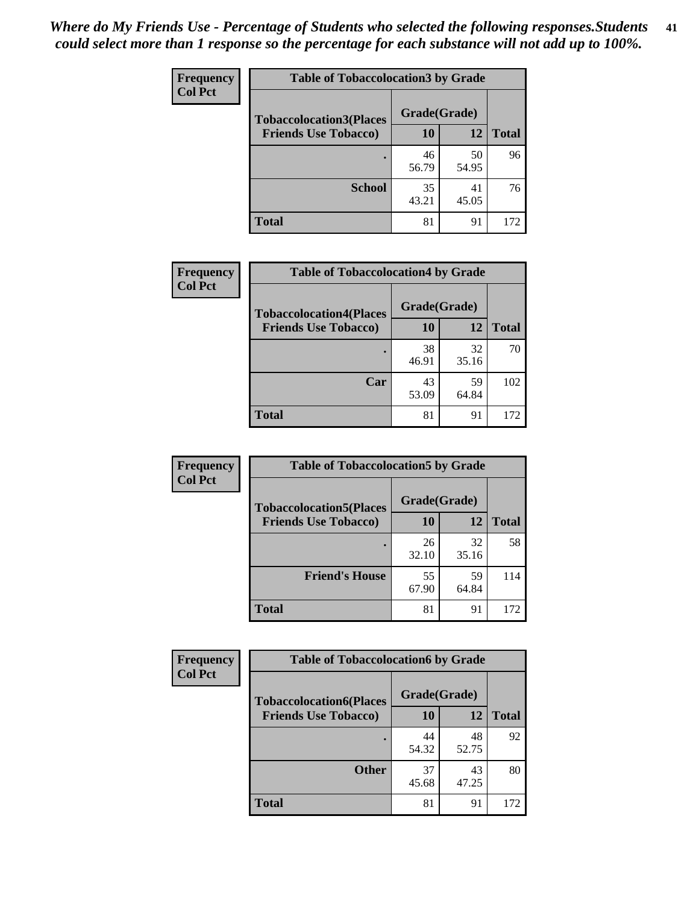*Where do My Friends Use - Percentage of Students who selected the following responses.Students could select more than 1 response so the percentage for each substance will not add up to 100%.*

**Frequency**
**Col Pct**

| Table of Tobaccolocation3 by Grade | | | |
|---|---|---|---|
| **Tobaccolocation3(Places Friends Use Tobacco)** | **Grade(Grade)** | | |
| | **10** | **12** | **Total** |
| **.** | 46<br>56.79 | 50<br>54.95 | 96 |
| **School** | 35<br>43.21 | 41<br>45.05 | 76 |
| **Total** | 81 | 91 | 172 |

**Frequency**
**Col Pct**

| Table of Tobaccolocation4 by Grade | | | |
|---|---|---|---|
| **Tobaccolocation4(Places Friends Use Tobacco)** | **Grade(Grade)** | | |
| | **10** | **12** | **Total** |
| **.** | 38<br>46.91 | 32<br>35.16 | 70 |
| **Car** | 43<br>53.09 | 59<br>64.84 | 102 |
| **Total** | 81 | 91 | 172 |

**Frequency**
**Col Pct**

| Table of Tobaccolocation5 by Grade | | | |
|---|---|---|---|
| **Tobaccolocation5(Places Friends Use Tobacco)** | **Grade(Grade)** | | |
| | **10** | **12** | **Total** |
| **.** | 26<br>32.10 | 32<br>35.16 | 58 |
| **Friend's House** | 55<br>67.90 | 59<br>64.84 | 114 |
| **Total** | 81 | 91 | 172 |

**Frequency**
**Col Pct**

| Table of Tobaccolocation6 by Grade | | | |
|---|---|---|---|
| **Tobaccolocation6(Places Friends Use Tobacco)** | **Grade(Grade)** | | |
| | **10** | **12** | **Total** |
| **.** | 44<br>54.32 | 48<br>52.75 | 92 |
| **Other** | 37<br>45.68 | 43<br>47.25 | 80 |
| **Total** | 81 | 91 | 172 |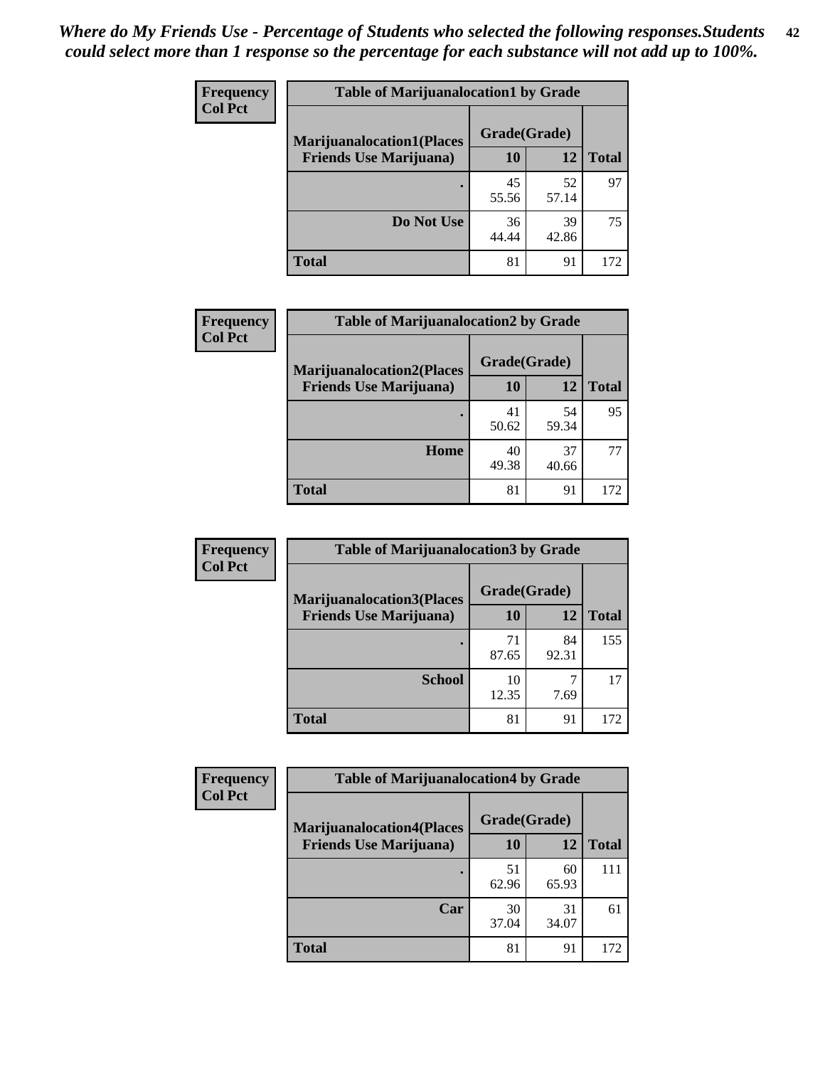*Where do My Friends Use - Percentage of Students who selected the following responses.Students could select more than 1 response so the percentage for each substance will not add up to 100%.*

**Frequency**
**Col Pct**

| Table of Marijuanalocation1 by Grade | | | |
|---|---|---|---|
| **Marijuanalocation1(Places Friends Use Marijuana)** | **Grade(Grade)** | | **Total** |
| | **10** | **12** | |
| **.** | 45<br>55.56 | 52<br>57.14 | 97 |
| **Do Not Use** | 36<br>44.44 | 39<br>42.86 | 75 |
| **Total** | 81 | 91 | 172 |

**Frequency**
**Col Pct**

| Table of Marijuanalocation2 by Grade | | | |
|---|---|---|---|
| **Marijuanalocation2(Places Friends Use Marijuana)** | **Grade(Grade)** | | **Total** |
| | **10** | **12** | |
| **.** | 41<br>50.62 | 54<br>59.34 | 95 |
| **Home** | 40<br>49.38 | 37<br>40.66 | 77 |
| **Total** | 81 | 91 | 172 |

**Frequency**
**Col Pct**

| Table of Marijuanalocation3 by Grade | | | |
|---|---|---|---|
| **Marijuanalocation3(Places Friends Use Marijuana)** | **Grade(Grade)** | | **Total** |
| | **10** | **12** | |
| **.** | 71<br>87.65 | 84<br>92.31 | 155 |
| **School** | 10<br>12.35 | 7<br>7.69 | 17 |
| **Total** | 81 | 91 | 172 |

**Frequency**
**Col Pct**

| Table of Marijuanalocation4 by Grade | | | |
|---|---|---|---|
| **Marijuanalocation4(Places Friends Use Marijuana)** | **Grade(Grade)** | | **Total** |
| | **10** | **12** | |
| **.** | 51<br>62.96 | 60<br>65.93 | 111 |
| **Car** | 30<br>37.04 | 31<br>34.07 | 61 |
| **Total** | 81 | 91 | 172 |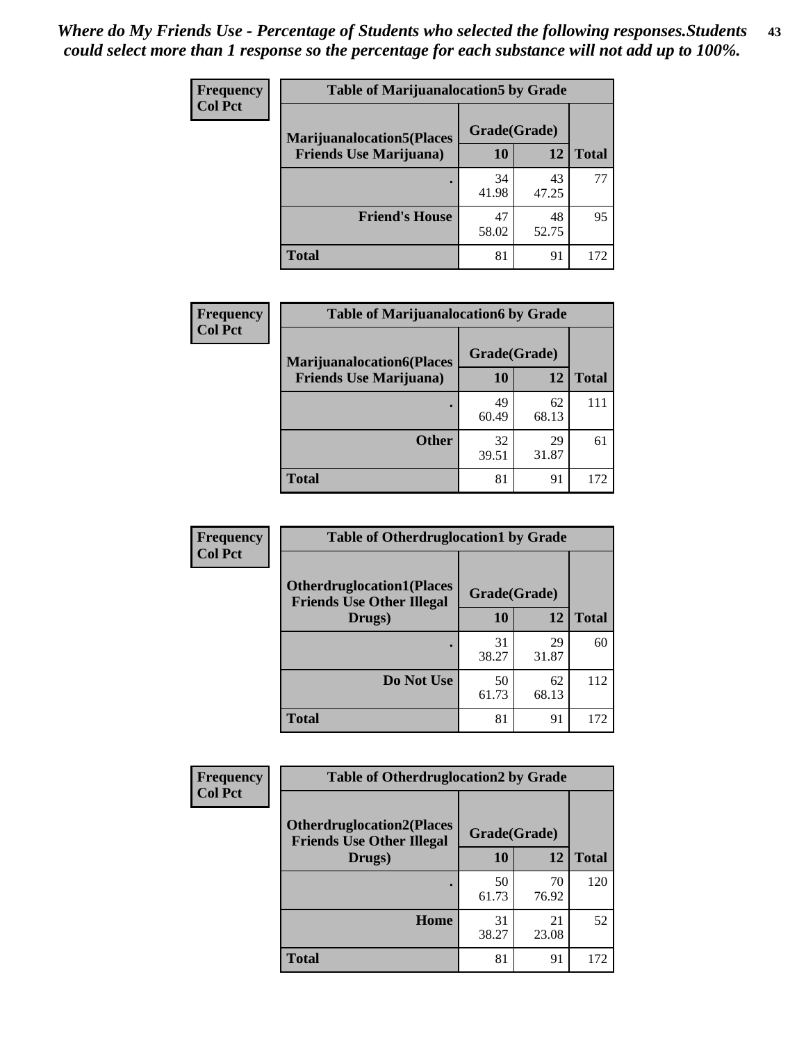*Where do My Friends Use - Percentage of Students who selected the following responses.Students could select more than 1 response so the percentage for each substance will not add up to 100%.*

**Frequency**
**Col Pct**

| Table of Marijuanalocation5 by Grade | | | |
|---|---|---|---|
| **Marijuanalocation5(Places Friends Use Marijuana)** | **Grade(Grade)** | | **Total** |
| | **10** | **12** | |
| . | 34<br>41.98 | 43<br>47.25 | 77 |
| **Friend's House** | 47<br>58.02 | 48<br>52.75 | 95 |
| **Total** | 81 | 91 | 172 |

**Frequency**
**Col Pct**

| Table of Marijuanalocation6 by Grade | | | |
|---|---|---|---|
| **Marijuanalocation6(Places Friends Use Marijuana)** | **Grade(Grade)** | | **Total** |
| | **10** | **12** | |
| . | 49<br>60.49 | 62<br>68.13 | 111 |
| **Other** | 32<br>39.51 | 29<br>31.87 | 61 |
| **Total** | 81 | 91 | 172 |

**Frequency**
**Col Pct**

| Table of Otherdruglocation1 by Grade | | | |
|---|---|---|---|
| **Otherdruglocation1(Places Friends Use Other Illegal Drugs)** | **Grade(Grade)** | | **Total** |
| | **10** | **12** | |
| . | 31<br>38.27 | 29<br>31.87 | 60 |
| **Do Not Use** | 50<br>61.73 | 62<br>68.13 | 112 |
| **Total** | 81 | 91 | 172 |

**Frequency**
**Col Pct**

| Table of Otherdruglocation2 by Grade | | | |
|---|---|---|---|
| **Otherdruglocation2(Places Friends Use Other Illegal Drugs)** | **Grade(Grade)** | | **Total** |
| | **10** | **12** | |
| . | 50<br>61.73 | 70<br>76.92 | 120 |
| **Home** | 31<br>38.27 | 21<br>23.08 | 52 |
| **Total** | 81 | 91 | 172 |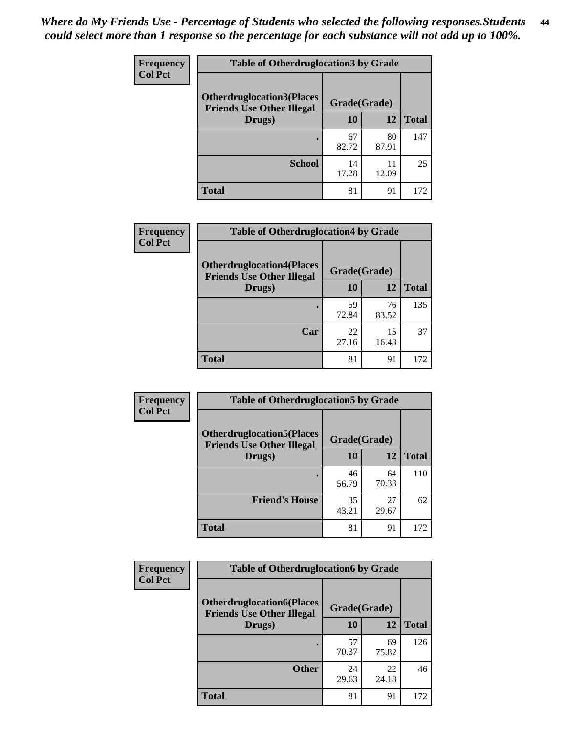*Where do My Friends Use - Percentage of Students who selected the following responses.Students could select more than 1 response so the percentage for each substance will not add up to 100%.*

**Frequency**
**Col Pct**

| Table of Otherdruglocation3 by Grade | | | |
|---|---|---|---|
| **Otherdruglocation3(Places Friends Use Other Illegal Drugs)** | **Grade(Grade)** | | **Total** |
| | **10** | **12** | |
| **.** | 67<br>82.72 | 80<br>87.91 | 147 |
| **School** | 14<br>17.28 | 11<br>12.09 | 25 |
| **Total** | 81 | 91 | 172 |

**Frequency**
**Col Pct**

| Table of Otherdruglocation4 by Grade | | | |
|---|---|---|---|
| **Otherdruglocation4(Places Friends Use Other Illegal Drugs)** | **Grade(Grade)** | | **Total** |
| | **10** | **12** | |
| **.** | 59<br>72.84 | 76<br>83.52 | 135 |
| **Car** | 22<br>27.16 | 15<br>16.48 | 37 |
| **Total** | 81 | 91 | 172 |

**Frequency**
**Col Pct**

| Table of Otherdruglocation5 by Grade | | | |
|---|---|---|---|
| **Otherdruglocation5(Places Friends Use Other Illegal Drugs)** | **Grade(Grade)** | | **Total** |
| | **10** | **12** | |
| **.** | 46<br>56.79 | 64<br>70.33 | 110 |
| **Friend's House** | 35<br>43.21 | 27<br>29.67 | 62 |
| **Total** | 81 | 91 | 172 |

**Frequency**
**Col Pct**

| Table of Otherdruglocation6 by Grade | | | |
|---|---|---|---|
| **Otherdruglocation6(Places Friends Use Other Illegal Drugs)** | **Grade(Grade)** | | **Total** |
| | **10** | **12** | |
| **.** | 57<br>70.37 | 69<br>75.82 | 126 |
| **Other** | 24<br>29.63 | 22<br>24.18 | 46 |
| **Total** | 81 | 91 | 172 |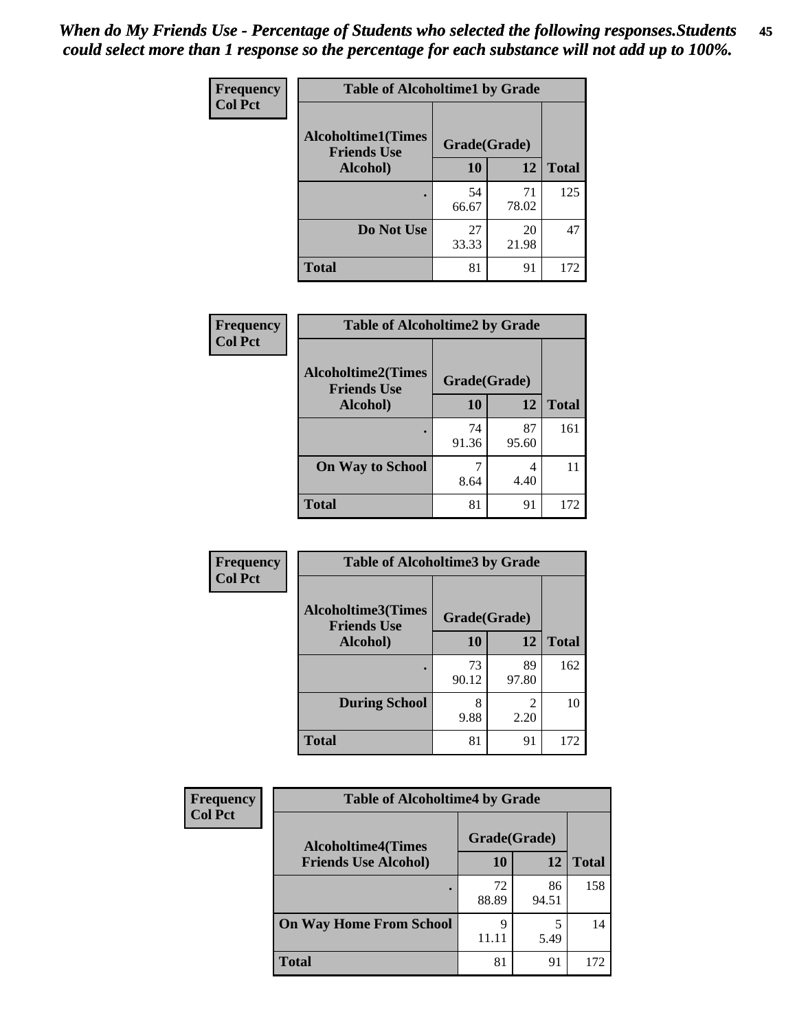*When do My Friends Use - Percentage of Students who selected the following responses.Students could select more than 1 response so the percentage for each substance will not add up to 100%.*

**Frequency / Col Pct**

| Table of Alcoholtime1 by Grade | | | |
|---|---|---|---|
| Alcoholtime1(Times Friends Use Alcohol) | Grade(Grade) | | |
| | 10 | 12 | Total |
| . | 54<br>66.67 | 71<br>78.02 | 125 |
| Do Not Use | 27<br>33.33 | 20<br>21.98 | 47 |
| Total | 81 | 91 | 172 |

**Frequency / Col Pct**

| Table of Alcoholtime2 by Grade | | | |
|---|---|---|---|
| Alcoholtime2(Times Friends Use Alcohol) | Grade(Grade) | | |
| | 10 | 12 | Total |
| . | 74<br>91.36 | 87<br>95.60 | 161 |
| On Way to School | 7<br>8.64 | 4<br>4.40 | 11 |
| Total | 81 | 91 | 172 |

**Frequency / Col Pct**

| Table of Alcoholtime3 by Grade | | | |
|---|---|---|---|
| Alcoholtime3(Times Friends Use Alcohol) | Grade(Grade) | | |
| | 10 | 12 | Total |
| . | 73<br>90.12 | 89<br>97.80 | 162 |
| During School | 8<br>9.88 | 2<br>2.20 | 10 |
| Total | 81 | 91 | 172 |

**Frequency / Col Pct**

| Table of Alcoholtime4 by Grade | | | |
|---|---|---|---|
| Alcoholtime4(Times Friends Use Alcohol) | Grade(Grade) | | |
| | 10 | 12 | Total |
| . | 72<br>88.89 | 86<br>94.51 | 158 |
| On Way Home From School | 9<br>11.11 | 5<br>5.49 | 14 |
| Total | 81 | 91 | 172 |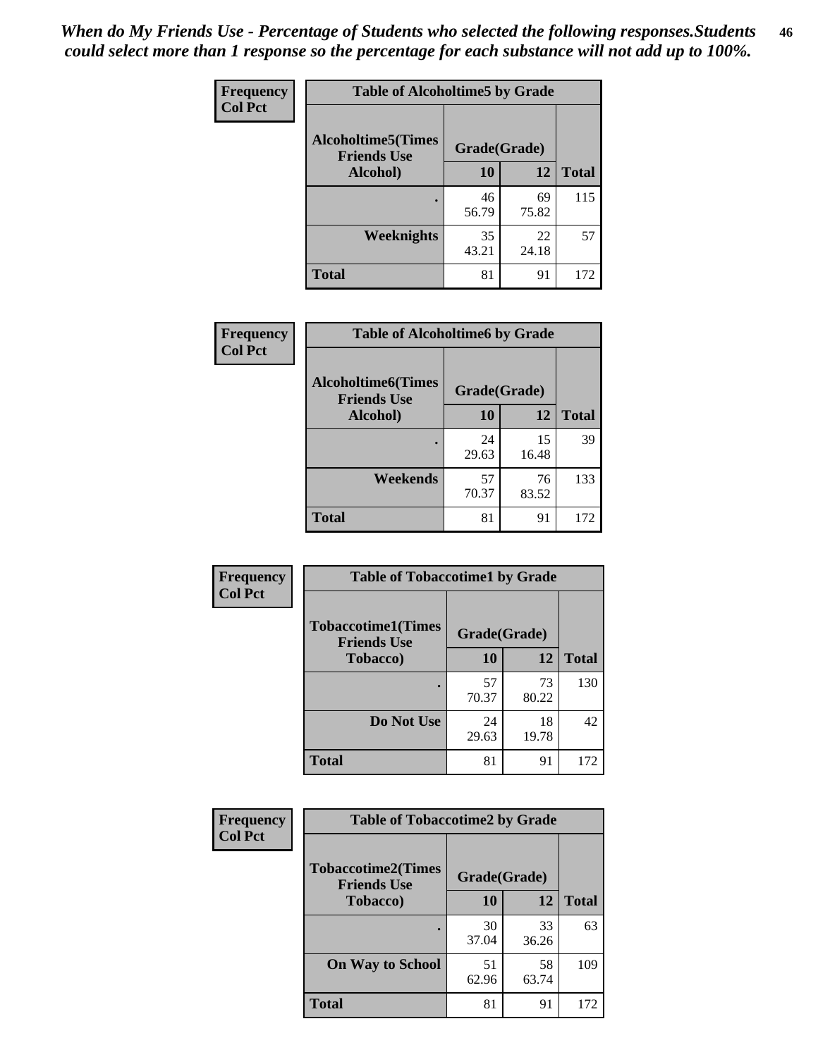*When do My Friends Use - Percentage of Students who selected the following responses.Students could select more than 1 response so the percentage for each substance will not add up to 100%.*

**Frequency**
**Col Pct**

| Table of Alcoholtime5 by Grade | | | |
|---|---|---|---|
| **Alcoholtime5(Times Friends Use Alcohol)** | **Grade(Grade)** | | **Total** |
| | **10** | **12** | |
| **.** | 46<br>56.79 | 69<br>75.82 | 115 |
| **Weeknights** | 35<br>43.21 | 22<br>24.18 | 57 |
| **Total** | 81 | 91 | 172 |

**Frequency**
**Col Pct**

| Table of Alcoholtime6 by Grade | | | |
|---|---|---|---|
| **Alcoholtime6(Times Friends Use Alcohol)** | **Grade(Grade)** | | **Total** |
| | **10** | **12** | |
| **.** | 24<br>29.63 | 15<br>16.48 | 39 |
| **Weekends** | 57<br>70.37 | 76<br>83.52 | 133 |
| **Total** | 81 | 91 | 172 |

**Frequency**
**Col Pct**

| Table of Tobaccotime1 by Grade | | | |
|---|---|---|---|
| **Tobaccotime1(Times Friends Use Tobacco)** | **Grade(Grade)** | | **Total** |
| | **10** | **12** | |
| **.** | 57<br>70.37 | 73<br>80.22 | 130 |
| **Do Not Use** | 24<br>29.63 | 18<br>19.78 | 42 |
| **Total** | 81 | 91 | 172 |

**Frequency**
**Col Pct**

| Table of Tobaccotime2 by Grade | | | |
|---|---|---|---|
| **Tobaccotime2(Times Friends Use Tobacco)** | **Grade(Grade)** | | **Total** |
| | **10** | **12** | |
| **.** | 30<br>37.04 | 33<br>36.26 | 63 |
| **On Way to School** | 51<br>62.96 | 58<br>63.74 | 109 |
| **Total** | 81 | 91 | 172 |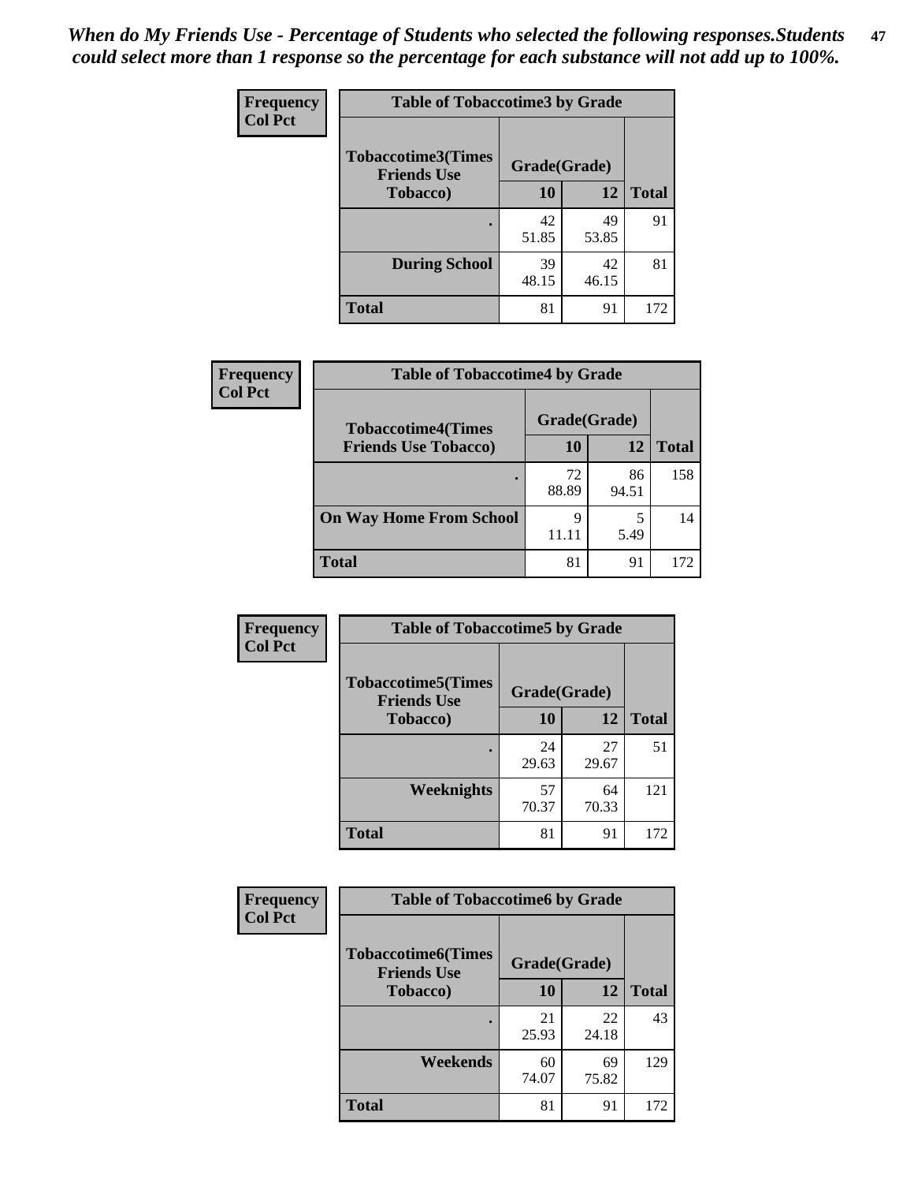*When do My Friends Use - Percentage of Students who selected the following responses.Students could select more than 1 response so the percentage for each substance will not add up to 100%.*

**Frequency**
**Col Pct**

| Table of Tobaccotime3 by Grade | | | |
|---|---|---|---|
| **Tobaccotime3(Times Friends Use Tobacco)** | **Grade(Grade)** | | **Total** |
| | **10** | **12** | |
| **.** | 42<br>51.85 | 49<br>53.85 | 91 |
| **During School** | 39<br>48.15 | 42<br>46.15 | 81 |
| **Total** | 81 | 91 | 172 |

**Frequency**
**Col Pct**

| Table of Tobaccotime4 by Grade | | | |
|---|---|---|---|
| **Tobaccotime4(Times Friends Use Tobacco)** | **Grade(Grade)** | | **Total** |
| | **10** | **12** | |
| **.** | 72<br>88.89 | 86<br>94.51 | 158 |
| **On Way Home From School** | 9<br>11.11 | 5<br>5.49 | 14 |
| **Total** | 81 | 91 | 172 |

**Frequency**
**Col Pct**

| Table of Tobaccotime5 by Grade | | | |
|---|---|---|---|
| **Tobaccotime5(Times Friends Use Tobacco)** | **Grade(Grade)** | | **Total** |
| | **10** | **12** | |
| **.** | 24<br>29.63 | 27<br>29.67 | 51 |
| **Weeknights** | 57<br>70.37 | 64<br>70.33 | 121 |
| **Total** | 81 | 91 | 172 |

**Frequency**
**Col Pct**

| Table of Tobaccotime6 by Grade | | | |
|---|---|---|---|
| **Tobaccotime6(Times Friends Use Tobacco)** | **Grade(Grade)** | | **Total** |
| | **10** | **12** | |
| **.** | 21<br>25.93 | 22<br>24.18 | 43 |
| **Weekends** | 60<br>74.07 | 69<br>75.82 | 129 |
| **Total** | 81 | 91 | 172 |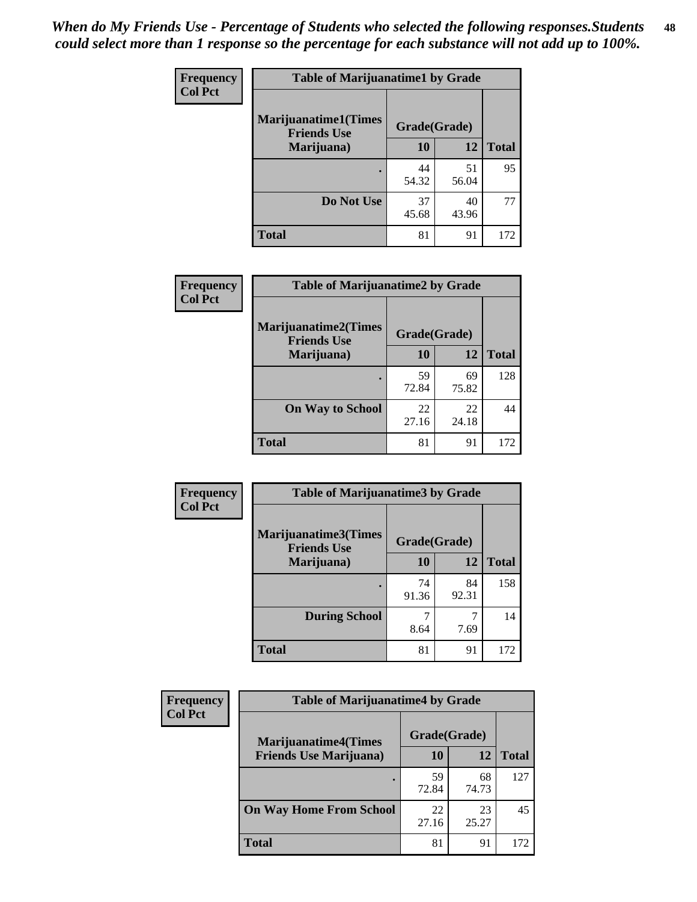*When do My Friends Use - Percentage of Students who selected the following responses.Students could select more than 1 response so the percentage for each substance will not add up to 100%.*

**Frequency**
**Col Pct**

| Table of Marijuanatime1 by Grade | | | |
|---|---|---|---|
| **Marijuanatime1(Times Friends Use Marijuana)** | **Grade(Grade)** | | |
| | **10** | **12** | **Total** |
| **.** | 44<br>54.32 | 51<br>56.04 | 95 |
| **Do Not Use** | 37<br>45.68 | 40<br>43.96 | 77 |
| **Total** | 81 | 91 | 172 |

**Frequency**
**Col Pct**

| Table of Marijuanatime2 by Grade | | | |
|---|---|---|---|
| **Marijuanatime2(Times Friends Use Marijuana)** | **Grade(Grade)** | | |
| | **10** | **12** | **Total** |
| **.** | 59<br>72.84 | 69<br>75.82 | 128 |
| **On Way to School** | 22<br>27.16 | 22<br>24.18 | 44 |
| **Total** | 81 | 91 | 172 |

**Frequency**
**Col Pct**

| Table of Marijuanatime3 by Grade | | | |
|---|---|---|---|
| **Marijuanatime3(Times Friends Use Marijuana)** | **Grade(Grade)** | | |
| | **10** | **12** | **Total** |
| **.** | 74<br>91.36 | 84<br>92.31 | 158 |
| **During School** | 7<br>8.64 | 7<br>7.69 | 14 |
| **Total** | 81 | 91 | 172 |

**Frequency**
**Col Pct**

| Table of Marijuanatime4 by Grade | | | |
|---|---|---|---|
| **Marijuanatime4(Times Friends Use Marijuana)** | **Grade(Grade)** | | |
| | **10** | **12** | **Total** |
| **.** | 59<br>72.84 | 68<br>74.73 | 127 |
| **On Way Home From School** | 22<br>27.16 | 23<br>25.27 | 45 |
| **Total** | 81 | 91 | 172 |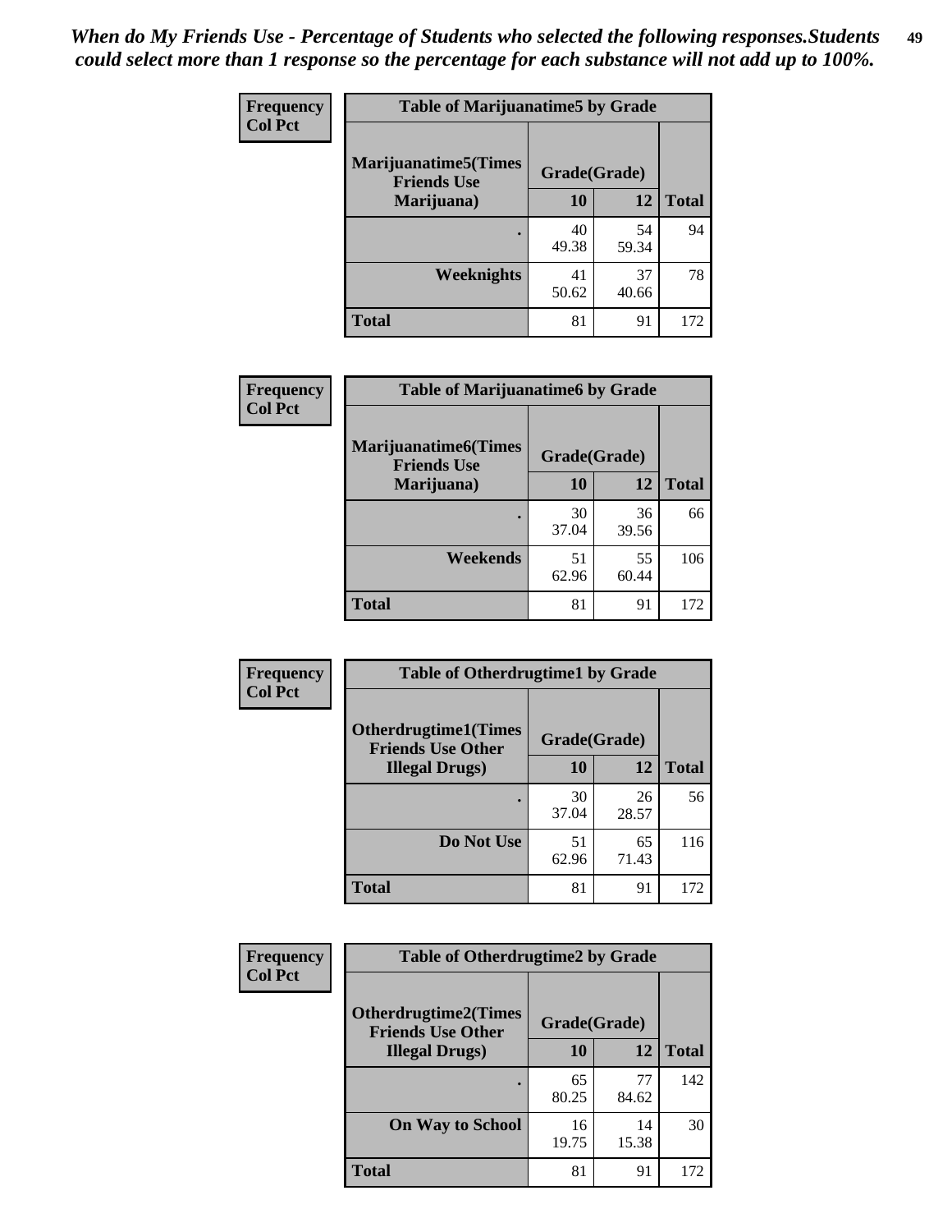*When do My Friends Use - Percentage of Students who selected the following responses.Students could select more than 1 response so the percentage for each substance will not add up to 100%.*

**Frequency**
**Col Pct**

| Table of Marijuanatime5 by Grade | | | |
|---|---|---|---|
| **Marijuanatime5(Times Friends Use Marijuana)** | **Grade(Grade)** | | **Total** |
| | **10** | **12** | |
| **.** | 40<br>49.38 | 54<br>59.34 | 94 |
| **Weeknights** | 41<br>50.62 | 37<br>40.66 | 78 |
| **Total** | 81 | 91 | 172 |

**Frequency**
**Col Pct**

| Table of Marijuanatime6 by Grade | | | |
|---|---|---|---|
| **Marijuanatime6(Times Friends Use Marijuana)** | **Grade(Grade)** | | **Total** |
| | **10** | **12** | |
| **.** | 30<br>37.04 | 36<br>39.56 | 66 |
| **Weekends** | 51<br>62.96 | 55<br>60.44 | 106 |
| **Total** | 81 | 91 | 172 |

**Frequency**
**Col Pct**

| Table of Otherdrugtime1 by Grade | | | |
|---|---|---|---|
| **Otherdrugtime1(Times Friends Use Other Illegal Drugs)** | **Grade(Grade)** | | **Total** |
| | **10** | **12** | |
| **.** | 30<br>37.04 | 26<br>28.57 | 56 |
| **Do Not Use** | 51<br>62.96 | 65<br>71.43 | 116 |
| **Total** | 81 | 91 | 172 |

**Frequency**
**Col Pct**

| Table of Otherdrugtime2 by Grade | | | |
|---|---|---|---|
| **Otherdrugtime2(Times Friends Use Other Illegal Drugs)** | **Grade(Grade)** | | **Total** |
| | **10** | **12** | |
| **.** | 65<br>80.25 | 77<br>84.62 | 142 |
| **On Way to School** | 16<br>19.75 | 14<br>15.38 | 30 |
| **Total** | 81 | 91 | 172 |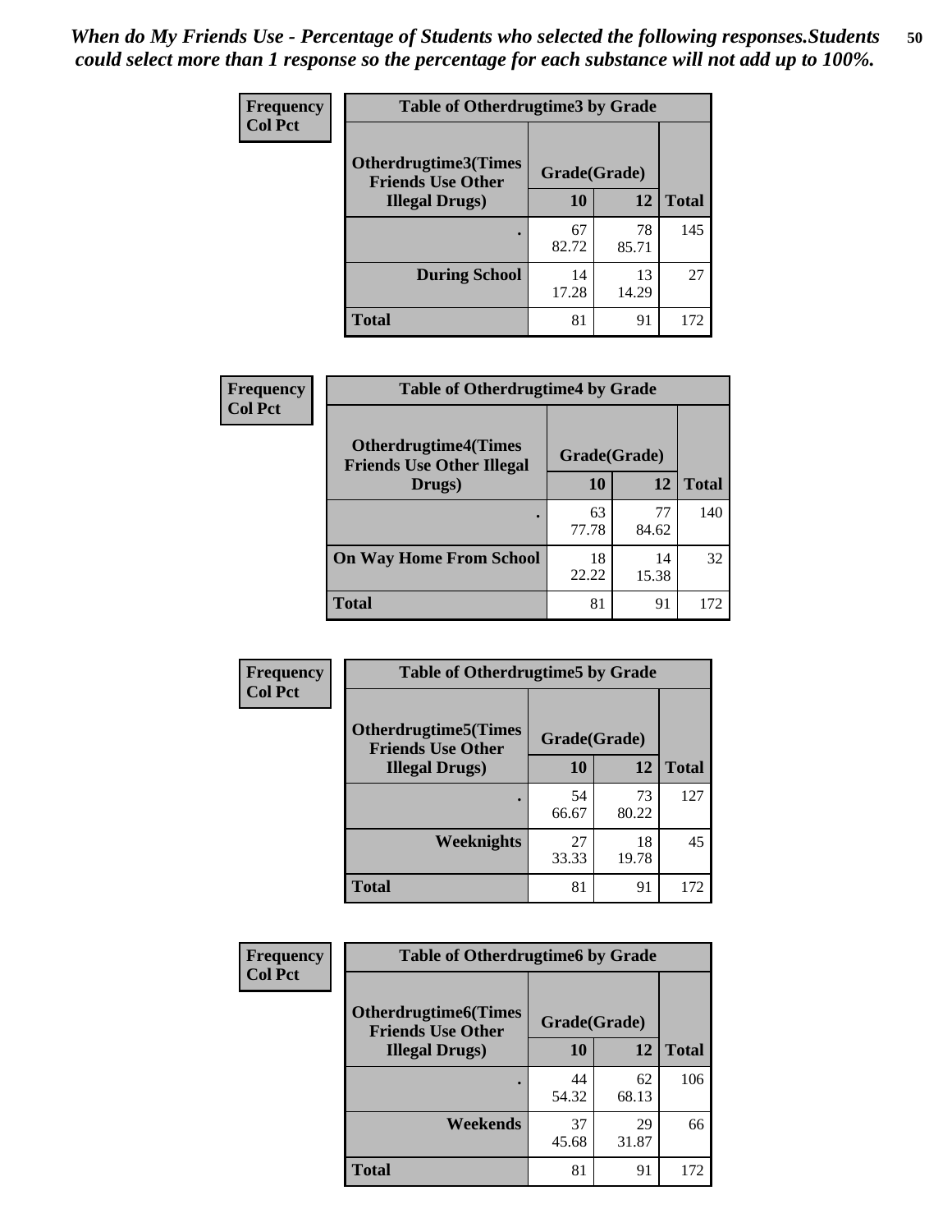*When do My Friends Use - Percentage of Students who selected the following responses.Students could select more than 1 response so the percentage for each substance will not add up to 100%.*

**Frequency**
**Col Pct**

| Table of Otherdrugtime3 by Grade | | | |
|---|---|---|---|
| Otherdrugtime3(Times Friends Use Other Illegal Drugs) | Grade(Grade) | | Total |
| | 10 | 12 | |
| . | 67<br>82.72 | 78<br>85.71 | 145 |
| During School | 14<br>17.28 | 13<br>14.29 | 27 |
| Total | 81 | 91 | 172 |

**Frequency**
**Col Pct**

| Table of Otherdrugtime4 by Grade | | | |
|---|---|---|---|
| Otherdrugtime4(Times Friends Use Other Illegal Drugs) | Grade(Grade) | | Total |
| | 10 | 12 | |
| . | 63<br>77.78 | 77<br>84.62 | 140 |
| On Way Home From School | 18<br>22.22 | 14<br>15.38 | 32 |
| Total | 81 | 91 | 172 |

**Frequency**
**Col Pct**

| Table of Otherdrugtime5 by Grade | | | |
|---|---|---|---|
| Otherdrugtime5(Times Friends Use Other Illegal Drugs) | Grade(Grade) | | Total |
| | 10 | 12 | |
| . | 54<br>66.67 | 73<br>80.22 | 127 |
| Weeknights | 27<br>33.33 | 18<br>19.78 | 45 |
| Total | 81 | 91 | 172 |

**Frequency**
**Col Pct**

| Table of Otherdrugtime6 by Grade | | | |
|---|---|---|---|
| Otherdrugtime6(Times Friends Use Other Illegal Drugs) | Grade(Grade) | | Total |
| | 10 | 12 | |
| . | 44<br>54.32 | 62<br>68.13 | 106 |
| Weekends | 37<br>45.68 | 29<br>31.87 | 66 |
| Total | 81 | 91 | 172 |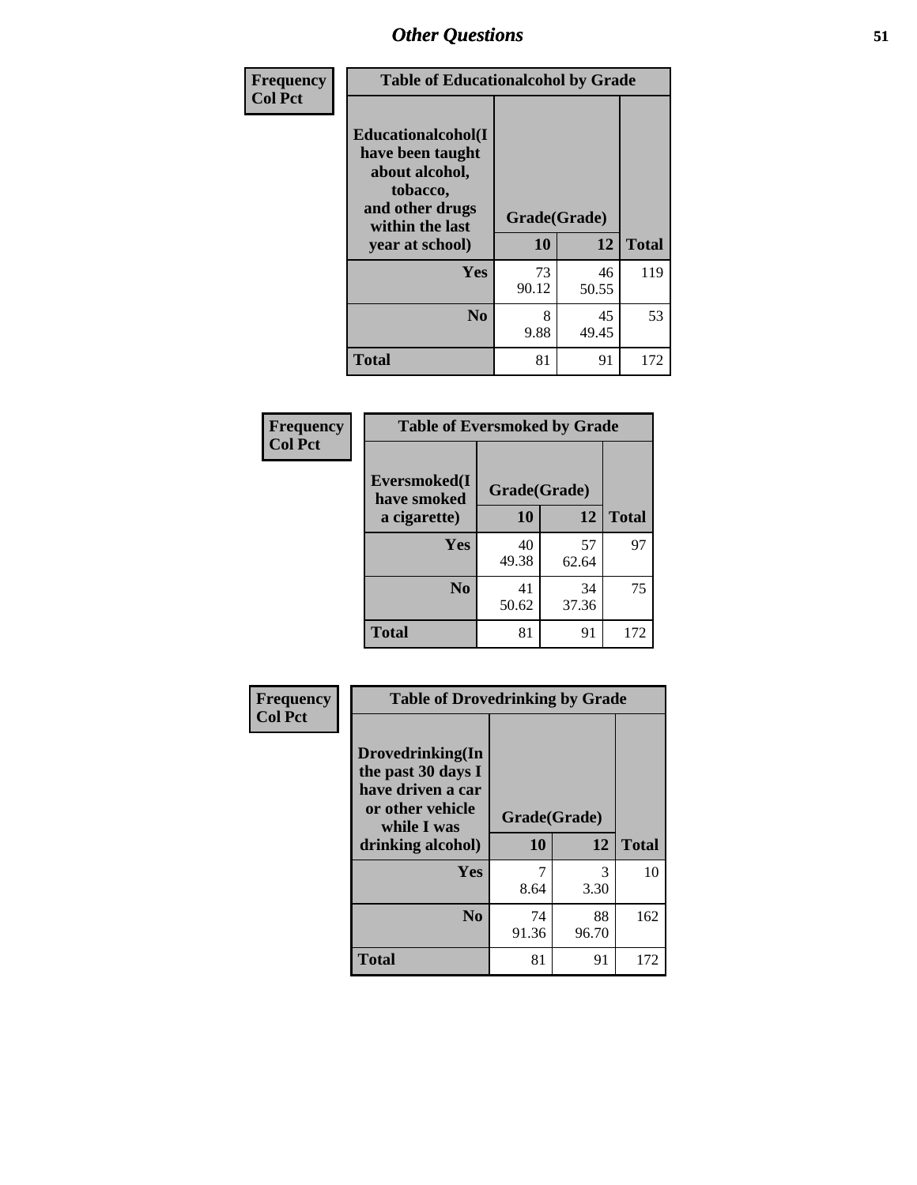## Other Questions

**Frequency**
**Col Pct**

| Table of Educationalcohol by Grade | | | |
|---|---|---|---|
| Educationalcohol(I have been taught about alcohol, tobacco, and other drugs within the last year at school) | Grade(Grade) | | |
| | 10 | 12 | Total |
| Yes | 73<br>90.12 | 46<br>50.55 | 119 |
| No | 8<br>9.88 | 45<br>49.45 | 53 |
| Total | 81 | 91 | 172 |

**Frequency**
**Col Pct**

| Table of Eversmoked by Grade | | | |
|---|---|---|---|
| Eversmoked(I have smoked a cigarette) | Grade(Grade) | | |
| | 10 | 12 | Total |
| Yes | 40<br>49.38 | 57<br>62.64 | 97 |
| No | 41<br>50.62 | 34<br>37.36 | 75 |
| Total | 81 | 91 | 172 |

**Frequency**
**Col Pct**

| Table of Drovedrinking by Grade | | | |
|---|---|---|---|
| Drovedrinking(In the past 30 days I have driven a car or other vehicle while I was drinking alcohol) | Grade(Grade) | | |
| | 10 | 12 | Total |
| Yes | 7<br>8.64 | 3<br>3.30 | 10 |
| No | 74<br>91.36 | 88<br>96.70 | 162 |
| Total | 81 | 91 | 172 |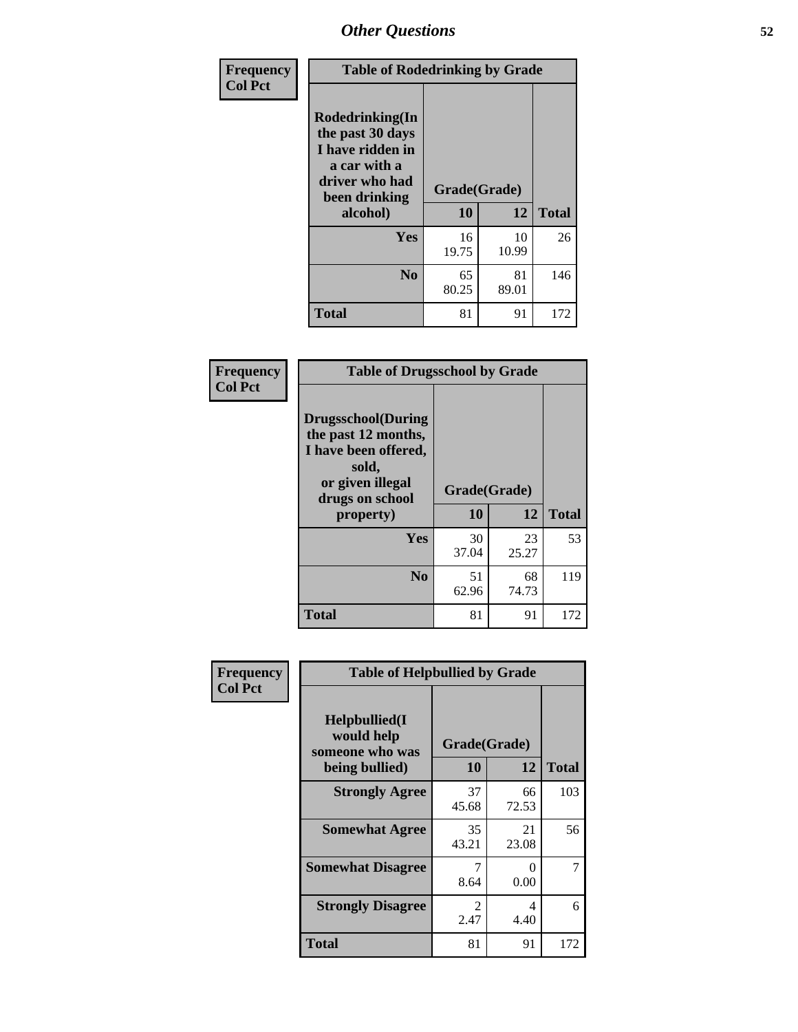## Other Questions

Frequency
Col Pct

| Table of Rodedrinking by Grade | | | |
|---|---|---|---|
| Rodedrinking(In the past 30 days I have ridden in a car with a driver who had been drinking alcohol) | Grade(Grade) | | |
| | 10 | 12 | Total |
| Yes | 16<br>19.75 | 10<br>10.99 | 26 |
| No | 65<br>80.25 | 81<br>89.01 | 146 |
| Total | 81 | 91 | 172 |

Frequency
Col Pct

| Table of Drugsschool by Grade | | | |
|---|---|---|---|
| Drugsschool(During the past 12 months, I have been offered, sold, or given illegal drugs on school property) | Grade(Grade) | | |
| | 10 | 12 | Total |
| Yes | 30<br>37.04 | 23<br>25.27 | 53 |
| No | 51<br>62.96 | 68<br>74.73 | 119 |
| Total | 81 | 91 | 172 |

Frequency
Col Pct

| Table of Helpbullied by Grade | | | |
|---|---|---|---|
| Helpbullied(I would help someone who was being bullied) | Grade(Grade) | | |
| | 10 | 12 | Total |
| Strongly Agree | 37<br>45.68 | 66<br>72.53 | 103 |
| Somewhat Agree | 35<br>43.21 | 21<br>23.08 | 56 |
| Somewhat Disagree | 7<br>8.64 | 0<br>0.00 | 7 |
| Strongly Disagree | 2<br>2.47 | 4<br>4.40 | 6 |
| Total | 81 | 91 | 172 |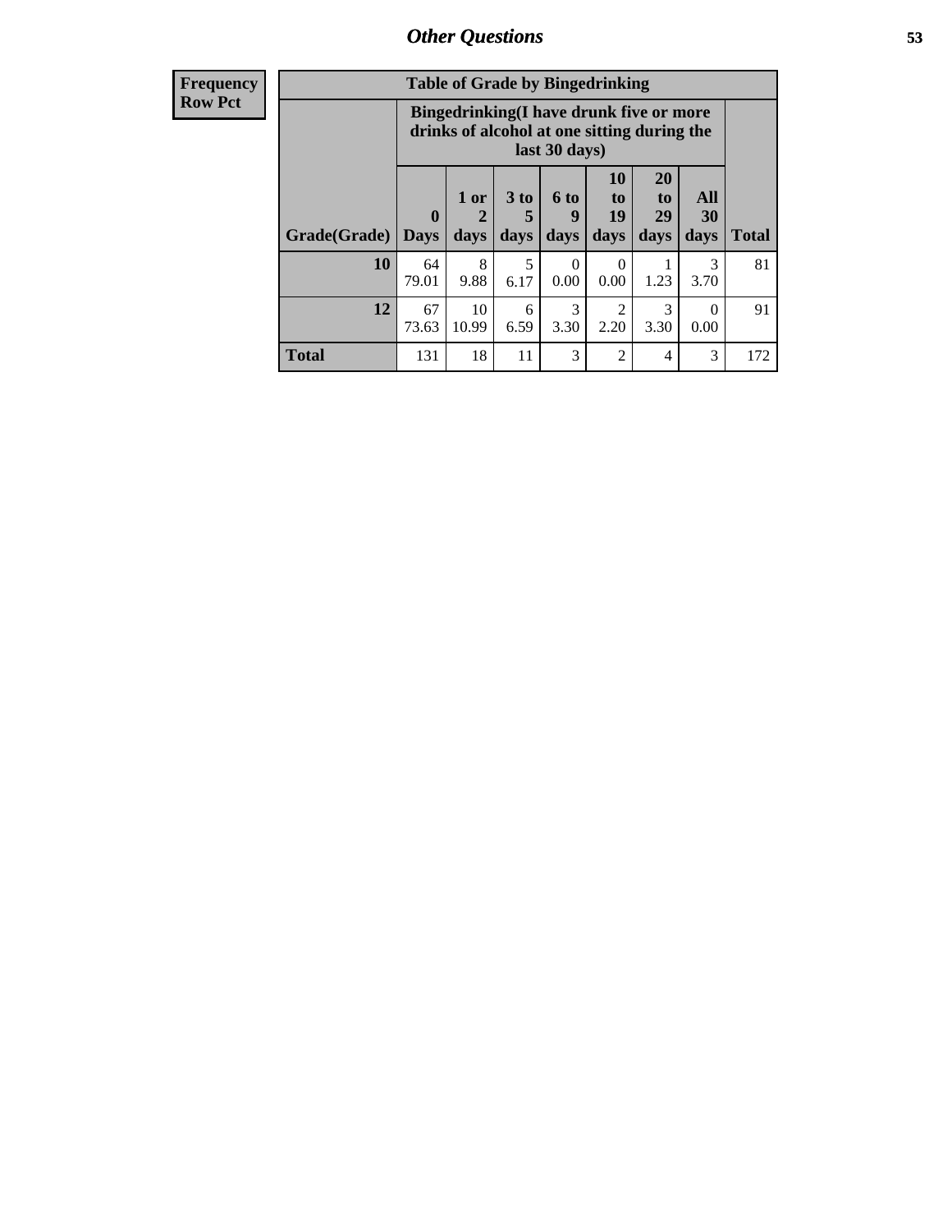## Other Questions

| Frequency<br>Row Pct |
|---|

**Table of Grade by Bingedrinking**

| | Bingedrinking(I have drunk five or more drinks of alcohol at one sitting during the last 30 days) | | | | | | | |
|---|---|---|---|---|---|---|---|---|
| Grade(Grade) | 0 Days | 1 or 2 days | 3 to 5 days | 6 to 9 days | 10 to 19 days | 20 to 29 days | All 30 days | Total |
| 10 | 64<br>79.01 | 8<br>9.88 | 5<br>6.17 | 0<br>0.00 | 0<br>0.00 | 1<br>1.23 | 3<br>3.70 | 81 |
| 12 | 67<br>73.63 | 10<br>10.99 | 6<br>6.59 | 3<br>3.30 | 2<br>2.20 | 3<br>3.30 | 0<br>0.00 | 91 |
| Total | 131 | 18 | 11 | 3 | 2 | 4 | 3 | 172 |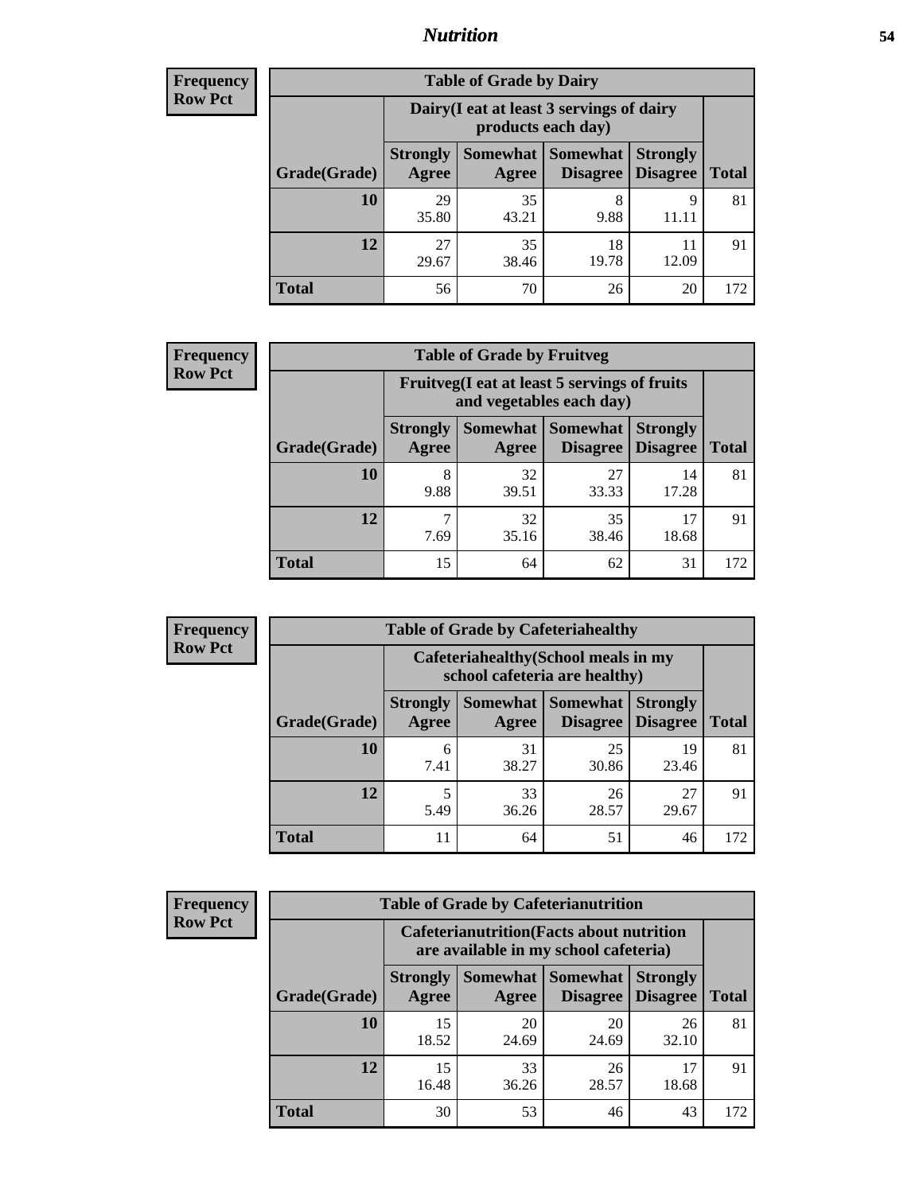## Nutrition

**Frequency**
**Row Pct**

| Table of Grade by Dairy | | | | | |
|---|---|---|---|---|---|
| | Dairy(I eat at least 3 servings of dairy products each day) | | | | |
| Grade(Grade) | Strongly Agree | Somewhat Agree | Somewhat Disagree | Strongly Disagree | Total |
| 10 | 29<br>35.80 | 35<br>43.21 | 8<br>9.88 | 9<br>11.11 | 81 |
| 12 | 27<br>29.67 | 35<br>38.46 | 18<br>19.78 | 11<br>12.09 | 91 |
| Total | 56 | 70 | 26 | 20 | 172 |

**Frequency**
**Row Pct**

| Table of Grade by Fruitveg | | | | | |
|---|---|---|---|---|---|
| | Fruitveg(I eat at least 5 servings of fruits and vegetables each day) | | | | |
| Grade(Grade) | Strongly Agree | Somewhat Agree | Somewhat Disagree | Strongly Disagree | Total |
| 10 | 8<br>9.88 | 32<br>39.51 | 27<br>33.33 | 14<br>17.28 | 81 |
| 12 | 7<br>7.69 | 32<br>35.16 | 35<br>38.46 | 17<br>18.68 | 91 |
| Total | 15 | 64 | 62 | 31 | 172 |

**Frequency**
**Row Pct**

| Table of Grade by Cafeteriahealthy | | | | | |
|---|---|---|---|---|---|
| | Cafeteriahealthy(School meals in my school cafeteria are healthy) | | | | |
| Grade(Grade) | Strongly Agree | Somewhat Agree | Somewhat Disagree | Strongly Disagree | Total |
| 10 | 6<br>7.41 | 31<br>38.27 | 25<br>30.86 | 19<br>23.46 | 81 |
| 12 | 5<br>5.49 | 33<br>36.26 | 26<br>28.57 | 27<br>29.67 | 91 |
| Total | 11 | 64 | 51 | 46 | 172 |

**Frequency**
**Row Pct**

| Table of Grade by Cafeterianutrition | | | | | |
|---|---|---|---|---|---|
| | Cafeterianutrition(Facts about nutrition are available in my school cafeteria) | | | | |
| Grade(Grade) | Strongly Agree | Somewhat Agree | Somewhat Disagree | Strongly Disagree | Total |
| 10 | 15<br>18.52 | 20<br>24.69 | 20<br>24.69 | 26<br>32.10 | 81 |
| 12 | 15<br>16.48 | 33<br>36.26 | 26<br>28.57 | 17<br>18.68 | 91 |
| Total | 30 | 53 | 46 | 43 | 172 |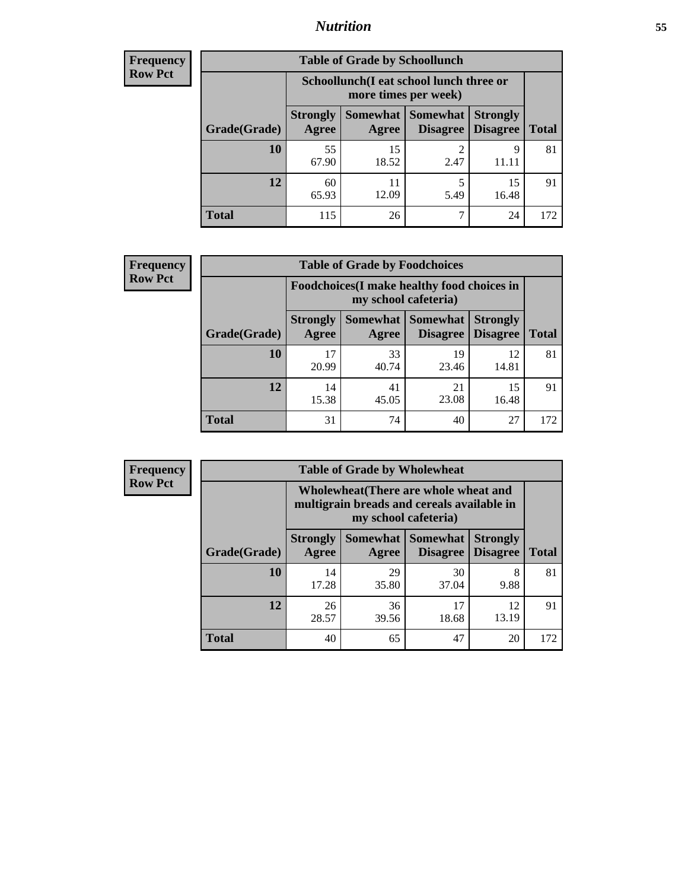## Nutrition

**Frequency**
**Row Pct**

| Table of Grade by Schoollunch | | | | | |
|---|---|---|---|---|---|
| | Schoollunch(I eat school lunch three or more times per week) | | | | |
| Grade(Grade) | Strongly Agree | Somewhat Agree | Somewhat Disagree | Strongly Disagree | Total |
| 10 | 55<br>67.90 | 15<br>18.52 | 2<br>2.47 | 9<br>11.11 | 81 |
| 12 | 60<br>65.93 | 11<br>12.09 | 5<br>5.49 | 15<br>16.48 | 91 |
| Total | 115 | 26 | 7 | 24 | 172 |

**Frequency**
**Row Pct**

| Table of Grade by Foodchoices | | | | | |
|---|---|---|---|---|---|
| | Foodchoices(I make healthy food choices in my school cafeteria) | | | | |
| Grade(Grade) | Strongly Agree | Somewhat Agree | Somewhat Disagree | Strongly Disagree | Total |
| 10 | 17<br>20.99 | 33<br>40.74 | 19<br>23.46 | 12<br>14.81 | 81 |
| 12 | 14<br>15.38 | 41<br>45.05 | 21<br>23.08 | 15<br>16.48 | 91 |
| Total | 31 | 74 | 40 | 27 | 172 |

**Frequency**
**Row Pct**

| Table of Grade by Wholewheat | | | | | |
|---|---|---|---|---|---|
| | Wholewheat(There are whole wheat and multigrain breads and cereals available in my school cafeteria) | | | | |
| Grade(Grade) | Strongly Agree | Somewhat Agree | Somewhat Disagree | Strongly Disagree | Total |
| 10 | 14<br>17.28 | 29<br>35.80 | 30<br>37.04 | 8<br>9.88 | 81 |
| 12 | 26<br>28.57 | 36<br>39.56 | 17<br>18.68 | 12<br>13.19 | 91 |
| Total | 40 | 65 | 47 | 20 | 172 |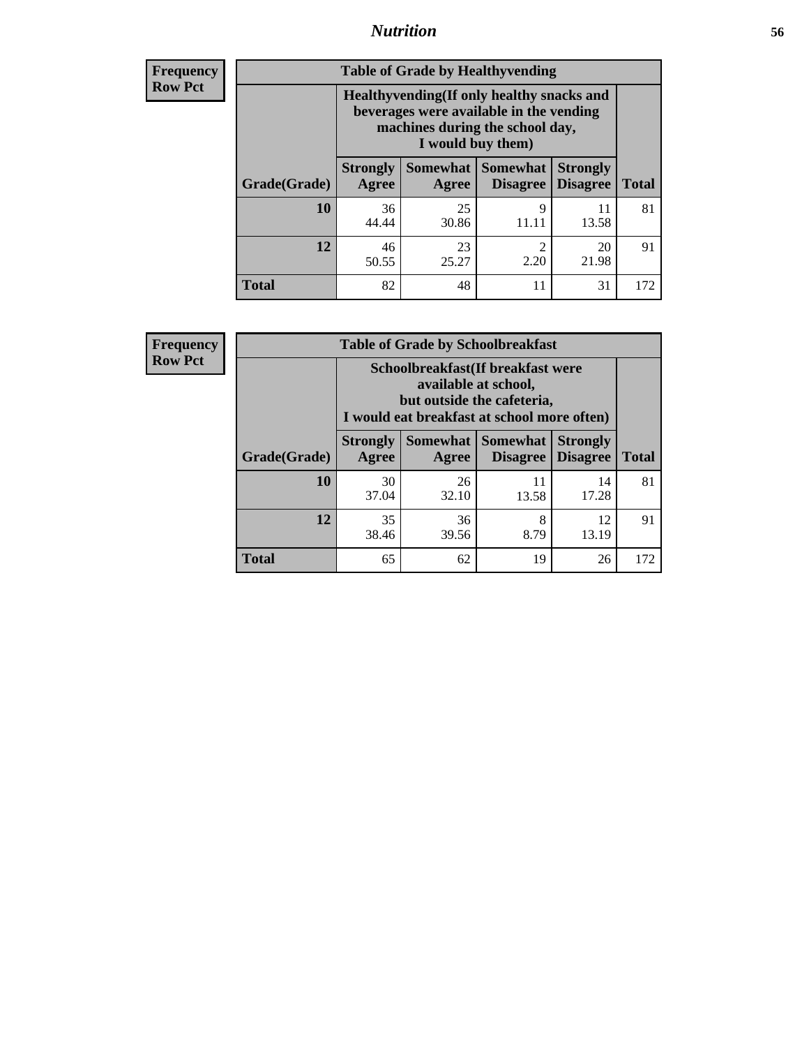## Nutrition

**Frequency**
**Row Pct**

| Table of Grade by Healthyvending | | | | | |
|---|---|---|---|---|---|
| | Healthyvending(If only healthy snacks and beverages were available in the vending machines during the school day, I would buy them) | | | | |
| Grade(Grade) | Strongly Agree | Somewhat Agree | Somewhat Disagree | Strongly Disagree | Total |
| **10** | 36<br>44.44 | 25<br>30.86 | 9<br>11.11 | 11<br>13.58 | 81 |
| **12** | 46<br>50.55 | 23<br>25.27 | 2<br>2.20 | 20<br>21.98 | 91 |
| **Total** | 82 | 48 | 11 | 31 | 172 |

**Frequency**
**Row Pct**

| Table of Grade by Schoolbreakfast | | | | | |
|---|---|---|---|---|---|
| | Schoolbreakfast(If breakfast were available at school, but outside the cafeteria, I would eat breakfast at school more often) | | | | |
| Grade(Grade) | Strongly Agree | Somewhat Agree | Somewhat Disagree | Strongly Disagree | Total |
| **10** | 30<br>37.04 | 26<br>32.10 | 11<br>13.58 | 14<br>17.28 | 81 |
| **12** | 35<br>38.46 | 36<br>39.56 | 8<br>8.79 | 12<br>13.19 | 91 |
| **Total** | 65 | 62 | 19 | 26 | 172 |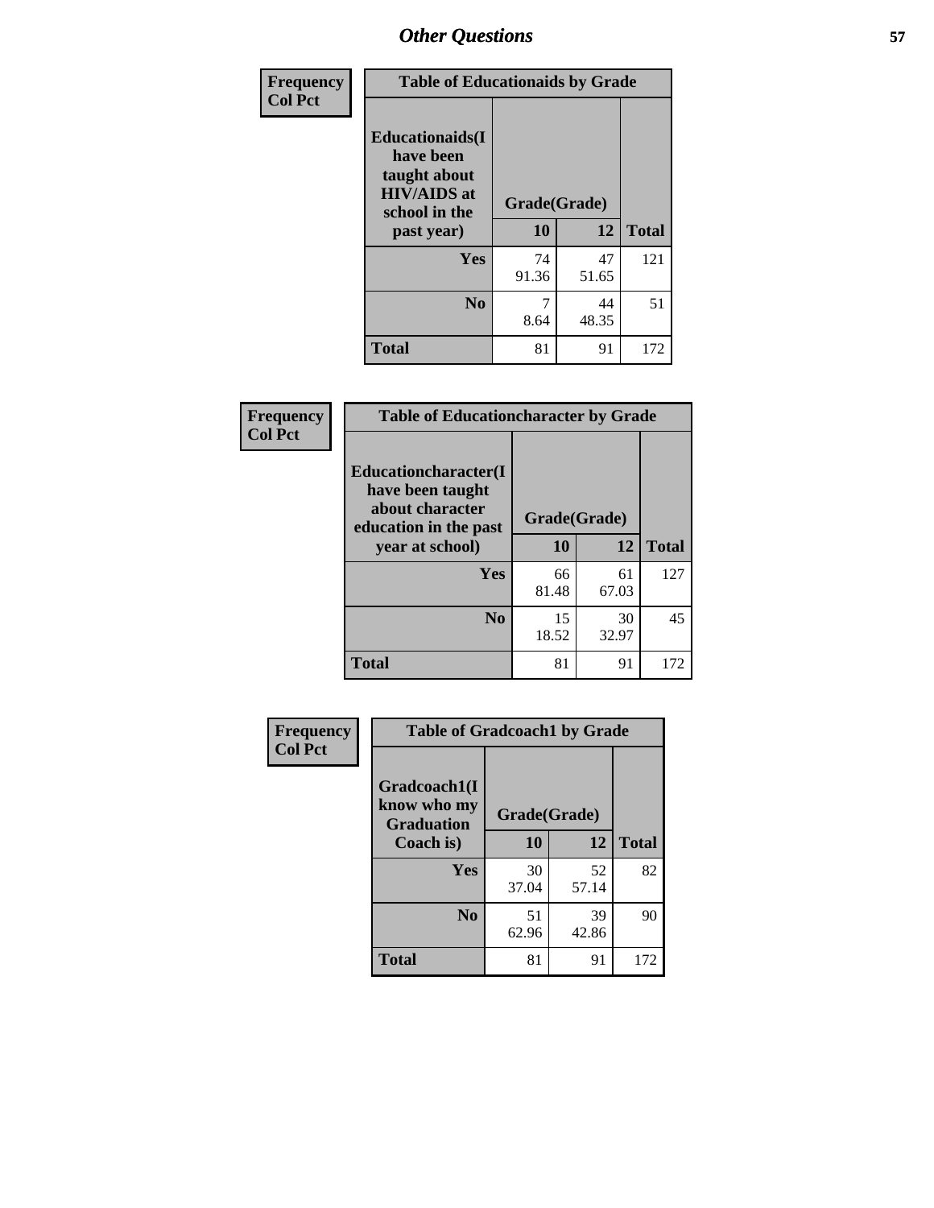## Other Questions

**Frequency**
**Col Pct**

| Table of Educationaids by Grade | | | |
|---|---|---|---|
| **Educationaids(I have been taught about HIV/AIDS at school in the past year)** | **Grade(Grade)** | | |
| | **10** | **12** | **Total** |
| **Yes** | 74<br>91.36 | 47<br>51.65 | 121 |
| **No** | 7<br>8.64 | 44<br>48.35 | 51 |
| **Total** | 81 | 91 | 172 |

**Frequency**
**Col Pct**

| Table of Educationcharacter by Grade | | | |
|---|---|---|---|
| **Educationcharacter(I have been taught about character education in the past year at school)** | **Grade(Grade)** | | |
| | **10** | **12** | **Total** |
| **Yes** | 66<br>81.48 | 61<br>67.03 | 127 |
| **No** | 15<br>18.52 | 30<br>32.97 | 45 |
| **Total** | 81 | 91 | 172 |

**Frequency**
**Col Pct**

| Table of Gradcoach1 by Grade | | | |
|---|---|---|---|
| **Gradcoach1(I know who my Graduation Coach is)** | **Grade(Grade)** | | |
| | **10** | **12** | **Total** |
| **Yes** | 30<br>37.04 | 52<br>57.14 | 82 |
| **No** | 51<br>62.96 | 39<br>42.86 | 90 |
| **Total** | 81 | 91 | 172 |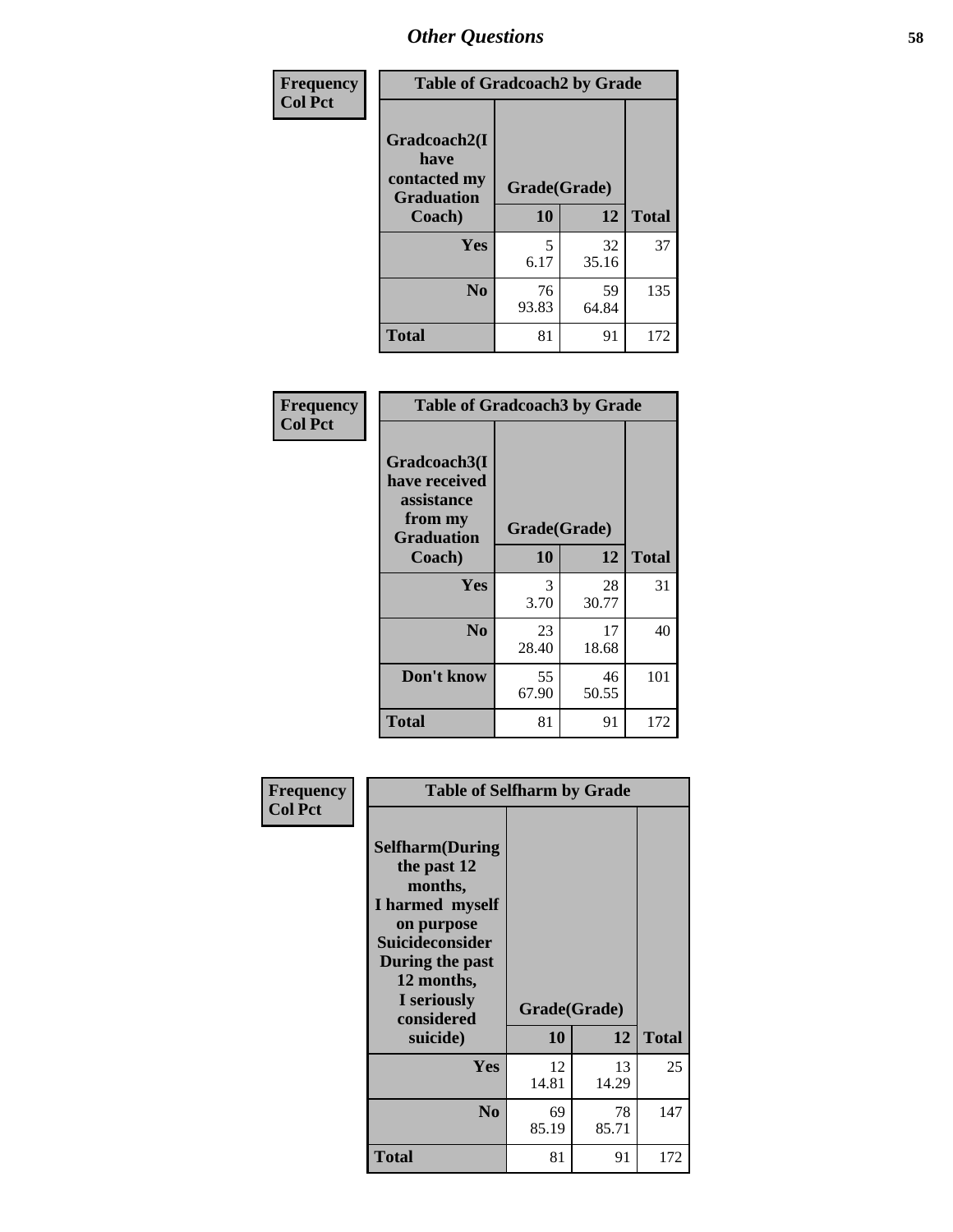| Frequency Col Pct | Table of Gradcoach2 by Grade | | |
|---|---|---|---|
| Gradcoach2(I have contacted my Graduation Coach) | Grade(Grade) | | |
| | 10 | 12 | Total |
| Yes | 5<br>6.17 | 32<br>35.16 | 37 |
| No | 76<br>93.83 | 59<br>64.84 | 135 |
| Total | 81 | 91 | 172 |

| Frequency Col Pct | Table of Gradcoach3 by Grade | | |
|---|---|---|---|
| Gradcoach3(I have received assistance from my Graduation Coach) | Grade(Grade) | | |
| | 10 | 12 | Total |
| Yes | 3<br>3.70 | 28<br>30.77 | 31 |
| No | 23<br>28.40 | 17<br>18.68 | 40 |
| Don't know | 55<br>67.90 | 46<br>50.55 | 101 |
| Total | 81 | 91 | 172 |

| Frequency Col Pct | Table of Selfharm by Grade | | |
|---|---|---|---|
| Selfharm(During the past 12 months, I harmed myself on purpose Suicideconsider During the past 12 months, I seriously considered suicide) | Grade(Grade) | | |
| | 10 | 12 | Total |
| Yes | 12<br>14.81 | 13<br>14.29 | 25 |
| No | 69<br>85.19 | 78<br>85.71 | 147 |
| Total | 81 | 91 | 172 |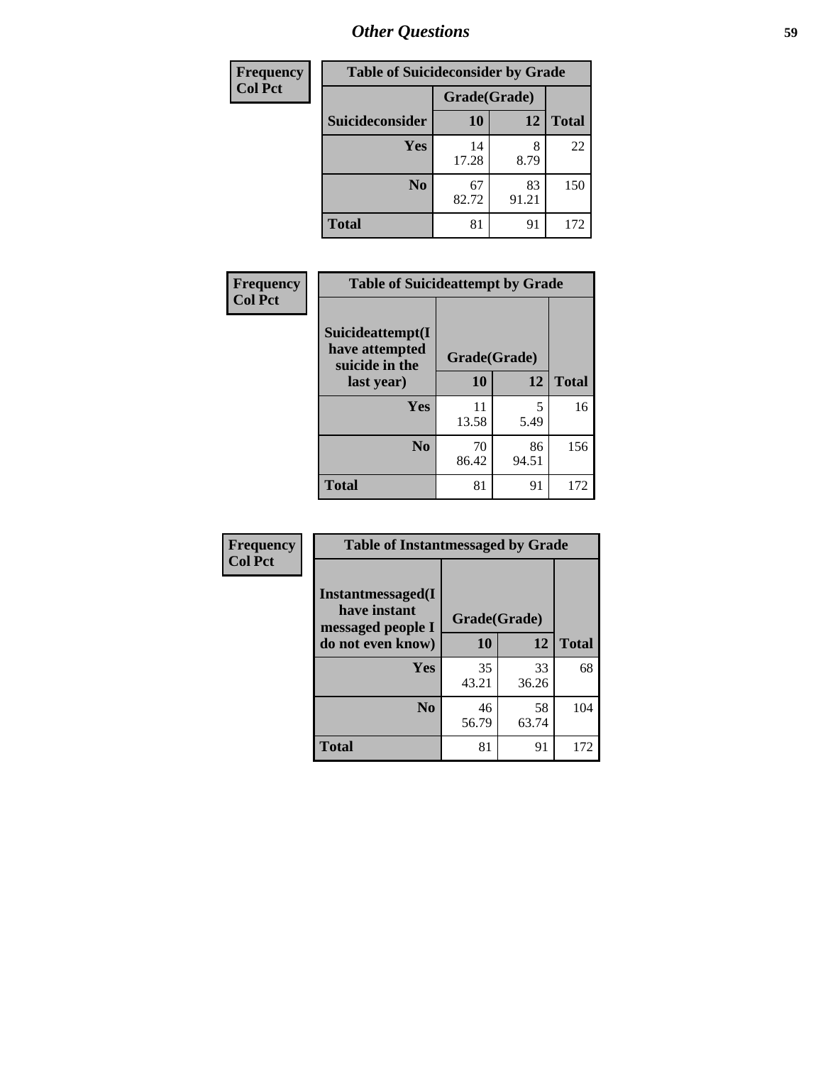| Frequency |
|---|
| Col Pct |

| Table of Suicideconsider by Grade | | | |
|---|---|---|---|
| | Grade(Grade) | | |
| Suicideconsider | 10 | 12 | Total |
| Yes | 14<br>17.28 | 8<br>8.79 | 22 |
| No | 67<br>82.72 | 83<br>91.21 | 150 |
| Total | 81 | 91 | 172 |

| Frequency |
|---|
| Col Pct |

| Table of Suicideattempt by Grade | | | |
|---|---|---|---|
| Suicideattempt(I have attempted suicide in the last year) | Grade(Grade) | | |
| | 10 | 12 | Total |
| Yes | 11<br>13.58 | 5<br>5.49 | 16 |
| No | 70<br>86.42 | 86<br>94.51 | 156 |
| Total | 81 | 91 | 172 |

| Frequency |
|---|
| Col Pct |

| Table of Instantmessaged by Grade | | | |
|---|---|---|---|
| Instantmessaged(I have instant messaged people I do not even know) | Grade(Grade) | | |
| | 10 | 12 | Total |
| Yes | 35<br>43.21 | 33<br>36.26 | 68 |
| No | 46<br>56.79 | 58<br>63.74 | 104 |
| Total | 81 | 91 | 172 |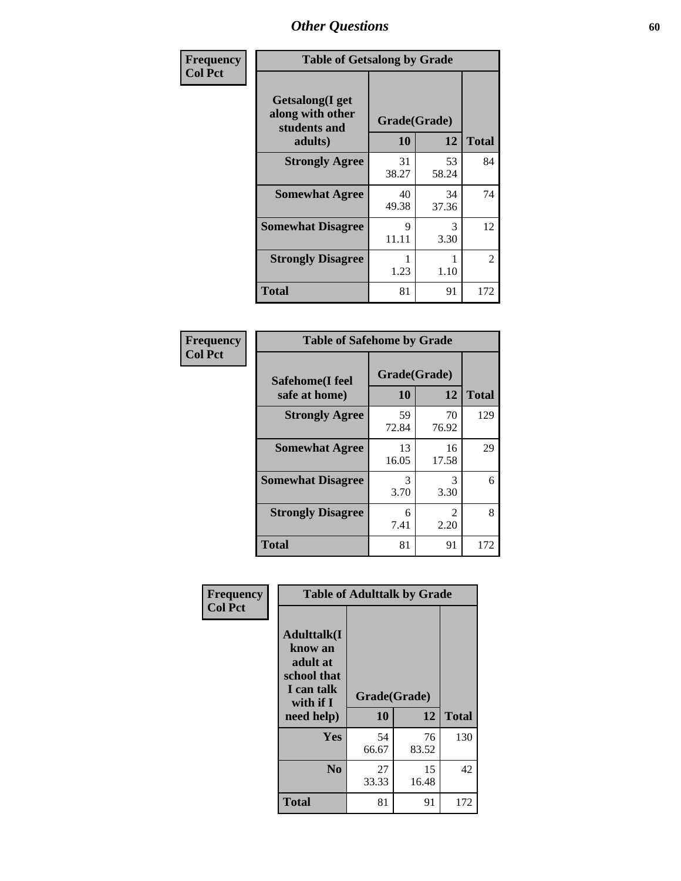# Other Questions

**Frequency**
**Col Pct**

| Getsalong(I get along with other students and adults) | Grade(Grade) 10 | 12 | Total |
|---|---|---|---|
| **Strongly Agree** | 31<br>38.27 | 53<br>58.24 | 84 |
| **Somewhat Agree** | 40<br>49.38 | 34<br>37.36 | 74 |
| **Somewhat Disagree** | 9<br>11.11 | 3<br>3.30 | 12 |
| **Strongly Disagree** | 1<br>1.23 | 1<br>1.10 | 2 |
| **Total** | 81 | 91 | 172 |

Table of Getsalong by Grade

**Frequency**
**Col Pct**

| Safehome(I feel safe at home) | Grade(Grade) 10 | 12 | Total |
|---|---|---|---|
| **Strongly Agree** | 59<br>72.84 | 70<br>76.92 | 129 |
| **Somewhat Agree** | 13<br>16.05 | 16<br>17.58 | 29 |
| **Somewhat Disagree** | 3<br>3.70 | 3<br>3.30 | 6 |
| **Strongly Disagree** | 6<br>7.41 | 2<br>2.20 | 8 |
| **Total** | 81 | 91 | 172 |

Table of Safehome by Grade

**Frequency**
**Col Pct**

| Adulttalk(I know an adult at school that I can talk with if I need help) | Grade(Grade) 10 | 12 | Total |
|---|---|---|---|
| **Yes** | 54<br>66.67 | 76<br>83.52 | 130 |
| **No** | 27<br>33.33 | 15<br>16.48 | 42 |
| **Total** | 81 | 91 | 172 |

Table of Adulttalk by Grade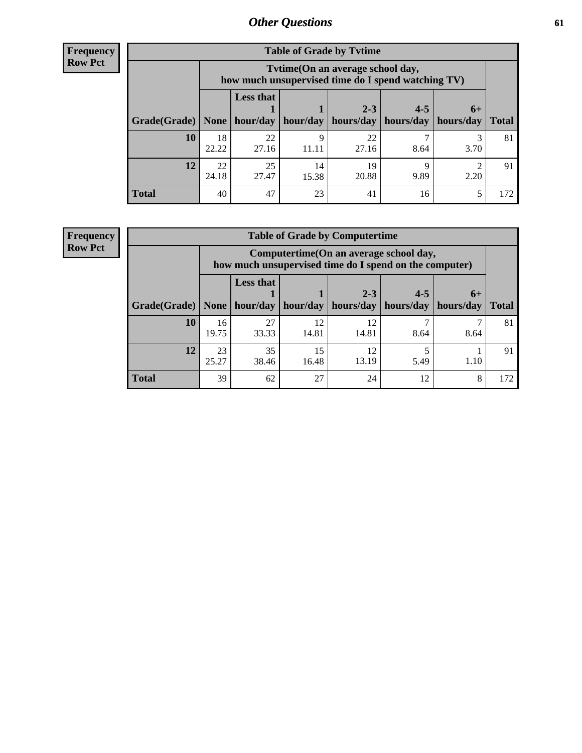## Other Questions

**Frequency**
**Row Pct**

| Table of Grade by Tvtime | | | | | | | |
|---|---|---|---|---|---|---|---|
| | Tvtime(On an average school day, how much unsupervised time do I spend watching TV) | | | | | | |
| Grade(Grade) | None | Less that 1 hour/day | 1 hour/day | 2-3 hours/day | 4-5 hours/day | 6+ hours/day | Total |
| **10** | 18<br>22.22 | 22<br>27.16 | 9<br>11.11 | 22<br>27.16 | 7<br>8.64 | 3<br>3.70 | 81 |
| **12** | 22<br>24.18 | 25<br>27.47 | 14<br>15.38 | 19<br>20.88 | 9<br>9.89 | 2<br>2.20 | 91 |
| **Total** | 40 | 47 | 23 | 41 | 16 | 5 | 172 |

**Frequency**
**Row Pct**

| Table of Grade by Computertime | | | | | | | |
|---|---|---|---|---|---|---|---|
| | Computertime(On an average school day, how much unsupervised time do I spend on the computer) | | | | | | |
| Grade(Grade) | None | Less that 1 hour/day | 1 hour/day | 2-3 hours/day | 4-5 hours/day | 6+ hours/day | Total |
| **10** | 16<br>19.75 | 27<br>33.33 | 12<br>14.81 | 12<br>14.81 | 7<br>8.64 | 7<br>8.64 | 81 |
| **12** | 23<br>25.27 | 35<br>38.46 | 15<br>16.48 | 12<br>13.19 | 5<br>5.49 | 1<br>1.10 | 91 |
| **Total** | 39 | 62 | 27 | 24 | 12 | 8 | 172 |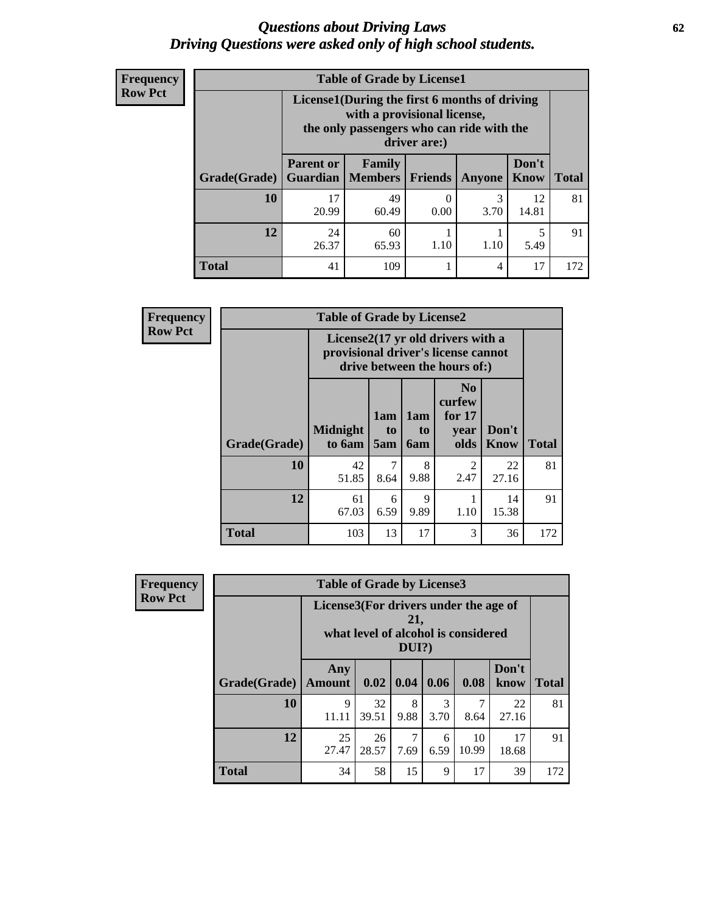# *Questions about Driving Laws*
## *Driving Questions were asked only of high school students.*

**Frequency**
**Row Pct**

**Table of Grade by License1**

| Grade(Grade) | License1(During the first 6 months of driving with a provisional license, the only passengers who can ride with the driver are:) | | | | | Total |
|---|---|---|---|---|---|---|
| | Parent or Guardian | Family Members | Friends | Anyone | Don't Know | |
| **10** | 17<br>20.99 | 49<br>60.49 | 0<br>0.00 | 3<br>3.70 | 12<br>14.81 | 81 |
| **12** | 24<br>26.37 | 60<br>65.93 | 1<br>1.10 | 1<br>1.10 | 5<br>5.49 | 91 |
| **Total** | 41 | 109 | 1 | 4 | 17 | 172 |

**Frequency**
**Row Pct**

**Table of Grade by License2**

| Grade(Grade) | License2(17 yr old drivers with a provisional driver's license cannot drive between the hours of:) | | | | | Total |
|---|---|---|---|---|---|---|
| | Midnight to 6am | 1am to 5am | 1am to 6am | No curfew for 17 year olds | Don't Know | |
| **10** | 42<br>51.85 | 7<br>8.64 | 8<br>9.88 | 2<br>2.47 | 22<br>27.16 | 81 |
| **12** | 61<br>67.03 | 6<br>6.59 | 9<br>9.89 | 1<br>1.10 | 14<br>15.38 | 91 |
| **Total** | 103 | 13 | 17 | 3 | 36 | 172 |

**Frequency**
**Row Pct**

**Table of Grade by License3**

| Grade(Grade) | License3(For drivers under the age of 21, what level of alcohol is considered DUI?) | | | | | | Total |
|---|---|---|---|---|---|---|---|
| | Any Amount | 0.02 | 0.04 | 0.06 | 0.08 | Don't know | |
| **10** | 9<br>11.11 | 32<br>39.51 | 8<br>9.88 | 3<br>3.70 | 7<br>8.64 | 22<br>27.16 | 81 |
| **12** | 25<br>27.47 | 26<br>28.57 | 7<br>7.69 | 6<br>6.59 | 10<br>10.99 | 17<br>18.68 | 91 |
| **Total** | 34 | 58 | 15 | 9 | 17 | 39 | 172 |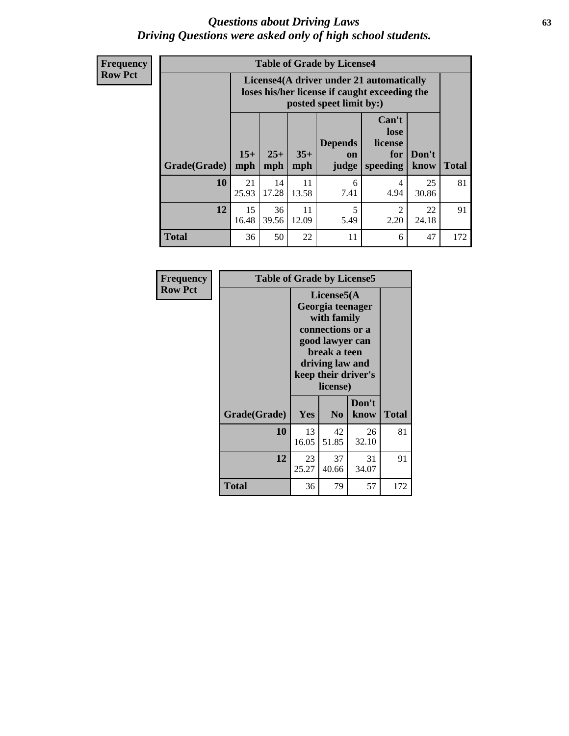# *Questions about Driving Laws*
## *Driving Questions were asked only of high school students.*

**Frequency**
**Row Pct**

**Table of Grade by License4**

| Grade(Grade) | License4(A driver under 21 automatically loses his/her license if caught exceeding the posted speet limit by:) | | | | | | Total |
|---|---|---|---|---|---|---|---|
| | 15+ mph | 25+ mph | 35+ mph | Depends on judge | Can't lose license for speeding | Don't know | |
| **10** | 21<br>25.93 | 14<br>17.28 | 11<br>13.58 | 6<br>7.41 | 4<br>4.94 | 25<br>30.86 | 81 |
| **12** | 15<br>16.48 | 36<br>39.56 | 11<br>12.09 | 5<br>5.49 | 2<br>2.20 | 22<br>24.18 | 91 |
| **Total** | 36 | 50 | 22 | 11 | 6 | 47 | 172 |

**Frequency**
**Row Pct**

**Table of Grade by License5**

| Grade(Grade) | License5(A Georgia teenager with family connections or a good lawyer can break a teen driving law and keep their driver's license) | | | Total |
|---|---|---|---|---|
| | Yes | No | Don't know | |
| **10** | 13<br>16.05 | 42<br>51.85 | 26<br>32.10 | 81 |
| **12** | 23<br>25.27 | 37<br>40.66 | 31<br>34.07 | 91 |
| **Total** | 36 | 79 | 57 | 172 |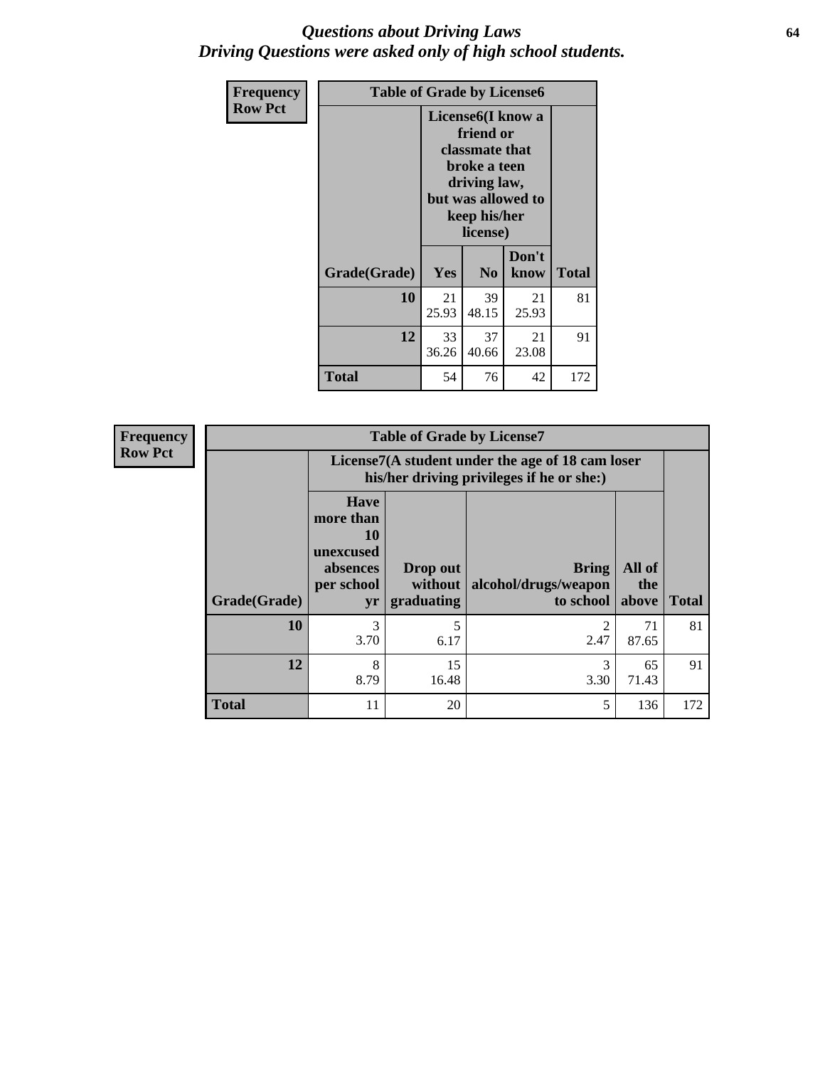# *Questions about Driving Laws*
## *Driving Questions were asked only of high school students.*

| Frequency<br>Row Pct | Table of Grade by License6 | | | |
|---|---|---|---|---|
| | License6(I know a friend or classmate that broke a teen driving law, but was allowed to keep his/her license) | | | |
| Grade(Grade) | Yes | No | Don't know | Total |
| 10 | 21<br>25.93 | 39<br>48.15 | 21<br>25.93 | 81 |
| 12 | 33<br>36.26 | 37<br>40.66 | 21<br>23.08 | 91 |
| Total | 54 | 76 | 42 | 172 |

| Frequency<br>Row Pct | Table of Grade by License7 | | | | |
|---|---|---|---|---|---|
| | License7(A student under the age of 18 cam loser his/her driving privileges if he or she:) | | | | |
| Grade(Grade) | Have more than 10 unexcused absences per school yr | Drop out without graduating | Bring alcohol/drugs/weapon to school | All of the above | Total |
| 10 | 3<br>3.70 | 5<br>6.17 | 2<br>2.47 | 71<br>87.65 | 81 |
| 12 | 8<br>8.79 | 15<br>16.48 | 3<br>3.30 | 65<br>71.43 | 91 |
| Total | 11 | 20 | 5 | 136 | 172 |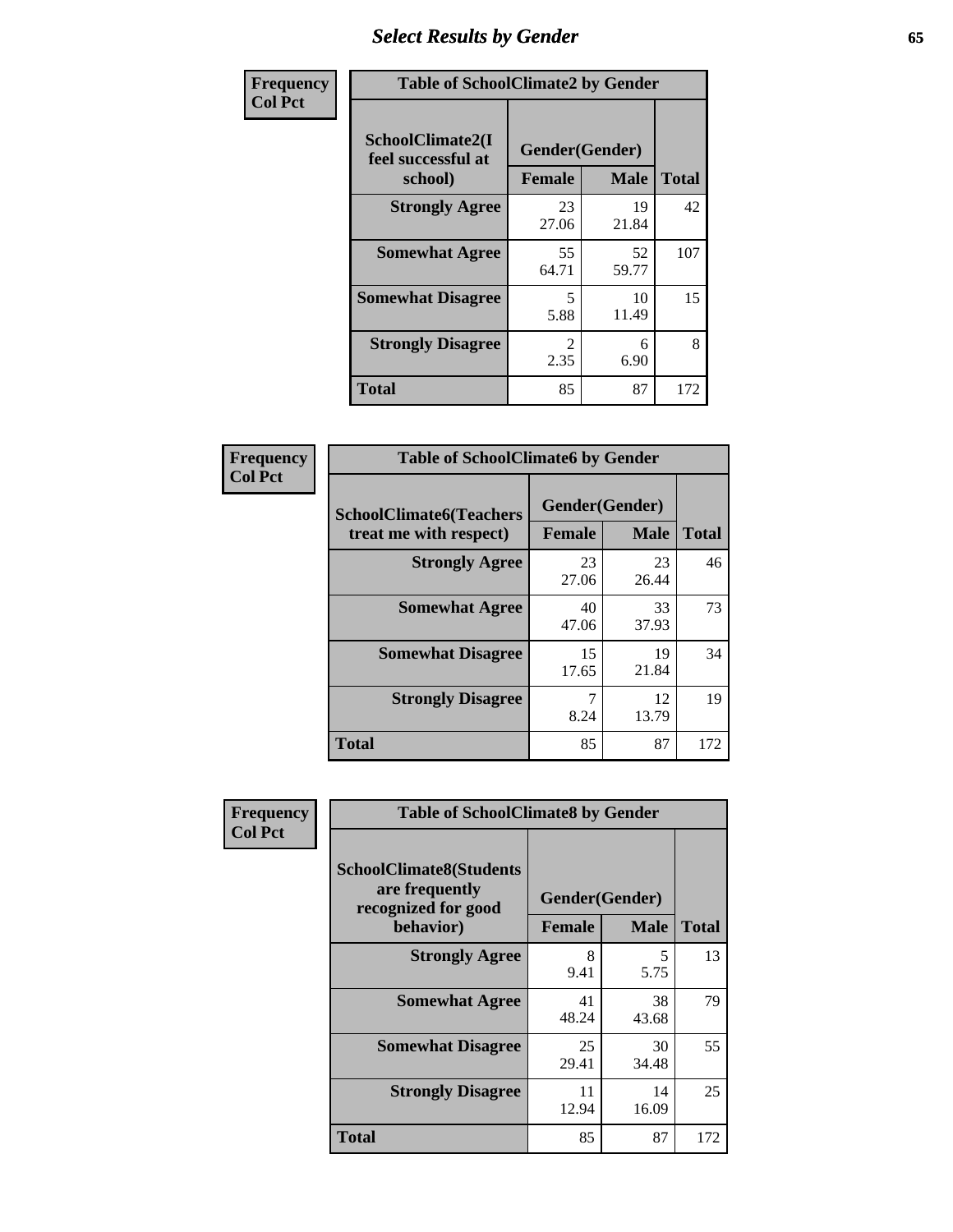# Select Results by Gender

**Frequency / Col Pct**

**Table of SchoolClimate2 by Gender**

| SchoolClimate2(I feel successful at school) | Gender(Gender) | | Total |
|---|---|---|---|
| | Female | Male | |
| Strongly Agree | 23<br>27.06 | 19<br>21.84 | 42 |
| Somewhat Agree | 55<br>64.71 | 52<br>59.77 | 107 |
| Somewhat Disagree | 5<br>5.88 | 10<br>11.49 | 15 |
| Strongly Disagree | 2<br>2.35 | 6<br>6.90 | 8 |
| Total | 85 | 87 | 172 |

**Frequency / Col Pct**

**Table of SchoolClimate6 by Gender**

| SchoolClimate6(Teachers treat me with respect) | Gender(Gender) | | Total |
|---|---|---|---|
| | Female | Male | |
| Strongly Agree | 23<br>27.06 | 23<br>26.44 | 46 |
| Somewhat Agree | 40<br>47.06 | 33<br>37.93 | 73 |
| Somewhat Disagree | 15<br>17.65 | 19<br>21.84 | 34 |
| Strongly Disagree | 7<br>8.24 | 12<br>13.79 | 19 |
| Total | 85 | 87 | 172 |

**Frequency / Col Pct**

**Table of SchoolClimate8 by Gender**

| SchoolClimate8(Students are frequently recognized for good behavior) | Gender(Gender) | | Total |
|---|---|---|---|
| | Female | Male | |
| Strongly Agree | 8<br>9.41 | 5<br>5.75 | 13 |
| Somewhat Agree | 41<br>48.24 | 38<br>43.68 | 79 |
| Somewhat Disagree | 25<br>29.41 | 30<br>34.48 | 55 |
| Strongly Disagree | 11<br>12.94 | 14<br>16.09 | 25 |
| Total | 85 | 87 | 172 |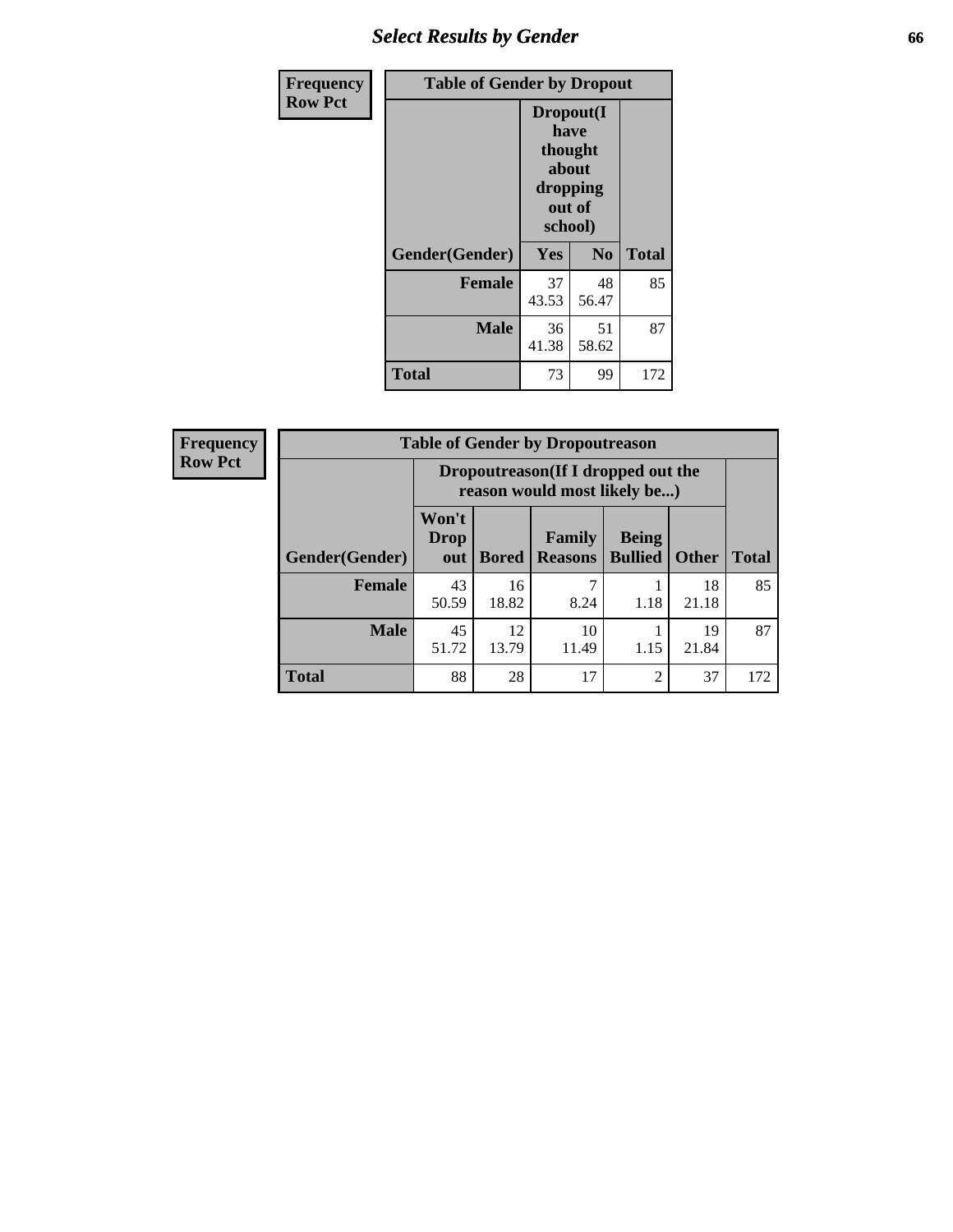## Select Results by Gender

**Frequency**
**Row Pct**

| Table of Gender by Dropout | | | |
|---|---|---|---|
| | Dropout(I have thought about dropping out of school) | | |
| Gender(Gender) | Yes | No | Total |
| **Female** | 37<br>43.53 | 48<br>56.47 | 85 |
| **Male** | 36<br>41.38 | 51<br>58.62 | 87 |
| **Total** | 73 | 99 | 172 |

**Frequency**
**Row Pct**

| Table of Gender by Dropoutreason | | | | | | |
|---|---|---|---|---|---|---|
| | Dropoutreason(If I dropped out the reason would most likely be...) | | | | | |
| Gender(Gender) | Won't Drop out | Bored | Family Reasons | Being Bullied | Other | Total |
| **Female** | 43<br>50.59 | 16<br>18.82 | 7<br>8.24 | 1<br>1.18 | 18<br>21.18 | 85 |
| **Male** | 45<br>51.72 | 12<br>13.79 | 10<br>11.49 | 1<br>1.15 | 19<br>21.84 | 87 |
| **Total** | 88 | 28 | 17 | 2 | 37 | 172 |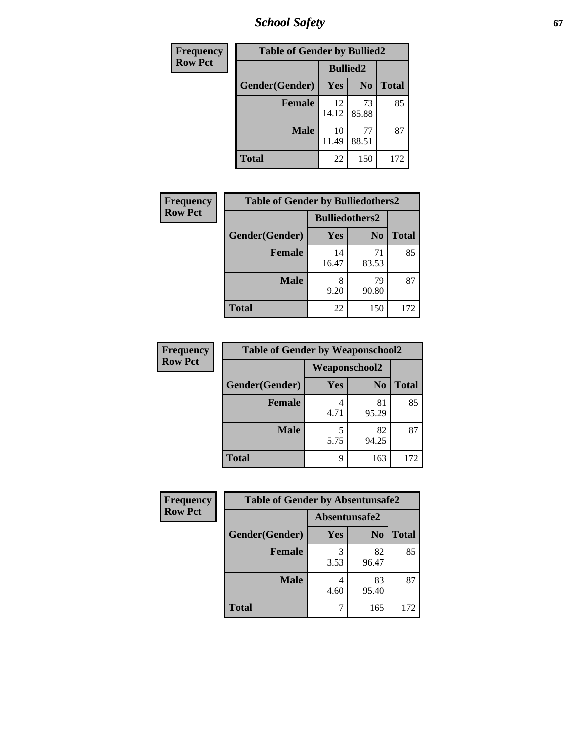| Frequency<br>Row Pct | Table of Gender by Bullied2 | | |
|---|---|---|---|
| | Bullied2 | | |
| Gender(Gender) | Yes | No | Total |
| Female | 12<br>14.12 | 73<br>85.88 | 85 |
| Male | 10<br>11.49 | 77<br>88.51 | 87 |
| Total | 22 | 150 | 172 |

| Frequency<br>Row Pct | Table of Gender by Bulliedothers2 | | |
|---|---|---|---|
| | Bulliedothers2 | | |
| Gender(Gender) | Yes | No | Total |
| Female | 14<br>16.47 | 71<br>83.53 | 85 |
| Male | 8<br>9.20 | 79<br>90.80 | 87 |
| Total | 22 | 150 | 172 |

| Frequency<br>Row Pct | Table of Gender by Weaponschool2 | | |
|---|---|---|---|
| | Weaponschool2 | | |
| Gender(Gender) | Yes | No | Total |
| Female | 4<br>4.71 | 81<br>95.29 | 85 |
| Male | 5<br>5.75 | 82<br>94.25 | 87 |
| Total | 9 | 163 | 172 |

| Frequency<br>Row Pct | Table of Gender by Absentunsafe2 | | |
|---|---|---|---|
| | Absentunsafe2 | | |
| Gender(Gender) | Yes | No | Total |
| Female | 3<br>3.53 | 82<br>96.47 | 85 |
| Male | 4<br>4.60 | 83<br>95.40 | 87 |
| Total | 7 | 165 | 172 |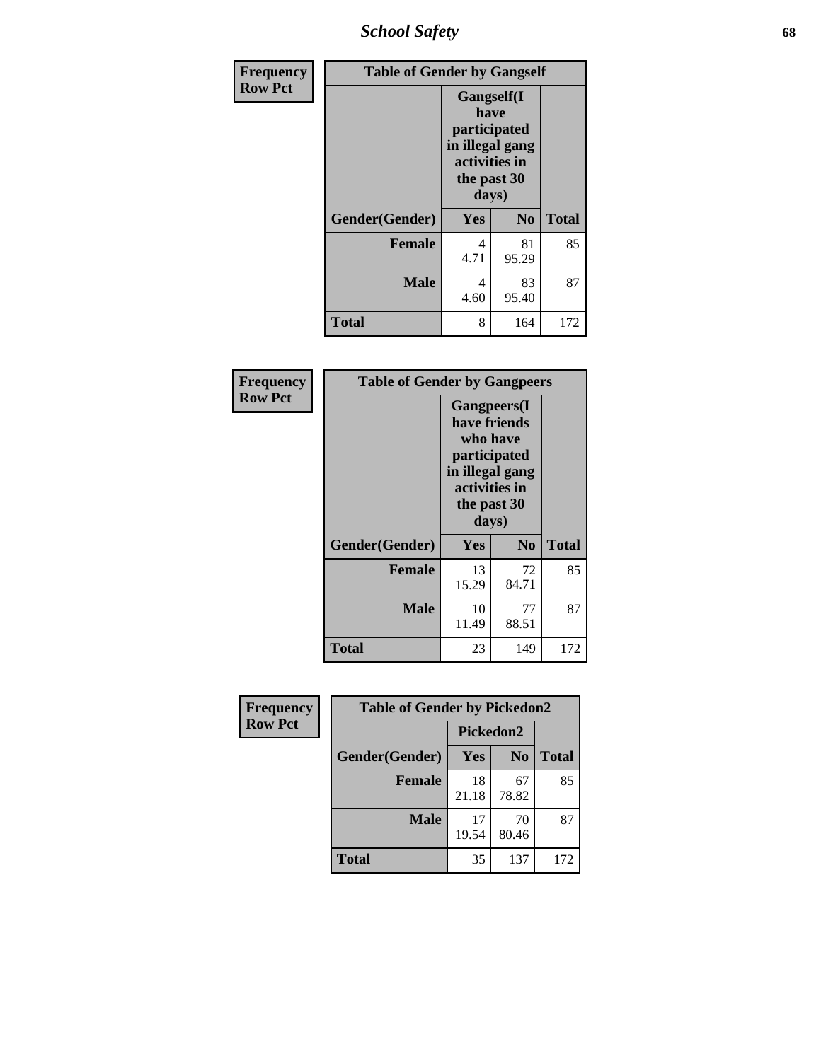| Frequency Row Pct | | | |
|---|---|---|---|

| Table of Gender by Gangself | | | |
|---|---|---|---|
| | Gangself(I have participated in illegal gang activities in the past 30 days) | | |
| Gender(Gender) | Yes | No | Total |
| Female | 4<br>4.71 | 81<br>95.29 | 85 |
| Male | 4<br>4.60 | 83<br>95.40 | 87 |
| Total | 8 | 164 | 172 |

| Frequency Row Pct | | | |
|---|---|---|---|

| Table of Gender by Gangpeers | | | |
|---|---|---|---|
| | Gangpeers(I have friends who have participated in illegal gang activities in the past 30 days) | | |
| Gender(Gender) | Yes | No | Total |
| Female | 13<br>15.29 | 72<br>84.71 | 85 |
| Male | 10<br>11.49 | 77<br>88.51 | 87 |
| Total | 23 | 149 | 172 |

| Frequency Row Pct | | | |
|---|---|---|---|

| Table of Gender by Pickedon2 | | | |
|---|---|---|---|
| | Pickedon2 | | |
| Gender(Gender) | Yes | No | Total |
| Female | 18<br>21.18 | 67<br>78.82 | 85 |
| Male | 17<br>19.54 | 70<br>80.46 | 87 |
| Total | 35 | 137 | 172 |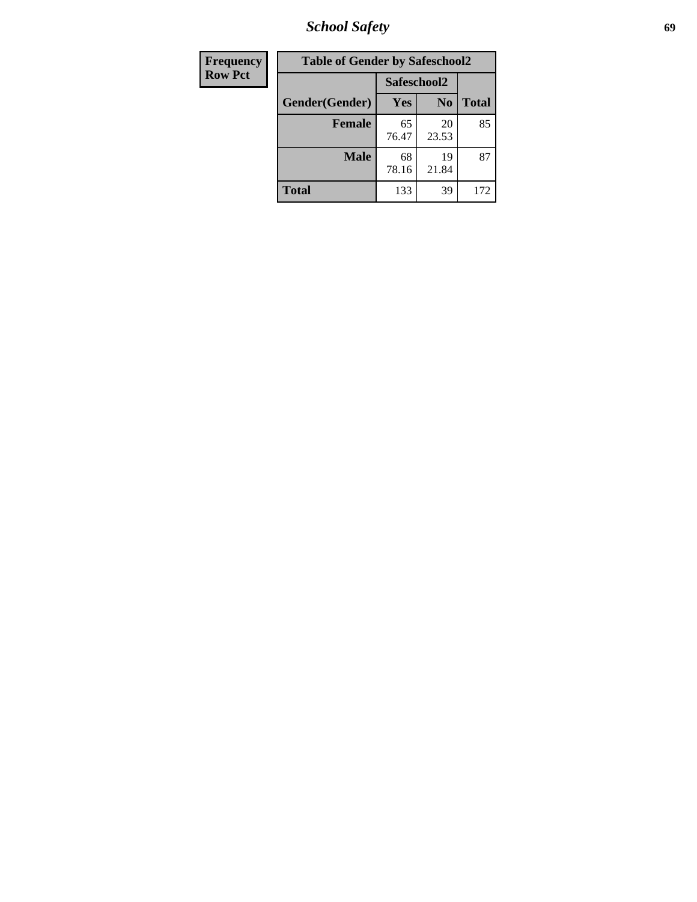| Frequency<br>Row Pct |
|---|

| Table of Gender by Safeschool2 | | | |
|---|---|---|---|
| | Safeschool2 | | |
| Gender(Gender) | Yes | No | Total |
| Female | 65<br>76.47 | 20<br>23.53 | 85 |
| Male | 68<br>78.16 | 19<br>21.84 | 87 |
| Total | 133 | 39 | 172 |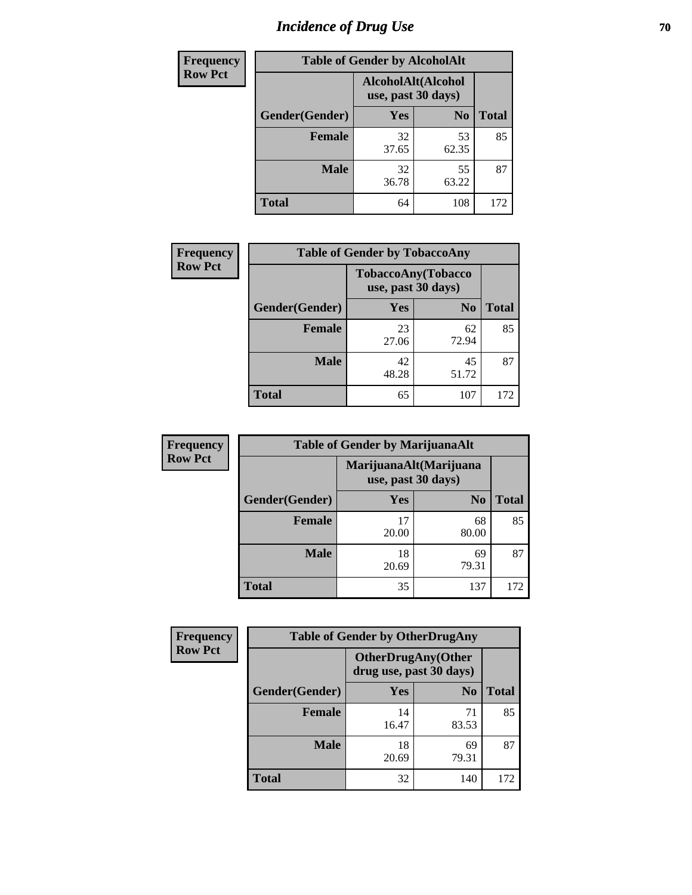# Incidence of Drug Use

| Frequency Row Pct | | | |
|---|---|---|---|
| **Table of Gender by AlcoholAlt** | | | |
| | **AlcoholAlt(Alcohol use, past 30 days)** | | |
| **Gender(Gender)** | **Yes** | **No** | **Total** |
| **Female** | 32<br>37.65 | 53<br>62.35 | 85 |
| **Male** | 32<br>36.78 | 55<br>63.22 | 87 |
| **Total** | 64 | 108 | 172 |

| Frequency Row Pct | | | |
|---|---|---|---|
| **Table of Gender by TobaccoAny** | | | |
| | **TobaccoAny(Tobacco use, past 30 days)** | | |
| **Gender(Gender)** | **Yes** | **No** | **Total** |
| **Female** | 23<br>27.06 | 62<br>72.94 | 85 |
| **Male** | 42<br>48.28 | 45<br>51.72 | 87 |
| **Total** | 65 | 107 | 172 |

| Frequency Row Pct | | | |
|---|---|---|---|
| **Table of Gender by MarijuanaAlt** | | | |
| | **MarijuanaAlt(Marijuana use, past 30 days)** | | |
| **Gender(Gender)** | **Yes** | **No** | **Total** |
| **Female** | 17<br>20.00 | 68<br>80.00 | 85 |
| **Male** | 18<br>20.69 | 69<br>79.31 | 87 |
| **Total** | 35 | 137 | 172 |

| Frequency Row Pct | | | |
|---|---|---|---|
| **Table of Gender by OtherDrugAny** | | | |
| | **OtherDrugAny(Other drug use, past 30 days)** | | |
| **Gender(Gender)** | **Yes** | **No** | **Total** |
| **Female** | 14<br>16.47 | 71<br>83.53 | 85 |
| **Male** | 18<br>20.69 | 69<br>79.31 | 87 |
| **Total** | 32 | 140 | 172 |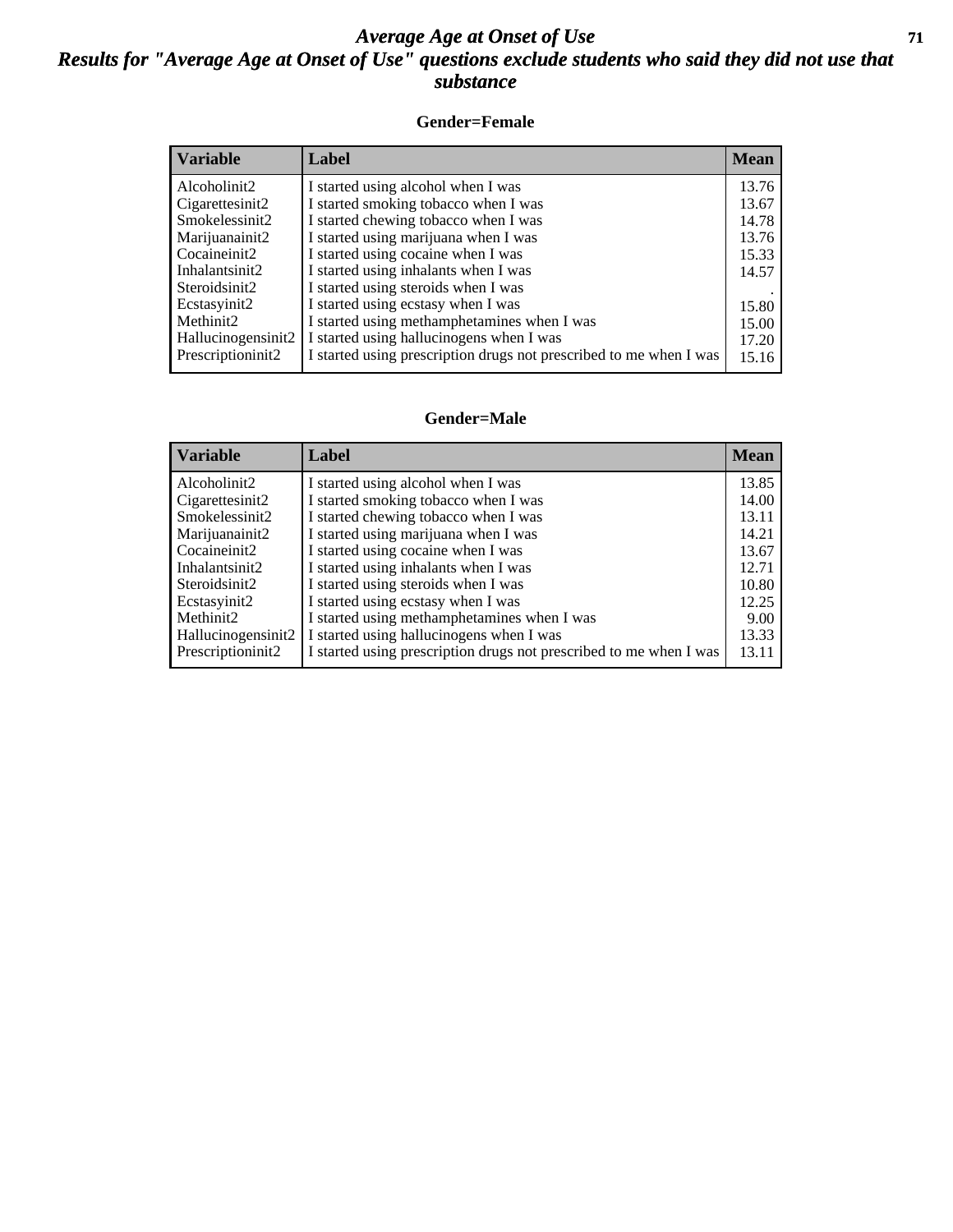# Average Age at Onset of Use

## Results for "Average Age at Onset of Use" questions exclude students who said they did not use that substance

### Gender=Female

| Variable | Label | Mean |
|---|---|---|
| Alcoholinit2 | I started using alcohol when I was | 13.76 |
| Cigarettesinit2 | I started smoking tobacco when I was | 13.67 |
| Smokelessinit2 | I started chewing tobacco when I was | 14.78 |
| Marijuanainit2 | I started using marijuana when I was | 13.76 |
| Cocaineinit2 | I started using cocaine when I was | 15.33 |
| Inhalantsinit2 | I started using inhalants when I was | 14.57 |
| Steroidsinit2 | I started using steroids when I was | . |
| Ecstasyinit2 | I started using ecstasy when I was | 15.80 |
| Methinit2 | I started using methamphetamines when I was | 15.00 |
| Hallucinogensinit2 | I started using hallucinogens when I was | 17.20 |
| Prescriptioninit2 | I started using prescription drugs not prescribed to me when I was | 15.16 |

### Gender=Male

| Variable | Label | Mean |
|---|---|---|
| Alcoholinit2 | I started using alcohol when I was | 13.85 |
| Cigarettesinit2 | I started smoking tobacco when I was | 14.00 |
| Smokelessinit2 | I started chewing tobacco when I was | 13.11 |
| Marijuanainit2 | I started using marijuana when I was | 14.21 |
| Cocaineinit2 | I started using cocaine when I was | 13.67 |
| Inhalantsinit2 | I started using inhalants when I was | 12.71 |
| Steroidsinit2 | I started using steroids when I was | 10.80 |
| Ecstasyinit2 | I started using ecstasy when I was | 12.25 |
| Methinit2 | I started using methamphetamines when I was | 9.00 |
| Hallucinogensinit2 | I started using hallucinogens when I was | 13.33 |
| Prescriptioninit2 | I started using prescription drugs not prescribed to me when I was | 13.11 |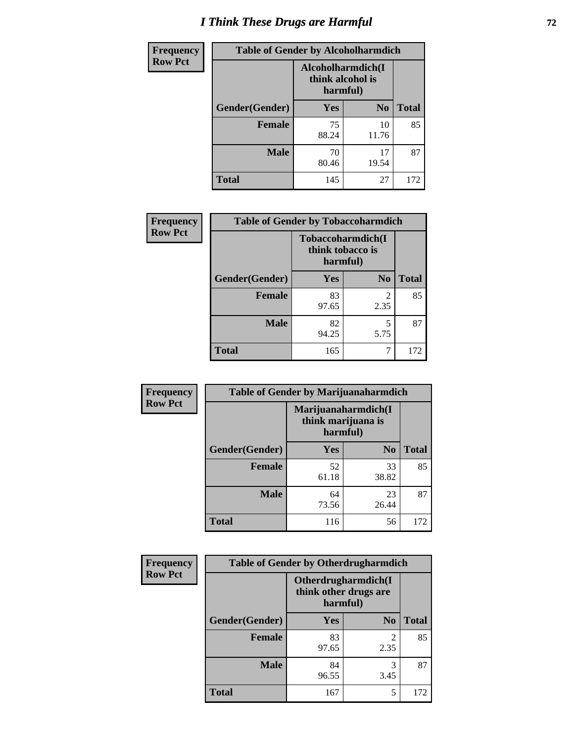# I Think These Drugs are Harmful

| Frequency Row Pct | Table of Gender by Alcoholharmdich | | |
|---|---|---|---|
| | Alcoholharmdich(I think alcohol is harmful) | | |
| Gender(Gender) | Yes | No | Total |
| Female | 75<br>88.24 | 10<br>11.76 | 85 |
| Male | 70<br>80.46 | 17<br>19.54 | 87 |
| Total | 145 | 27 | 172 |

| Frequency Row Pct | Table of Gender by Tobaccoharmdich | | |
|---|---|---|---|
| | Tobaccoharmdich(I think tobacco is harmful) | | |
| Gender(Gender) | Yes | No | Total |
| Female | 83<br>97.65 | 2<br>2.35 | 85 |
| Male | 82<br>94.25 | 5<br>5.75 | 87 |
| Total | 165 | 7 | 172 |

| Frequency Row Pct | Table of Gender by Marijuanaharmdich | | |
|---|---|---|---|
| | Marijuanaharmdich(I think marijuana is harmful) | | |
| Gender(Gender) | Yes | No | Total |
| Female | 52<br>61.18 | 33<br>38.82 | 85 |
| Male | 64<br>73.56 | 23<br>26.44 | 87 |
| Total | 116 | 56 | 172 |

| Frequency Row Pct | Table of Gender by Otherdrugharmdich | | |
|---|---|---|---|
| | Otherdrugharmdich(I think other drugs are harmful) | | |
| Gender(Gender) | Yes | No | Total |
| Female | 83<br>97.65 | 2<br>2.35 | 85 |
| Male | 84<br>96.55 | 3<br>3.45 | 87 |
| Total | 167 | 5 | 172 |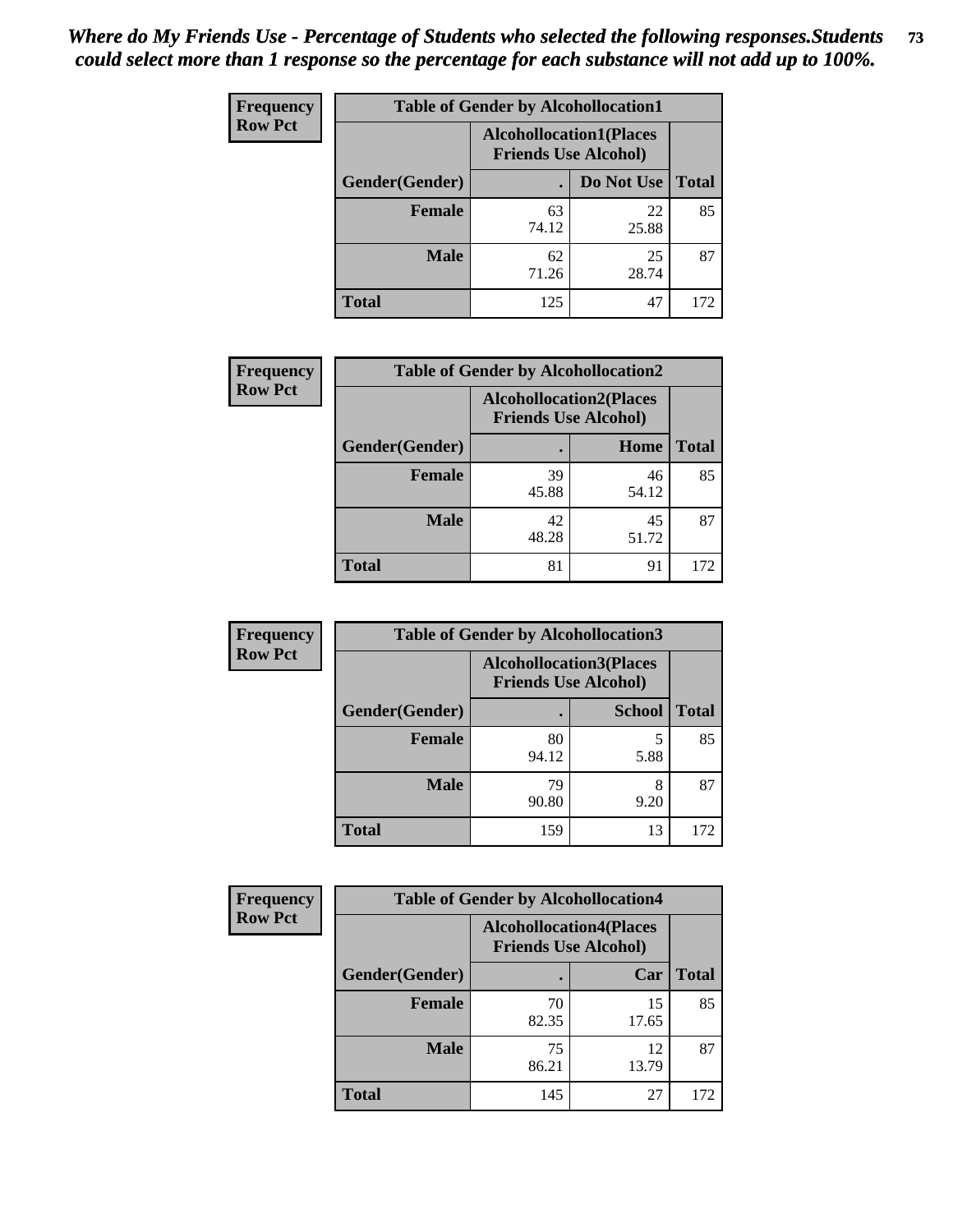*Where do My Friends Use - Percentage of Students who selected the following responses.Students could select more than 1 response so the percentage for each substance will not add up to 100%.*

**Frequency Row Pct**

| Table of Gender by Alcohollocation1 | | | |
|---|---|---|---|
| | Alcohollocation1(Places Friends Use Alcohol) | | |
| Gender(Gender) | . | Do Not Use | Total |
| Female | 63<br>74.12 | 22<br>25.88 | 85 |
| Male | 62<br>71.26 | 25<br>28.74 | 87 |
| Total | 125 | 47 | 172 |

**Frequency Row Pct**

| Table of Gender by Alcohollocation2 | | | |
|---|---|---|---|
| | Alcohollocation2(Places Friends Use Alcohol) | | |
| Gender(Gender) | . | Home | Total |
| Female | 39<br>45.88 | 46<br>54.12 | 85 |
| Male | 42<br>48.28 | 45<br>51.72 | 87 |
| Total | 81 | 91 | 172 |

**Frequency Row Pct**

| Table of Gender by Alcohollocation3 | | | |
|---|---|---|---|
| | Alcohollocation3(Places Friends Use Alcohol) | | |
| Gender(Gender) | . | School | Total |
| Female | 80<br>94.12 | 5<br>5.88 | 85 |
| Male | 79<br>90.80 | 8<br>9.20 | 87 |
| Total | 159 | 13 | 172 |

**Frequency Row Pct**

| Table of Gender by Alcohollocation4 | | | |
|---|---|---|---|
| | Alcohollocation4(Places Friends Use Alcohol) | | |
| Gender(Gender) | . | Car | Total |
| Female | 70<br>82.35 | 15<br>17.65 | 85 |
| Male | 75<br>86.21 | 12<br>13.79 | 87 |
| Total | 145 | 27 | 172 |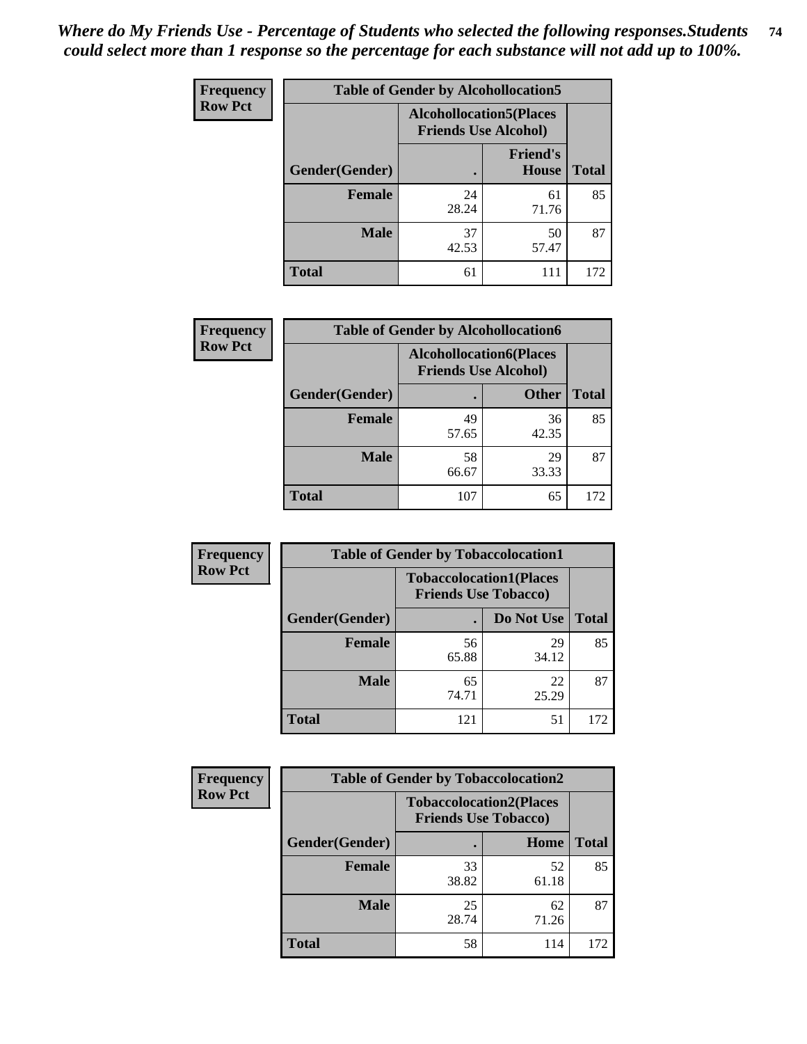*Where do My Friends Use - Percentage of Students who selected the following responses.Students could select more than 1 response so the percentage for each substance will not add up to 100%.*

**Frequency / Row Pct**

| Table of Gender by Alcohollocation5 | | | |
|---|---|---|---|
| | Alcohollocation5(Places Friends Use Alcohol) | | |
| Gender(Gender) | . | Friend's House | Total |
| Female | 24<br>28.24 | 61<br>71.76 | 85 |
| Male | 37<br>42.53 | 50<br>57.47 | 87 |
| Total | 61 | 111 | 172 |

**Frequency / Row Pct**

| Table of Gender by Alcohollocation6 | | | |
|---|---|---|---|
| | Alcohollocation6(Places Friends Use Alcohol) | | |
| Gender(Gender) | . | Other | Total |
| Female | 49<br>57.65 | 36<br>42.35 | 85 |
| Male | 58<br>66.67 | 29<br>33.33 | 87 |
| Total | 107 | 65 | 172 |

**Frequency / Row Pct**

| Table of Gender by Tobaccolocation1 | | | |
|---|---|---|---|
| | Tobaccolocation1(Places Friends Use Tobacco) | | |
| Gender(Gender) | . | Do Not Use | Total |
| Female | 56<br>65.88 | 29<br>34.12 | 85 |
| Male | 65<br>74.71 | 22<br>25.29 | 87 |
| Total | 121 | 51 | 172 |

**Frequency / Row Pct**

| Table of Gender by Tobaccolocation2 | | | |
|---|---|---|---|
| | Tobaccolocation2(Places Friends Use Tobacco) | | |
| Gender(Gender) | . | Home | Total |
| Female | 33<br>38.82 | 52<br>61.18 | 85 |
| Male | 25<br>28.74 | 62<br>71.26 | 87 |
| Total | 58 | 114 | 172 |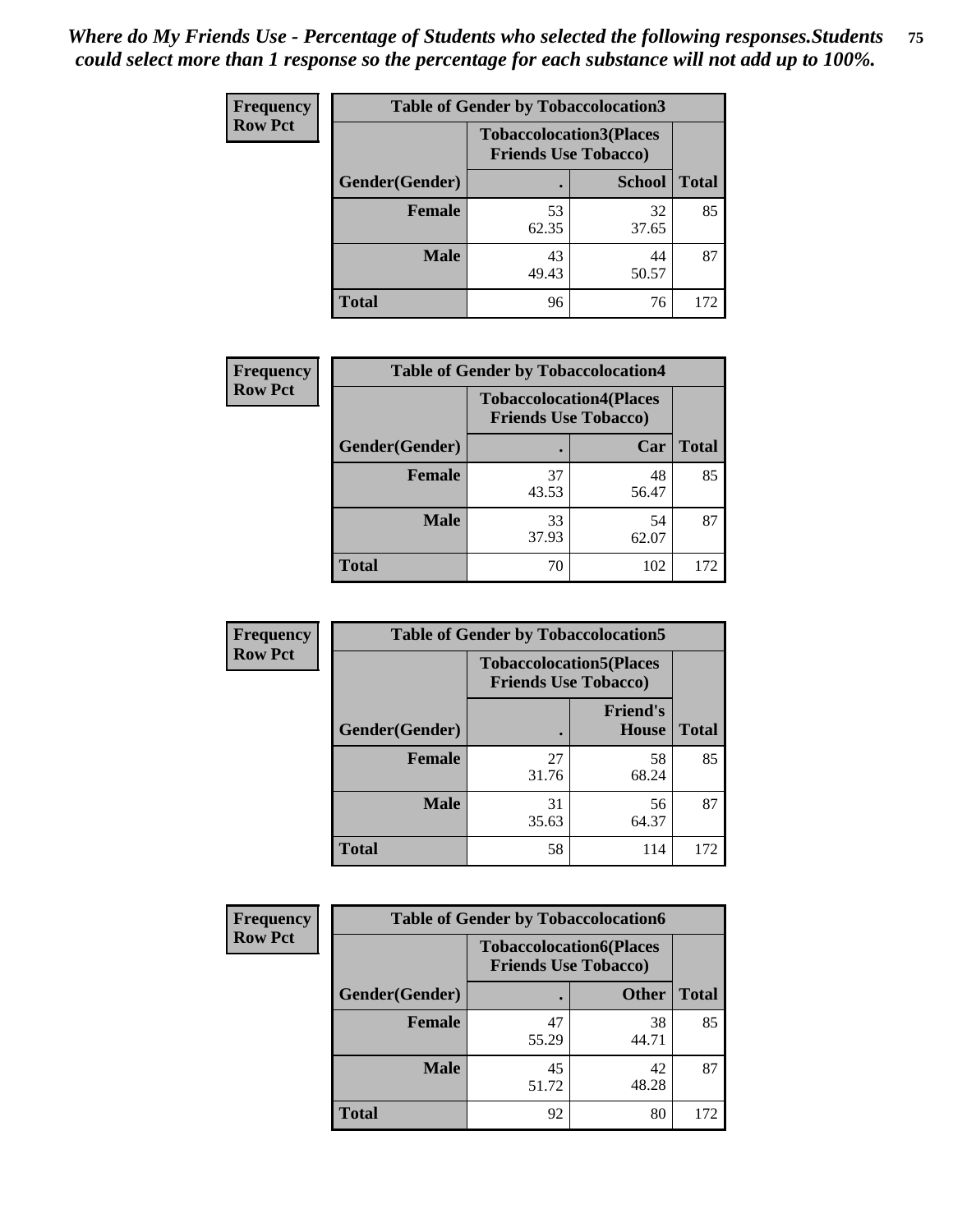*Where do My Friends Use - Percentage of Students who selected the following responses.Students could select more than 1 response so the percentage for each substance will not add up to 100%.*

**Frequency**
**Row Pct**

| Table of Gender by Tobaccolocation3 | | | |
|---|---|---|---|
| | Tobaccolocation3(Places Friends Use Tobacco) | | |
| Gender(Gender) | . | School | Total |
| Female | 53<br>62.35 | 32<br>37.65 | 85 |
| Male | 43<br>49.43 | 44<br>50.57 | 87 |
| Total | 96 | 76 | 172 |

**Frequency**
**Row Pct**

| Table of Gender by Tobaccolocation4 | | | |
|---|---|---|---|
| | Tobaccolocation4(Places Friends Use Tobacco) | | |
| Gender(Gender) | . | Car | Total |
| Female | 37<br>43.53 | 48<br>56.47 | 85 |
| Male | 33<br>37.93 | 54<br>62.07 | 87 |
| Total | 70 | 102 | 172 |

**Frequency**
**Row Pct**

| Table of Gender by Tobaccolocation5 | | | |
|---|---|---|---|
| | Tobaccolocation5(Places Friends Use Tobacco) | | |
| Gender(Gender) | . | Friend's House | Total |
| Female | 27<br>31.76 | 58<br>68.24 | 85 |
| Male | 31<br>35.63 | 56<br>64.37 | 87 |
| Total | 58 | 114 | 172 |

**Frequency**
**Row Pct**

| Table of Gender by Tobaccolocation6 | | | |
|---|---|---|---|
| | Tobaccolocation6(Places Friends Use Tobacco) | | |
| Gender(Gender) | . | Other | Total |
| Female | 47<br>55.29 | 38<br>44.71 | 85 |
| Male | 45<br>51.72 | 42<br>48.28 | 87 |
| Total | 92 | 80 | 172 |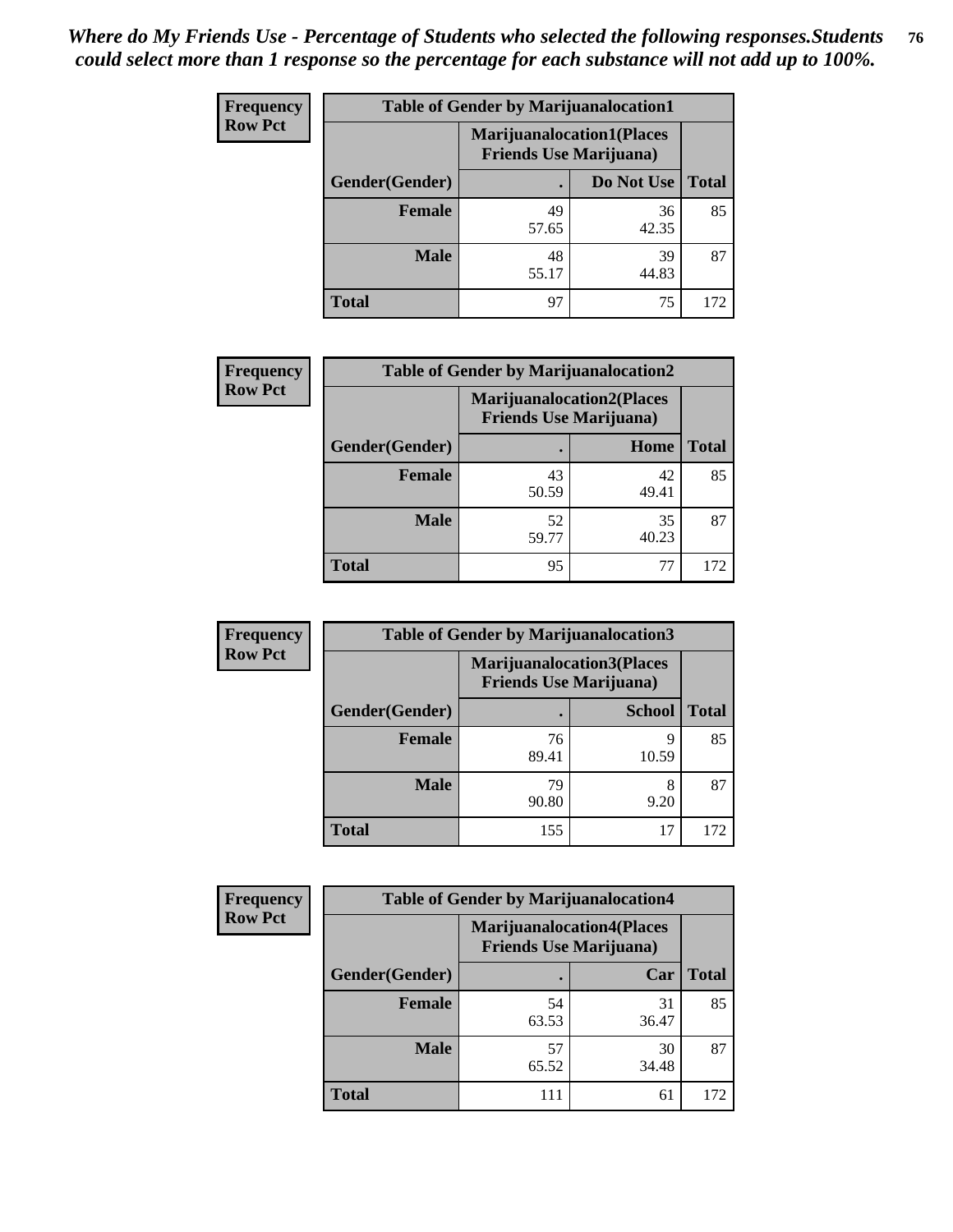*Where do My Friends Use - Percentage of Students who selected the following responses.Students could select more than 1 response so the percentage for each substance will not add up to 100%.*

**Frequency**
**Row Pct**

| Table of Gender by Marijuanalocation1 | | | |
|---|---|---|---|
| | Marijuanalocation1(Places Friends Use Marijuana) | | |
| Gender(Gender) | . | Do Not Use | Total |
| **Female** | 49<br>57.65 | 36<br>42.35 | 85 |
| **Male** | 48<br>55.17 | 39<br>44.83 | 87 |
| **Total** | 97 | 75 | 172 |

**Frequency**
**Row Pct**

| Table of Gender by Marijuanalocation2 | | | |
|---|---|---|---|
| | Marijuanalocation2(Places Friends Use Marijuana) | | |
| Gender(Gender) | . | Home | Total |
| **Female** | 43<br>50.59 | 42<br>49.41 | 85 |
| **Male** | 52<br>59.77 | 35<br>40.23 | 87 |
| **Total** | 95 | 77 | 172 |

**Frequency**
**Row Pct**

| Table of Gender by Marijuanalocation3 | | | |
|---|---|---|---|
| | Marijuanalocation3(Places Friends Use Marijuana) | | |
| Gender(Gender) | . | School | Total |
| **Female** | 76<br>89.41 | 9<br>10.59 | 85 |
| **Male** | 79<br>90.80 | 8<br>9.20 | 87 |
| **Total** | 155 | 17 | 172 |

**Frequency**
**Row Pct**

| Table of Gender by Marijuanalocation4 | | | |
|---|---|---|---|
| | Marijuanalocation4(Places Friends Use Marijuana) | | |
| Gender(Gender) | . | Car | Total |
| **Female** | 54<br>63.53 | 31<br>36.47 | 85 |
| **Male** | 57<br>65.52 | 30<br>34.48 | 87 |
| **Total** | 111 | 61 | 172 |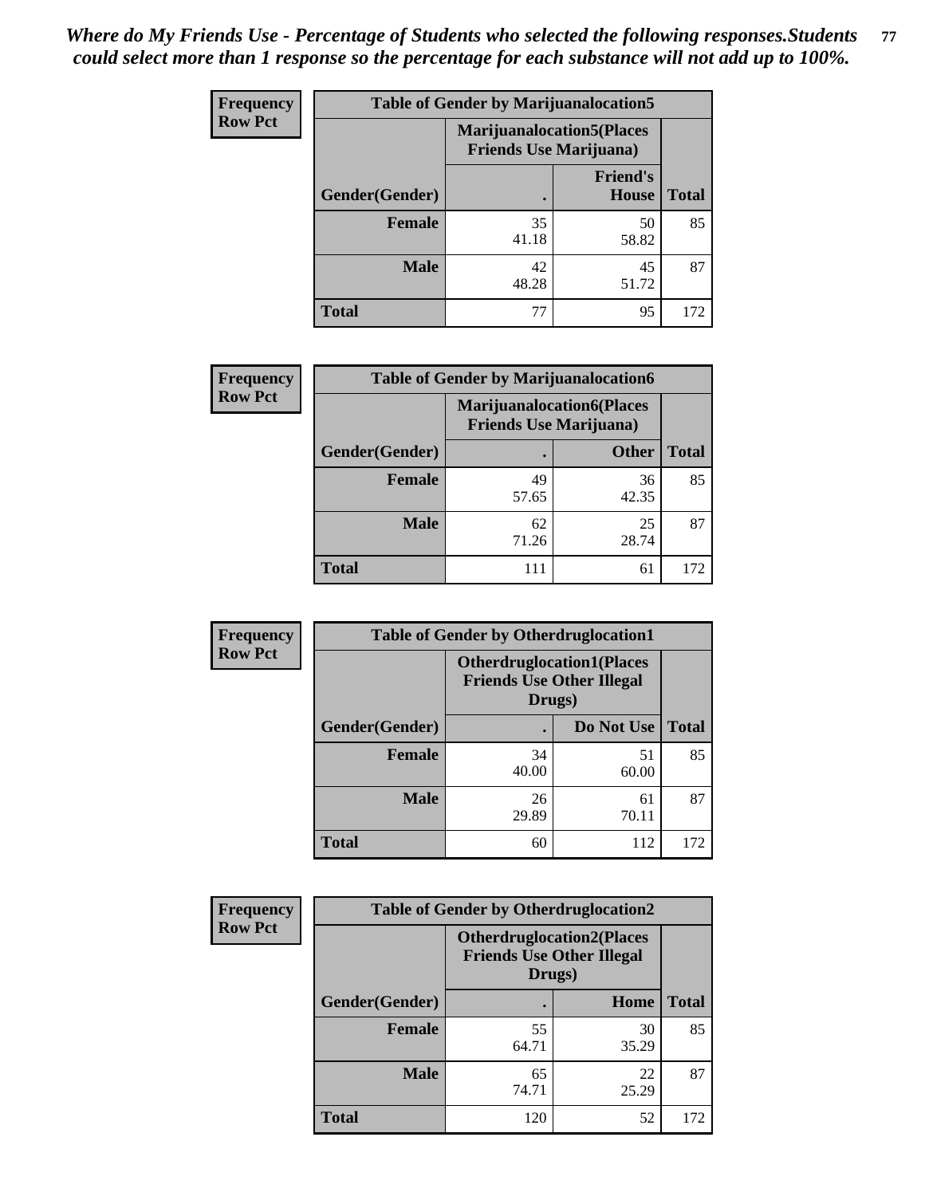*Where do My Friends Use - Percentage of Students who selected the following responses.Students could select more than 1 response so the percentage for each substance will not add up to 100%.*

**Frequency Row Pct**

| Table of Gender by Marijuanalocation5 | | | |
|---|---|---|---|
| | Marijuanalocation5(Places Friends Use Marijuana) | | |
| Gender(Gender) | . | Friend's House | Total |
| **Female** | 35<br>41.18 | 50<br>58.82 | 85 |
| **Male** | 42<br>48.28 | 45<br>51.72 | 87 |
| **Total** | 77 | 95 | 172 |

**Frequency Row Pct**

| Table of Gender by Marijuanalocation6 | | | |
|---|---|---|---|
| | Marijuanalocation6(Places Friends Use Marijuana) | | |
| Gender(Gender) | . | Other | Total |
| **Female** | 49<br>57.65 | 36<br>42.35 | 85 |
| **Male** | 62<br>71.26 | 25<br>28.74 | 87 |
| **Total** | 111 | 61 | 172 |

**Frequency Row Pct**

| Table of Gender by Otherdruglocation1 | | | |
|---|---|---|---|
| | Otherdruglocation1(Places Friends Use Other Illegal Drugs) | | |
| Gender(Gender) | . | Do Not Use | Total |
| **Female** | 34<br>40.00 | 51<br>60.00 | 85 |
| **Male** | 26<br>29.89 | 61<br>70.11 | 87 |
| **Total** | 60 | 112 | 172 |

**Frequency Row Pct**

| Table of Gender by Otherdruglocation2 | | | |
|---|---|---|---|
| | Otherdruglocation2(Places Friends Use Other Illegal Drugs) | | |
| Gender(Gender) | . | Home | Total |
| **Female** | 55<br>64.71 | 30<br>35.29 | 85 |
| **Male** | 65<br>74.71 | 22<br>25.29 | 87 |
| **Total** | 120 | 52 | 172 |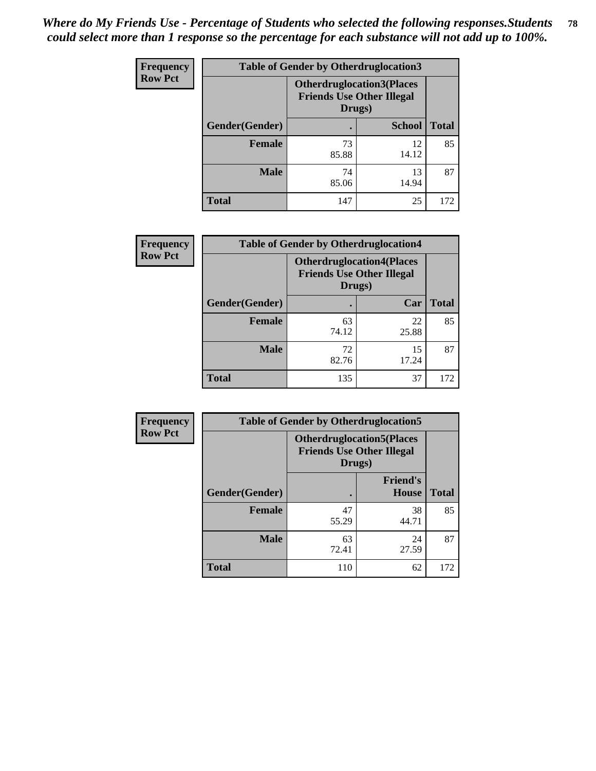*Where do My Friends Use - Percentage of Students who selected the following responses.Students could select more than 1 response so the percentage for each substance will not add up to 100%.*

| Frequency Row Pct | Table of Gender by Otherdruglocation3 | | |
|---|---|---|---|
| | Otherdruglocation3(Places Friends Use Other Illegal Drugs) | | |
| Gender(Gender) | . | School | Total |
| Female | 73<br>85.88 | 12<br>14.12 | 85 |
| Male | 74<br>85.06 | 13<br>14.94 | 87 |
| Total | 147 | 25 | 172 |

| Frequency Row Pct | Table of Gender by Otherdruglocation4 | | |
|---|---|---|---|
| | Otherdruglocation4(Places Friends Use Other Illegal Drugs) | | |
| Gender(Gender) | . | Car | Total |
| Female | 63<br>74.12 | 22<br>25.88 | 85 |
| Male | 72<br>82.76 | 15<br>17.24 | 87 |
| Total | 135 | 37 | 172 |

| Frequency Row Pct | Table of Gender by Otherdruglocation5 | | |
|---|---|---|---|
| | Otherdruglocation5(Places Friends Use Other Illegal Drugs) | | |
| Gender(Gender) | . | Friend's House | Total |
| Female | 47<br>55.29 | 38<br>44.71 | 85 |
| Male | 63<br>72.41 | 24<br>27.59 | 87 |
| Total | 110 | 62 | 172 |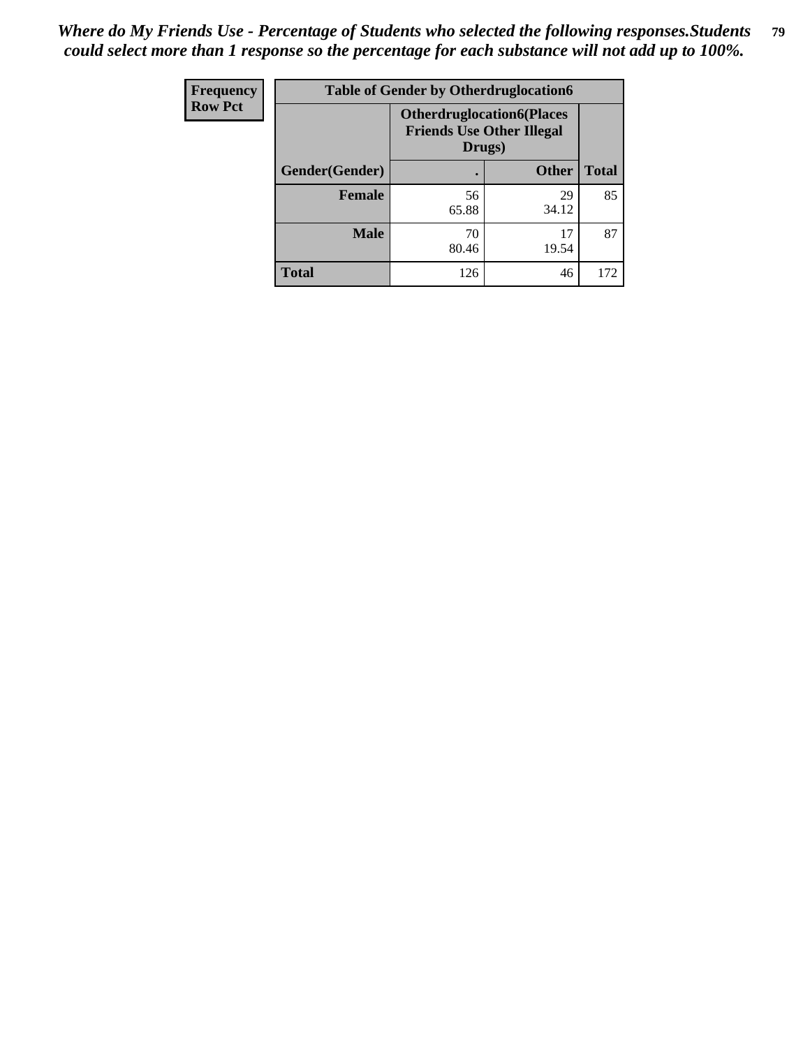*Where do My Friends Use - Percentage of Students who selected the following responses.Students could select more than 1 response so the percentage for each substance will not add up to 100%.*

| Frequency<br>Row Pct | Table of Gender by Otherdruglocation6 | | |
|---|---|---|---|
| | Otherdruglocation6(Places Friends Use Other Illegal Drugs) | | |
| Gender(Gender) | . | Other | Total |
| Female | 56<br>65.88 | 29<br>34.12 | 85 |
| Male | 70<br>80.46 | 17<br>19.54 | 87 |
| Total | 126 | 46 | 172 |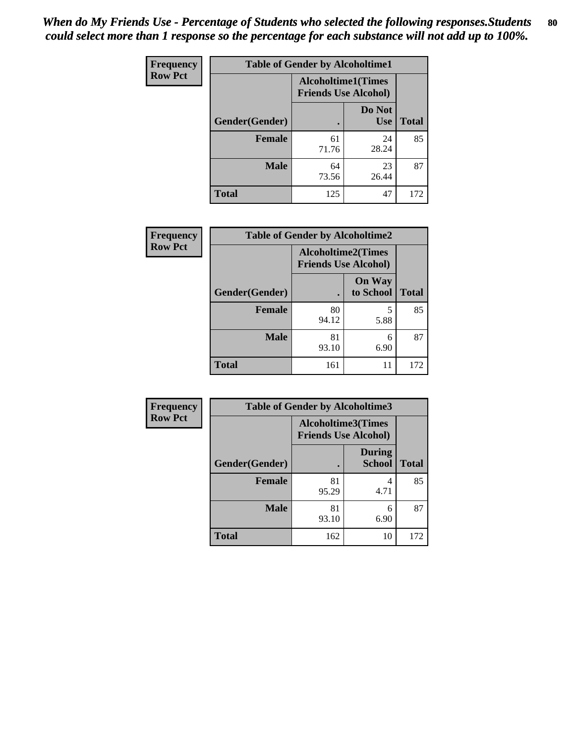*When do My Friends Use - Percentage of Students who selected the following responses.Students could select more than 1 response so the percentage for each substance will not add up to 100%.*

**Frequency**
**Row Pct**

| Table of Gender by Alcoholtime1 | | | |
|---|---|---|---|
| | Alcoholtime1(Times Friends Use Alcohol) | | |
| Gender(Gender) | . | Do Not Use | Total |
| **Female** | 61<br>71.76 | 24<br>28.24 | 85 |
| **Male** | 64<br>73.56 | 23<br>26.44 | 87 |
| **Total** | 125 | 47 | 172 |

**Frequency**
**Row Pct**

| Table of Gender by Alcoholtime2 | | | |
|---|---|---|---|
| | Alcoholtime2(Times Friends Use Alcohol) | | |
| Gender(Gender) | . | On Way to School | Total |
| **Female** | 80<br>94.12 | 5<br>5.88 | 85 |
| **Male** | 81<br>93.10 | 6<br>6.90 | 87 |
| **Total** | 161 | 11 | 172 |

**Frequency**
**Row Pct**

| Table of Gender by Alcoholtime3 | | | |
|---|---|---|---|
| | Alcoholtime3(Times Friends Use Alcohol) | | |
| Gender(Gender) | . | During School | Total |
| **Female** | 81<br>95.29 | 4<br>4.71 | 85 |
| **Male** | 81<br>93.10 | 6<br>6.90 | 87 |
| **Total** | 162 | 10 | 172 |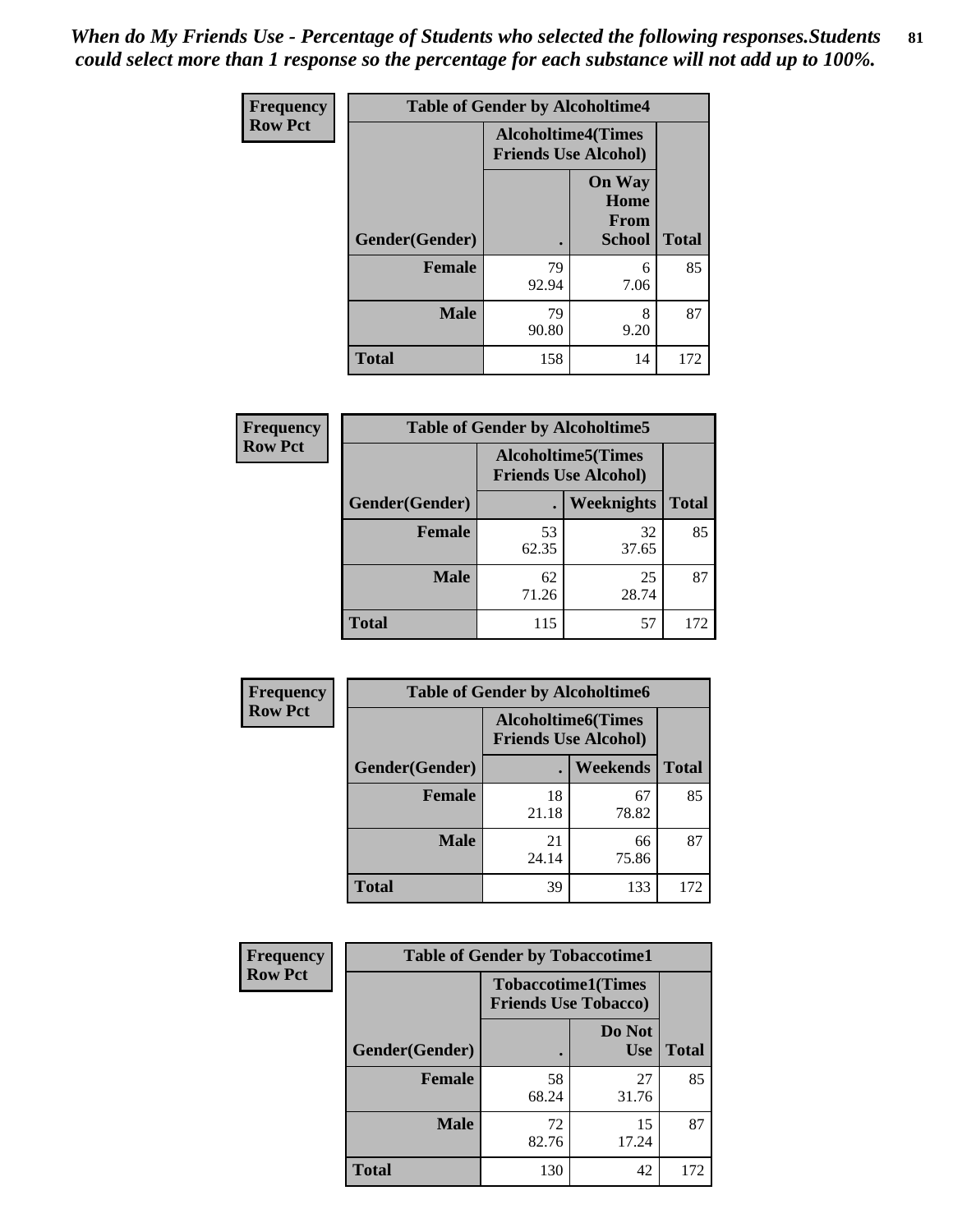*When do My Friends Use - Percentage of Students who selected the following responses.Students could select more than 1 response so the percentage for each substance will not add up to 100%.*

**Frequency**
**Row Pct**

| Table of Gender by Alcoholtime4 | | | |
|---|---|---|---|
| | Alcoholtime4(Times Friends Use Alcohol) | | |
| Gender(Gender) | . | On Way Home From School | Total |
| **Female** | 79<br>92.94 | 6<br>7.06 | 85 |
| **Male** | 79<br>90.80 | 8<br>9.20 | 87 |
| **Total** | 158 | 14 | 172 |

**Frequency**
**Row Pct**

| Table of Gender by Alcoholtime5 | | | |
|---|---|---|---|
| | Alcoholtime5(Times Friends Use Alcohol) | | |
| Gender(Gender) | . | Weeknights | Total |
| **Female** | 53<br>62.35 | 32<br>37.65 | 85 |
| **Male** | 62<br>71.26 | 25<br>28.74 | 87 |
| **Total** | 115 | 57 | 172 |

**Frequency**
**Row Pct**

| Table of Gender by Alcoholtime6 | | | |
|---|---|---|---|
| | Alcoholtime6(Times Friends Use Alcohol) | | |
| Gender(Gender) | . | Weekends | Total |
| **Female** | 18<br>21.18 | 67<br>78.82 | 85 |
| **Male** | 21<br>24.14 | 66<br>75.86 | 87 |
| **Total** | 39 | 133 | 172 |

**Frequency**
**Row Pct**

| Table of Gender by Tobaccotime1 | | | |
|---|---|---|---|
| | Tobaccotime1(Times Friends Use Tobacco) | | |
| Gender(Gender) | . | Do Not Use | Total |
| **Female** | 58<br>68.24 | 27<br>31.76 | 85 |
| **Male** | 72<br>82.76 | 15<br>17.24 | 87 |
| **Total** | 130 | 42 | 172 |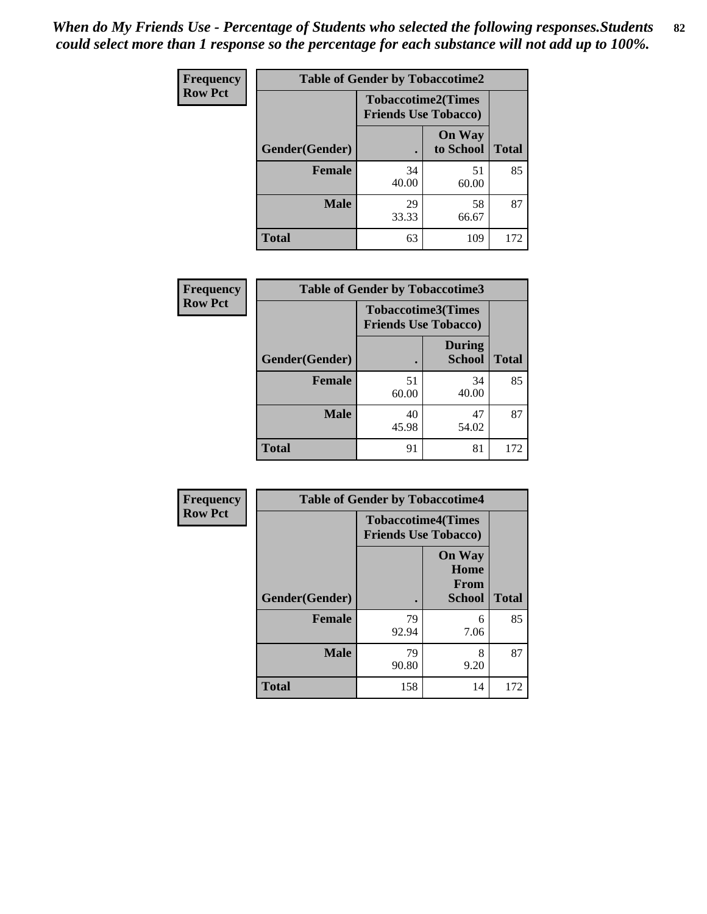*When do My Friends Use - Percentage of Students who selected the following responses.Students could select more than 1 response so the percentage for each substance will not add up to 100%.*

**Frequency**
**Row Pct**

| Table of Gender by Tobaccotime2 | | | |
|---|---|---|---|
| | Tobaccotime2(Times Friends Use Tobacco) | | |
| Gender(Gender) | . | On Way to School | Total |
| **Female** | 34<br>40.00 | 51<br>60.00 | 85 |
| **Male** | 29<br>33.33 | 58<br>66.67 | 87 |
| **Total** | 63 | 109 | 172 |

**Frequency**
**Row Pct**

| Table of Gender by Tobaccotime3 | | | |
|---|---|---|---|
| | Tobaccotime3(Times Friends Use Tobacco) | | |
| Gender(Gender) | . | During School | Total |
| **Female** | 51<br>60.00 | 34<br>40.00 | 85 |
| **Male** | 40<br>45.98 | 47<br>54.02 | 87 |
| **Total** | 91 | 81 | 172 |

**Frequency**
**Row Pct**

| Table of Gender by Tobaccotime4 | | | |
|---|---|---|---|
| | Tobaccotime4(Times Friends Use Tobacco) | | |
| Gender(Gender) | . | On Way Home From School | Total |
| **Female** | 79<br>92.94 | 6<br>7.06 | 85 |
| **Male** | 79<br>90.80 | 8<br>9.20 | 87 |
| **Total** | 158 | 14 | 172 |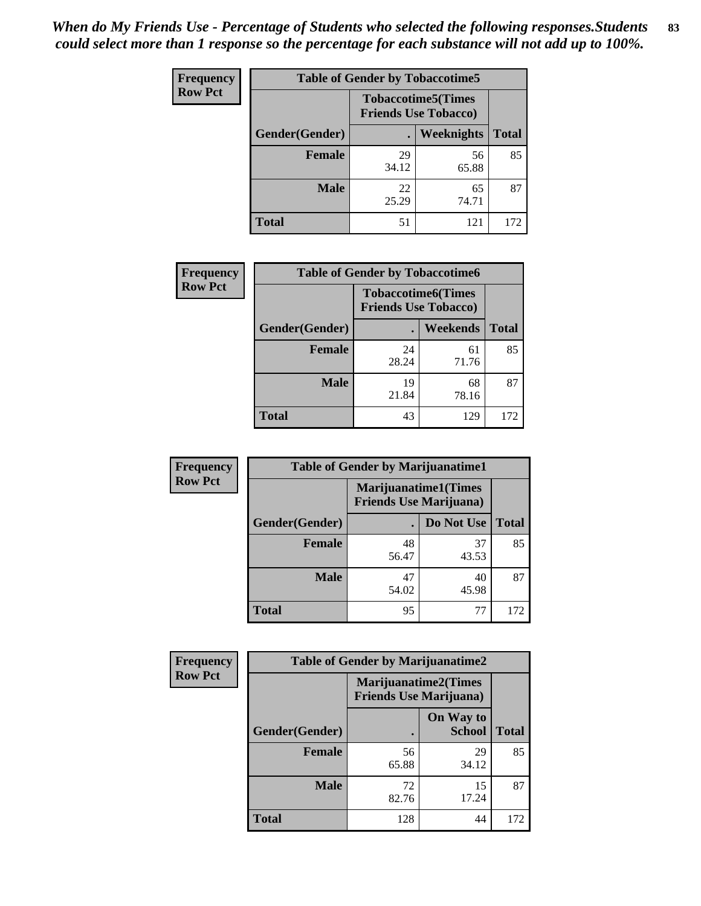*When do My Friends Use - Percentage of Students who selected the following responses.Students could select more than 1 response so the percentage for each substance will not add up to 100%.*

**Frequency Row Pct**

| Table of Gender by Tobaccotime5 | | | |
|---|---|---|---|
| | Tobaccotime5(Times Friends Use Tobacco) | | |
| Gender(Gender) | . | Weeknights | Total |
| **Female** | 29<br>34.12 | 56<br>65.88 | 85 |
| **Male** | 22<br>25.29 | 65<br>74.71 | 87 |
| **Total** | 51 | 121 | 172 |

**Frequency Row Pct**

| Table of Gender by Tobaccotime6 | | | |
|---|---|---|---|
| | Tobaccotime6(Times Friends Use Tobacco) | | |
| Gender(Gender) | . | Weekends | Total |
| **Female** | 24<br>28.24 | 61<br>71.76 | 85 |
| **Male** | 19<br>21.84 | 68<br>78.16 | 87 |
| **Total** | 43 | 129 | 172 |

**Frequency Row Pct**

| Table of Gender by Marijuanatime1 | | | |
|---|---|---|---|
| | Marijuanatime1(Times Friends Use Marijuana) | | |
| Gender(Gender) | . | Do Not Use | Total |
| **Female** | 48<br>56.47 | 37<br>43.53 | 85 |
| **Male** | 47<br>54.02 | 40<br>45.98 | 87 |
| **Total** | 95 | 77 | 172 |

**Frequency Row Pct**

| Table of Gender by Marijuanatime2 | | | |
|---|---|---|---|
| | Marijuanatime2(Times Friends Use Marijuana) | | |
| Gender(Gender) | . | On Way to School | Total |
| **Female** | 56<br>65.88 | 29<br>34.12 | 85 |
| **Male** | 72<br>82.76 | 15<br>17.24 | 87 |
| **Total** | 128 | 44 | 172 |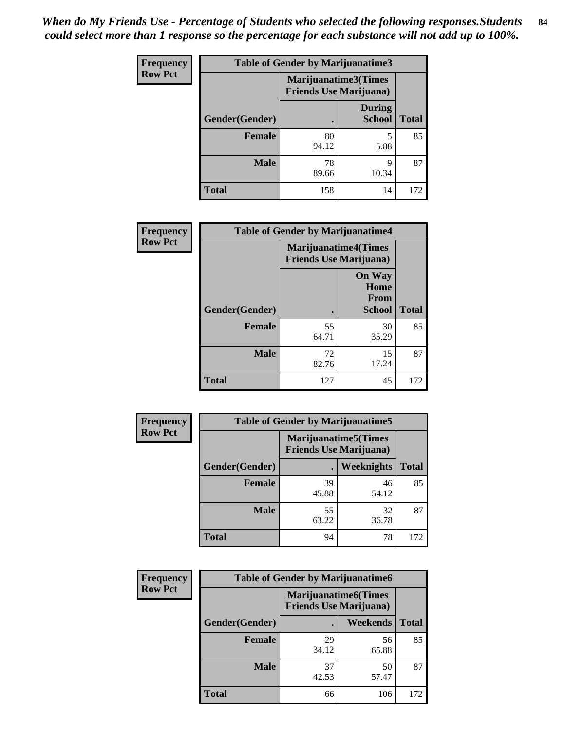*When do My Friends Use - Percentage of Students who selected the following responses.Students could select more than 1 response so the percentage for each substance will not add up to 100%.*

**Frequency**
**Row Pct**

| Table of Gender by Marijuanatime3 | | | |
|---|---|---|---|
| | Marijuanatime3(Times Friends Use Marijuana) | | |
| Gender(Gender) | . | During School | Total |
| **Female** | 80<br>94.12 | 5<br>5.88 | 85 |
| **Male** | 78<br>89.66 | 9<br>10.34 | 87 |
| **Total** | 158 | 14 | 172 |

**Frequency**
**Row Pct**

| Table of Gender by Marijuanatime4 | | | |
|---|---|---|---|
| | Marijuanatime4(Times Friends Use Marijuana) | | |
| Gender(Gender) | . | On Way Home From School | Total |
| **Female** | 55<br>64.71 | 30<br>35.29 | 85 |
| **Male** | 72<br>82.76 | 15<br>17.24 | 87 |
| **Total** | 127 | 45 | 172 |

**Frequency**
**Row Pct**

| Table of Gender by Marijuanatime5 | | | |
|---|---|---|---|
| | Marijuanatime5(Times Friends Use Marijuana) | | |
| Gender(Gender) | . | Weeknights | Total |
| **Female** | 39<br>45.88 | 46<br>54.12 | 85 |
| **Male** | 55<br>63.22 | 32<br>36.78 | 87 |
| **Total** | 94 | 78 | 172 |

**Frequency**
**Row Pct**

| Table of Gender by Marijuanatime6 | | | |
|---|---|---|---|
| | Marijuanatime6(Times Friends Use Marijuana) | | |
| Gender(Gender) | . | Weekends | Total |
| **Female** | 29<br>34.12 | 56<br>65.88 | 85 |
| **Male** | 37<br>42.53 | 50<br>57.47 | 87 |
| **Total** | 66 | 106 | 172 |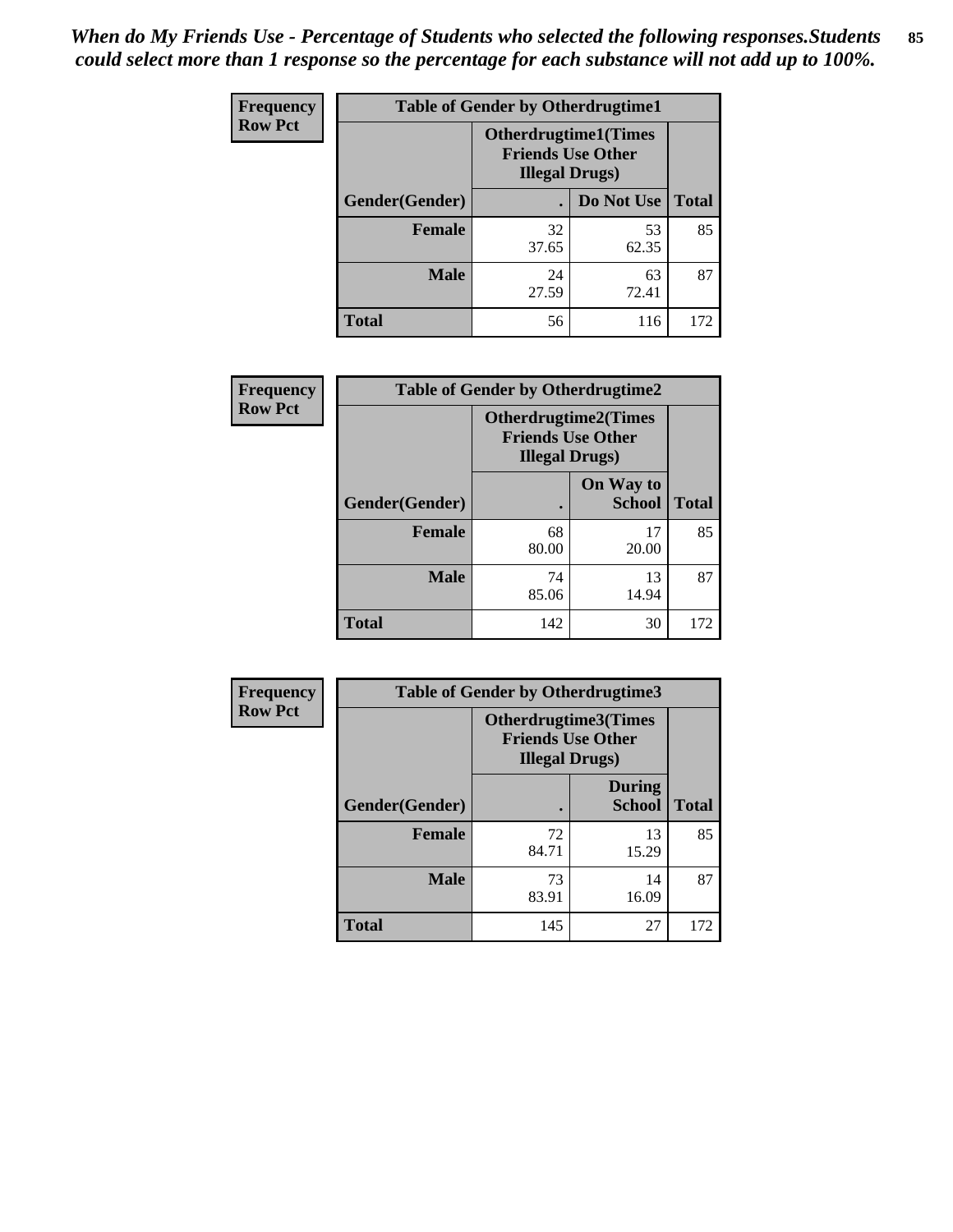*When do My Friends Use - Percentage of Students who selected the following responses.Students could select more than 1 response so the percentage for each substance will not add up to 100%.*

**Frequency Row Pct**

| Table of Gender by Otherdrugtime1 | | | |
|---|---|---|---|
| | Otherdrugtime1(Times Friends Use Other Illegal Drugs) | | |
| Gender(Gender) | . | Do Not Use | Total |
| **Female** | 32<br>37.65 | 53<br>62.35 | 85 |
| **Male** | 24<br>27.59 | 63<br>72.41 | 87 |
| **Total** | 56 | 116 | 172 |

**Frequency Row Pct**

| Table of Gender by Otherdrugtime2 | | | |
|---|---|---|---|
| | Otherdrugtime2(Times Friends Use Other Illegal Drugs) | | |
| Gender(Gender) | . | On Way to School | Total |
| **Female** | 68<br>80.00 | 17<br>20.00 | 85 |
| **Male** | 74<br>85.06 | 13<br>14.94 | 87 |
| **Total** | 142 | 30 | 172 |

**Frequency Row Pct**

| Table of Gender by Otherdrugtime3 | | | |
|---|---|---|---|
| | Otherdrugtime3(Times Friends Use Other Illegal Drugs) | | |
| Gender(Gender) | . | During School | Total |
| **Female** | 72<br>84.71 | 13<br>15.29 | 85 |
| **Male** | 73<br>83.91 | 14<br>16.09 | 87 |
| **Total** | 145 | 27 | 172 |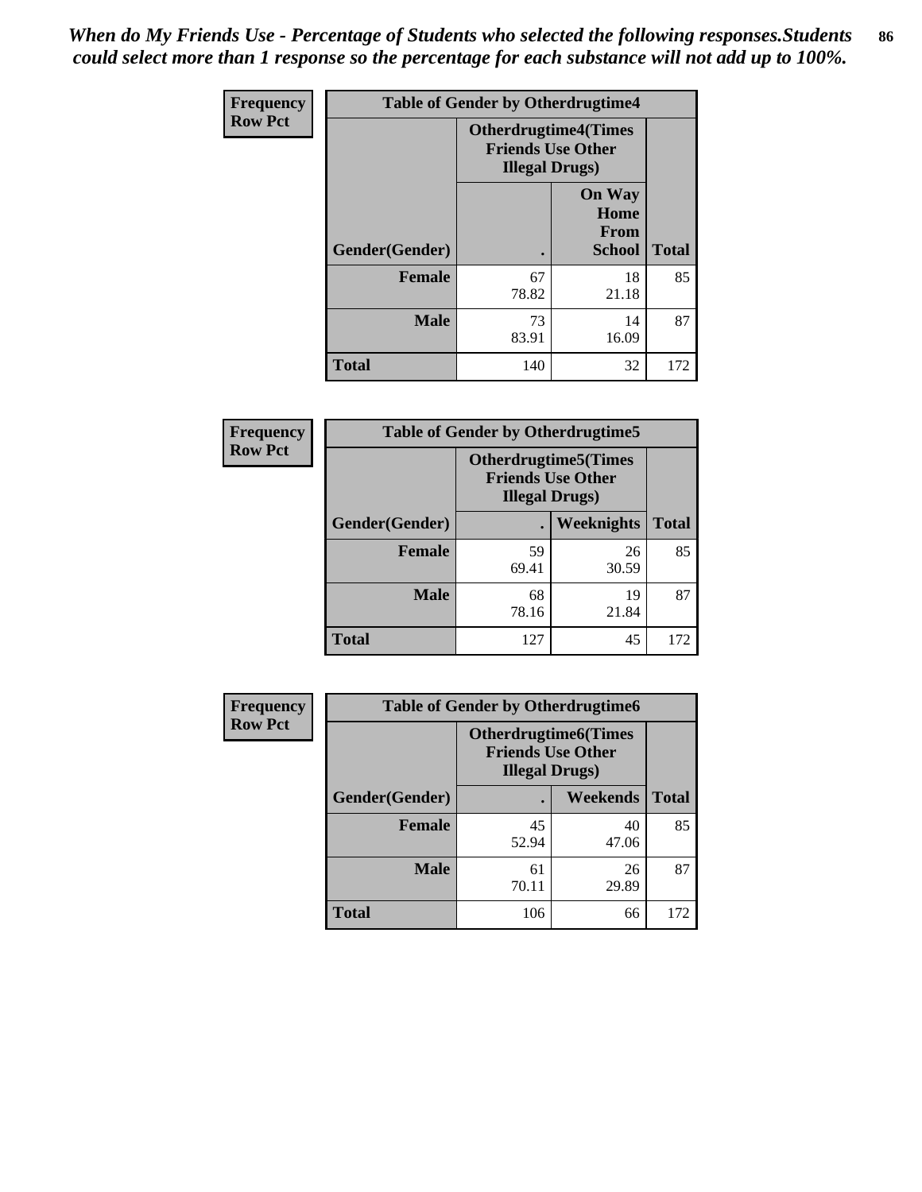*When do My Friends Use - Percentage of Students who selected the following responses.Students could select more than 1 response so the percentage for each substance will not add up to 100%.*

**Frequency**
**Row Pct**

| Table of Gender by Otherdrugtime4 | | | |
|---|---|---|---|
| | Otherdrugtime4(Times Friends Use Other Illegal Drugs) | | |
| Gender(Gender) | . | On Way Home From School | Total |
| **Female** | 67<br>78.82 | 18<br>21.18 | 85 |
| **Male** | 73<br>83.91 | 14<br>16.09 | 87 |
| **Total** | 140 | 32 | 172 |

**Frequency**
**Row Pct**

| Table of Gender by Otherdrugtime5 | | | |
|---|---|---|---|
| | Otherdrugtime5(Times Friends Use Other Illegal Drugs) | | |
| Gender(Gender) | . | Weeknights | Total |
| **Female** | 59<br>69.41 | 26<br>30.59 | 85 |
| **Male** | 68<br>78.16 | 19<br>21.84 | 87 |
| **Total** | 127 | 45 | 172 |

**Frequency**
**Row Pct**

| Table of Gender by Otherdrugtime6 | | | |
|---|---|---|---|
| | Otherdrugtime6(Times Friends Use Other Illegal Drugs) | | |
| Gender(Gender) | . | Weekends | Total |
| **Female** | 45<br>52.94 | 40<br>47.06 | 85 |
| **Male** | 61<br>70.11 | 26<br>29.89 | 87 |
| **Total** | 106 | 66 | 172 |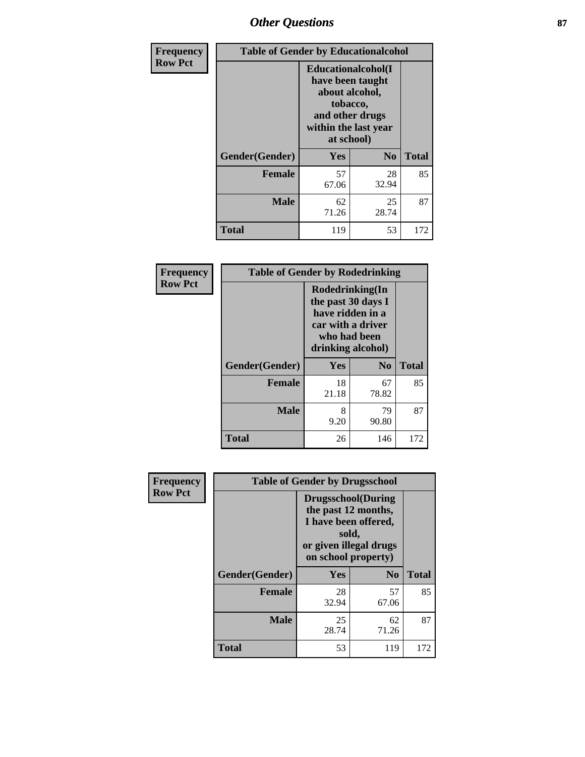# Other Questions

**Frequency**
**Row Pct**

| Table of Gender by Educationalcohol | | | |
|---|---|---|---|
| | Educationalcohol(I have been taught about alcohol, tobacco, and other drugs within the last year at school) | | |
| Gender(Gender) | Yes | No | Total |
| Female | 57<br>67.06 | 28<br>32.94 | 85 |
| Male | 62<br>71.26 | 25<br>28.74 | 87 |
| Total | 119 | 53 | 172 |

**Frequency**
**Row Pct**

| Table of Gender by Rodedrinking | | | |
|---|---|---|---|
| | Rodedrinking(In the past 30 days I have ridden in a car with a driver who had been drinking alcohol) | | |
| Gender(Gender) | Yes | No | Total |
| Female | 18<br>21.18 | 67<br>78.82 | 85 |
| Male | 8<br>9.20 | 79<br>90.80 | 87 |
| Total | 26 | 146 | 172 |

**Frequency**
**Row Pct**

| Table of Gender by Drugsschool | | | |
|---|---|---|---|
| | Drugsschool(During the past 12 months, I have been offered, sold, or given illegal drugs on school property) | | |
| Gender(Gender) | Yes | No | Total |
| Female | 28<br>32.94 | 57<br>67.06 | 85 |
| Male | 25<br>28.74 | 62<br>71.26 | 87 |
| Total | 53 | 119 | 172 |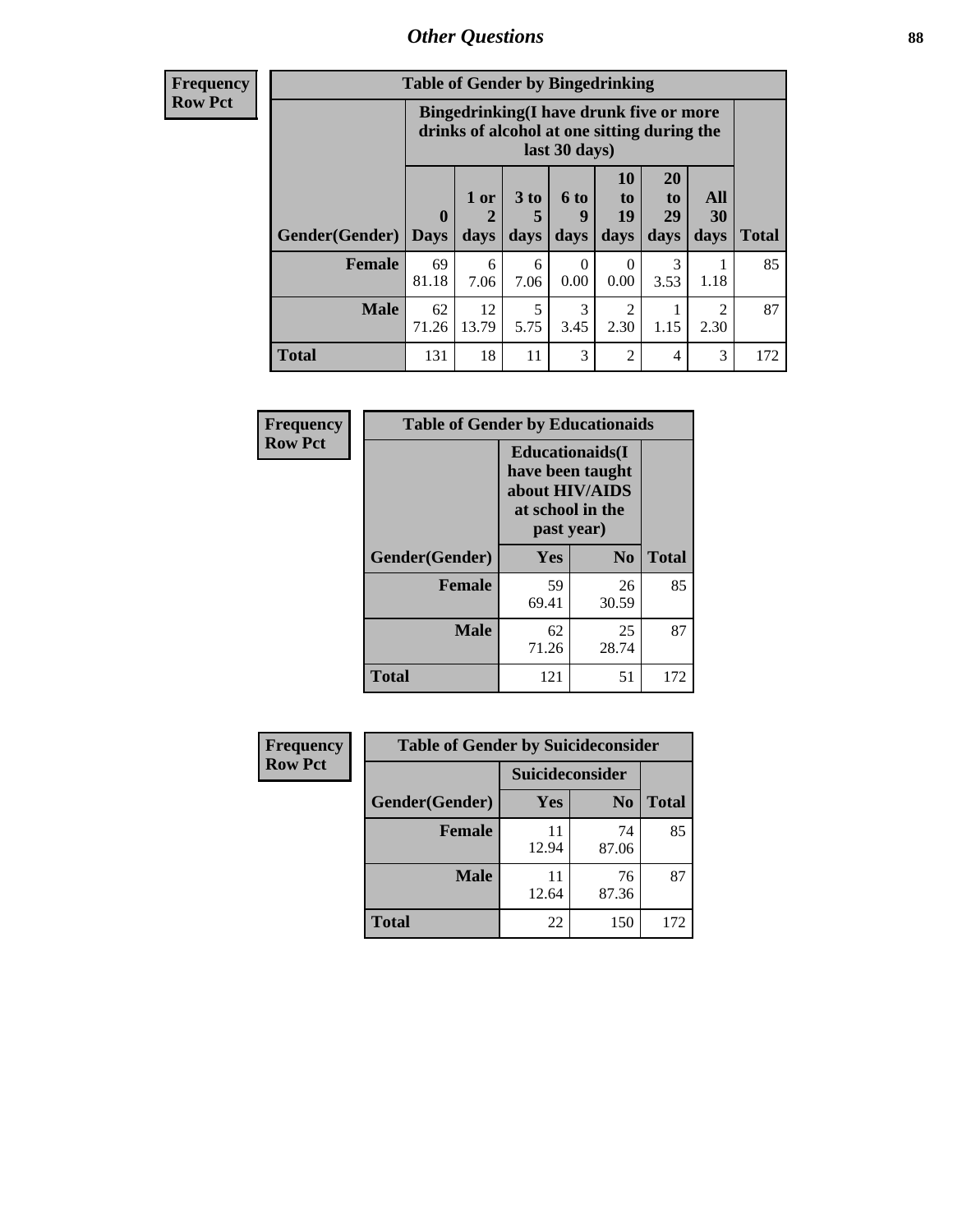## Other Questions

**Frequency**
**Row Pct**

| Table of Gender by Bingedrinking | | | | | | | | |
|---|---|---|---|---|---|---|---|---|
| | Bingedrinking(I have drunk five or more drinks of alcohol at one sitting during the last 30 days) | | | | | | | |
| Gender(Gender) | 0 Days | 1 or 2 days | 3 to 5 days | 6 to 9 days | 10 to 19 days | 20 to 29 days | All 30 days | Total |
| **Female** | 69<br>81.18 | 6<br>7.06 | 6<br>7.06 | 0<br>0.00 | 0<br>0.00 | 3<br>3.53 | 1<br>1.18 | 85 |
| **Male** | 62<br>71.26 | 12<br>13.79 | 5<br>5.75 | 3<br>3.45 | 2<br>2.30 | 1<br>1.15 | 2<br>2.30 | 87 |
| **Total** | 131 | 18 | 11 | 3 | 2 | 4 | 3 | 172 |

**Frequency**
**Row Pct**

| Table of Gender by Educationaids | | | |
|---|---|---|---|
| | Educationaids(I have been taught about HIV/AIDS at school in the past year) | | |
| Gender(Gender) | Yes | No | Total |
| **Female** | 59<br>69.41 | 26<br>30.59 | 85 |
| **Male** | 62<br>71.26 | 25<br>28.74 | 87 |
| **Total** | 121 | 51 | 172 |

**Frequency**
**Row Pct**

| Table of Gender by Suicideconsider | | | |
|---|---|---|---|
| | Suicideconsider | | |
| Gender(Gender) | Yes | No | Total |
| **Female** | 11<br>12.94 | 74<br>87.06 | 85 |
| **Male** | 11<br>12.64 | 76<br>87.36 | 87 |
| **Total** | 22 | 150 | 172 |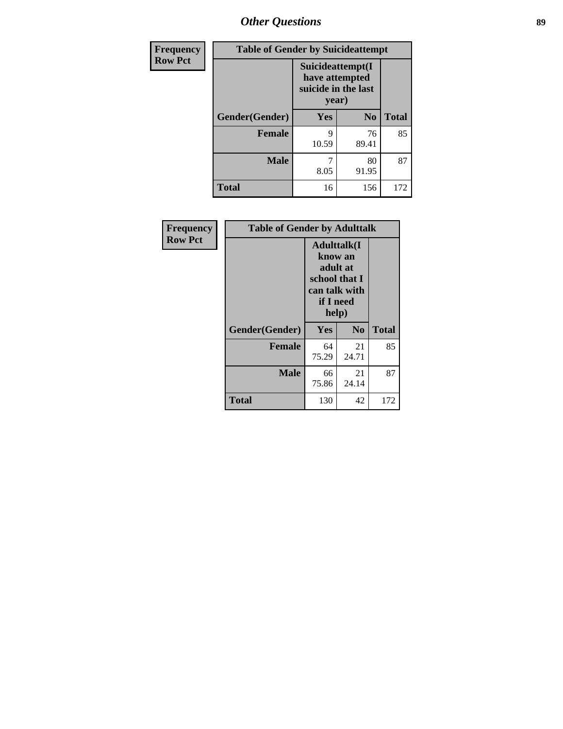| Frequency Row Pct | Table of Gender by Suicideattempt | | |
|---|---|---|---|
| | Suicideattempt(I have attempted suicide in the last year) | | |
| Gender(Gender) | Yes | No | Total |
| Female | 9 10.59 | 76 89.41 | 85 |
| Male | 7 8.05 | 80 91.95 | 87 |
| Total | 16 | 156 | 172 |

| Frequency Row Pct | Table of Gender by Adulttalk | | |
|---|---|---|---|
| | Adulttalk(I know an adult at school that I can talk with if I need help) | | |
| Gender(Gender) | Yes | No | Total |
| Female | 64 75.29 | 21 24.71 | 85 |
| Male | 66 75.86 | 21 24.14 | 87 |
| Total | 130 | 42 | 172 |